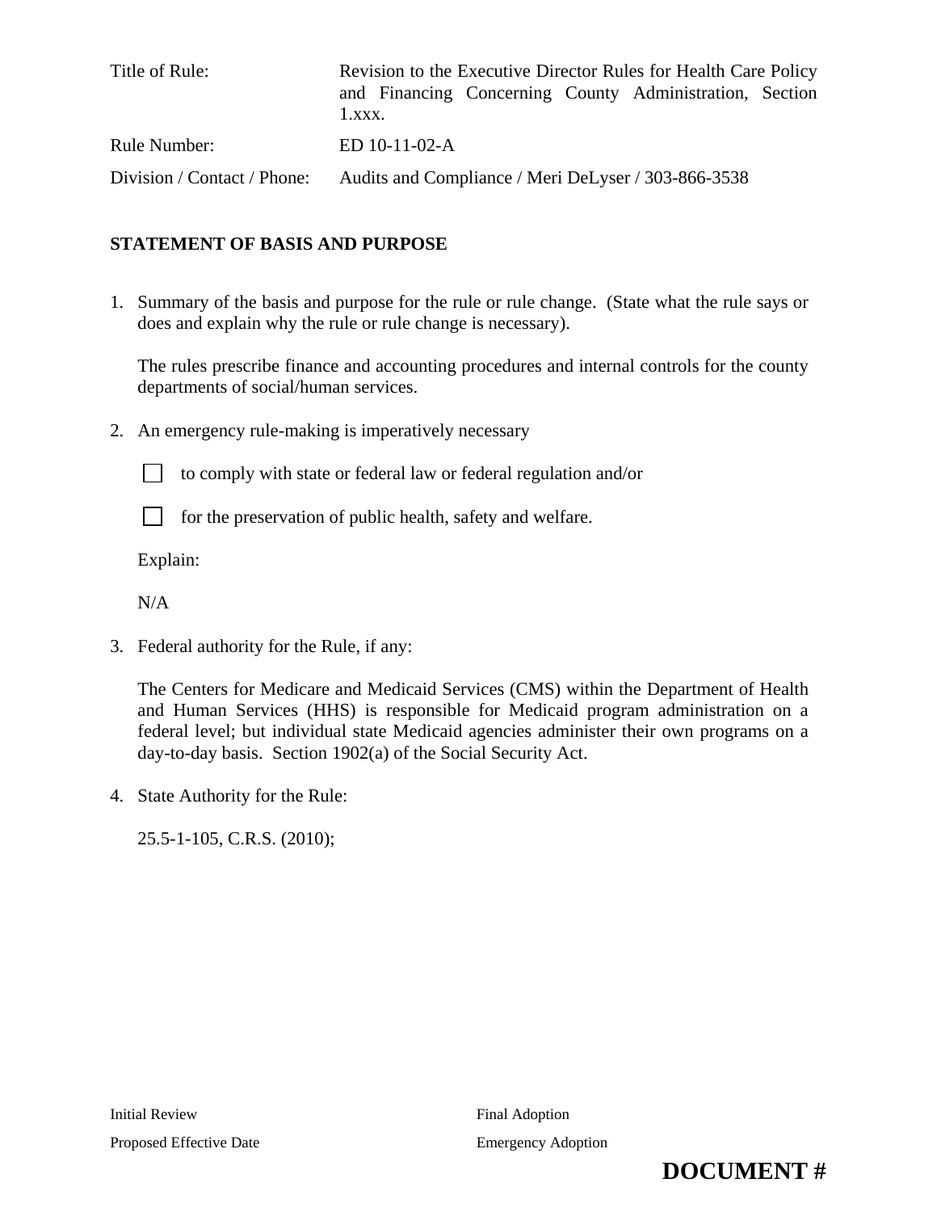| | |
|---|---|
| Title of Rule: | Revision to the Executive Director Rules for Health Care Policy and Financing Concerning County Administration, Section 1.xxx. |
| Rule Number: | ED 10-11-02-A |
| Division / Contact / Phone: | Audits and Compliance / Meri DeLyser / 303-866-3538 |

## STATEMENT OF BASIS AND PURPOSE

1. Summary of the basis and purpose for the rule or rule change. (State what the rule says or does and explain why the rule or rule change is necessary).

   The rules prescribe finance and accounting procedures and internal controls for the county departments of social/human services.

2. An emergency rule-making is imperatively necessary

   ☐ to comply with state or federal law or federal regulation and/or

   ☐ for the preservation of public health, safety and welfare.

   Explain:

   N/A

3. Federal authority for the Rule, if any:

   The Centers for Medicare and Medicaid Services (CMS) within the Department of Health and Human Services (HHS) is responsible for Medicaid program administration on a federal level; but individual state Medicaid agencies administer their own programs on a day-to-day basis. Section 1902(a) of the Social Security Act.

4. State Authority for the Rule:

   25.5-1-105, C.R.S. (2010);

| | |
|---|---|
| Initial Review | Final Adoption |
| Proposed Effective Date | Emergency Adoption |

**DOCUMENT #**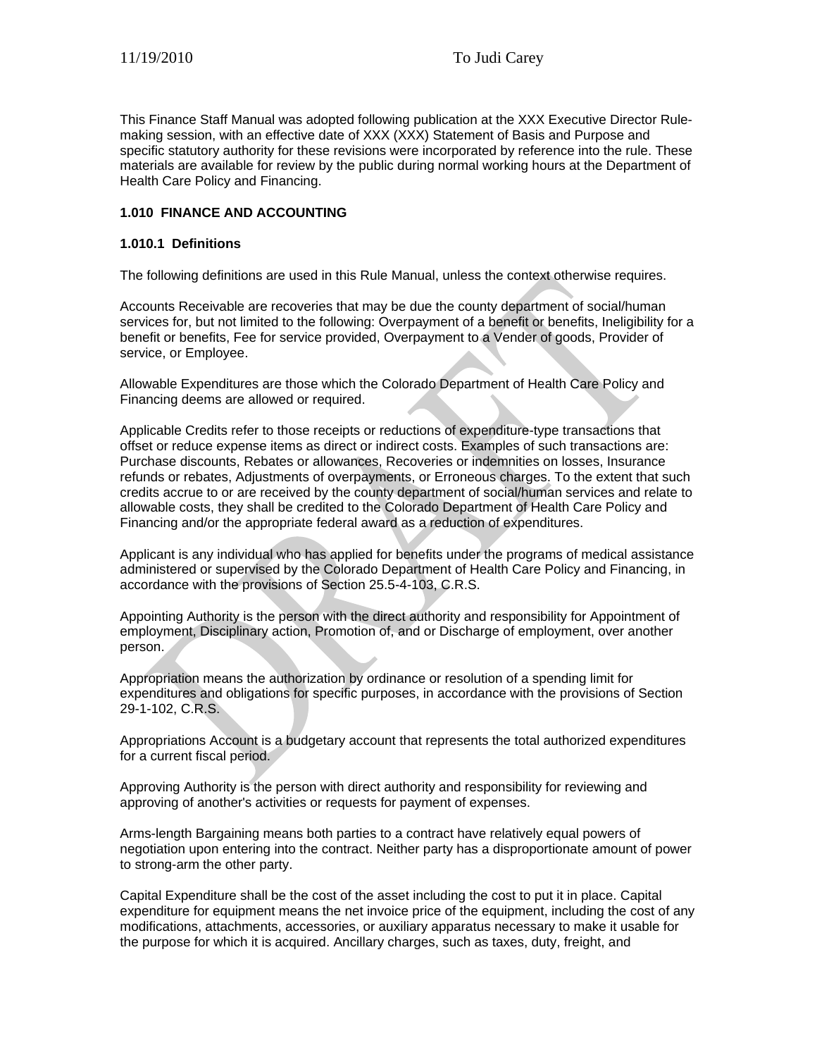This Finance Staff Manual was adopted following publication at the XXX Executive Director Rule-making session, with an effective date of XXX (XXX) Statement of Basis and Purpose and specific statutory authority for these revisions were incorporated by reference into the rule. These materials are available for review by the public during normal working hours at the Department of Health Care Policy and Financing.

**1.010 FINANCE AND ACCOUNTING**

**1.010.1 Definitions**

The following definitions are used in this Rule Manual, unless the context otherwise requires.

Accounts Receivable are recoveries that may be due the county department of social/human services for, but not limited to the following: Overpayment of a benefit or benefits, Ineligibility for a benefit or benefits, Fee for service provided, Overpayment to a Vender of goods, Provider of service, or Employee.

Allowable Expenditures are those which the Colorado Department of Health Care Policy and Financing deems are allowed or required.

Applicable Credits refer to those receipts or reductions of expenditure-type transactions that offset or reduce expense items as direct or indirect costs. Examples of such transactions are: Purchase discounts, Rebates or allowances, Recoveries or indemnities on losses, Insurance refunds or rebates, Adjustments of overpayments, or Erroneous charges. To the extent that such credits accrue to or are received by the county department of social/human services and relate to allowable costs, they shall be credited to the Colorado Department of Health Care Policy and Financing and/or the appropriate federal award as a reduction of expenditures.

Applicant is any individual who has applied for benefits under the programs of medical assistance administered or supervised by the Colorado Department of Health Care Policy and Financing, in accordance with the provisions of Section 25.5-4-103, C.R.S.

Appointing Authority is the person with the direct authority and responsibility for Appointment of employment, Disciplinary action, Promotion of, and or Discharge of employment, over another person.

Appropriation means the authorization by ordinance or resolution of a spending limit for expenditures and obligations for specific purposes, in accordance with the provisions of Section 29-1-102, C.R.S.

Appropriations Account is a budgetary account that represents the total authorized expenditures for a current fiscal period.

Approving Authority is the person with direct authority and responsibility for reviewing and approving of another's activities or requests for payment of expenses.

Arms-length Bargaining means both parties to a contract have relatively equal powers of negotiation upon entering into the contract. Neither party has a disproportionate amount of power to strong-arm the other party.

Capital Expenditure shall be the cost of the asset including the cost to put it in place. Capital expenditure for equipment means the net invoice price of the equipment, including the cost of any modifications, attachments, accessories, or auxiliary apparatus necessary to make it usable for the purpose for which it is acquired. Ancillary charges, such as taxes, duty, freight, and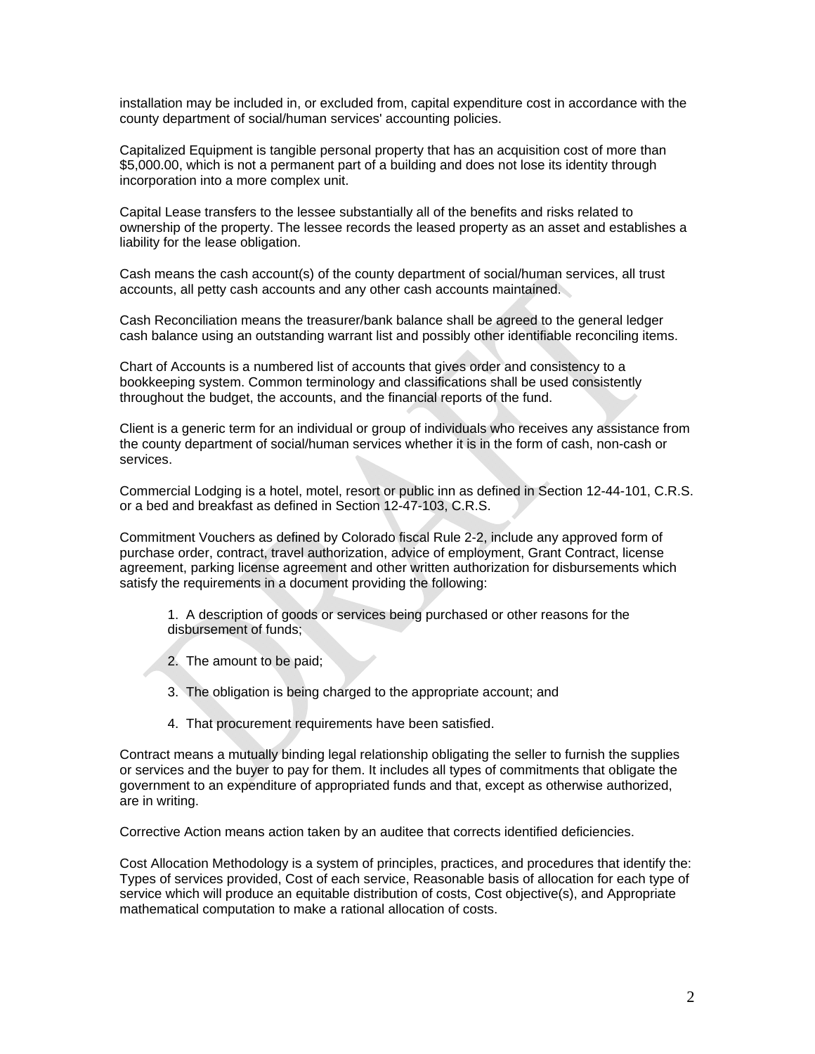installation may be included in, or excluded from, capital expenditure cost in accordance with the county department of social/human services' accounting policies.

Capitalized Equipment is tangible personal property that has an acquisition cost of more than $5,000.00, which is not a permanent part of a building and does not lose its identity through incorporation into a more complex unit.

Capital Lease transfers to the lessee substantially all of the benefits and risks related to ownership of the property. The lessee records the leased property as an asset and establishes a liability for the lease obligation.

Cash means the cash account(s) of the county department of social/human services, all trust accounts, all petty cash accounts and any other cash accounts maintained.

Cash Reconciliation means the treasurer/bank balance shall be agreed to the general ledger cash balance using an outstanding warrant list and possibly other identifiable reconciling items.

Chart of Accounts is a numbered list of accounts that gives order and consistency to a bookkeeping system. Common terminology and classifications shall be used consistently throughout the budget, the accounts, and the financial reports of the fund.

Client is a generic term for an individual or group of individuals who receives any assistance from the county department of social/human services whether it is in the form of cash, non-cash or services.

Commercial Lodging is a hotel, motel, resort or public inn as defined in Section 12-44-101, C.R.S. or a bed and breakfast as defined in Section 12-47-103, C.R.S.

Commitment Vouchers as defined by Colorado fiscal Rule 2-2, include any approved form of purchase order, contract, travel authorization, advice of employment, Grant Contract, license agreement, parking license agreement and other written authorization for disbursements which satisfy the requirements in a document providing the following:

1. A description of goods or services being purchased or other reasons for the disbursement of funds;

2. The amount to be paid;

3. The obligation is being charged to the appropriate account; and

4. That procurement requirements have been satisfied.

Contract means a mutually binding legal relationship obligating the seller to furnish the supplies or services and the buyer to pay for them. It includes all types of commitments that obligate the government to an expenditure of appropriated funds and that, except as otherwise authorized, are in writing.

Corrective Action means action taken by an auditee that corrects identified deficiencies.

Cost Allocation Methodology is a system of principles, practices, and procedures that identify the: Types of services provided, Cost of each service, Reasonable basis of allocation for each type of service which will produce an equitable distribution of costs, Cost objective(s), and Appropriate mathematical computation to make a rational allocation of costs.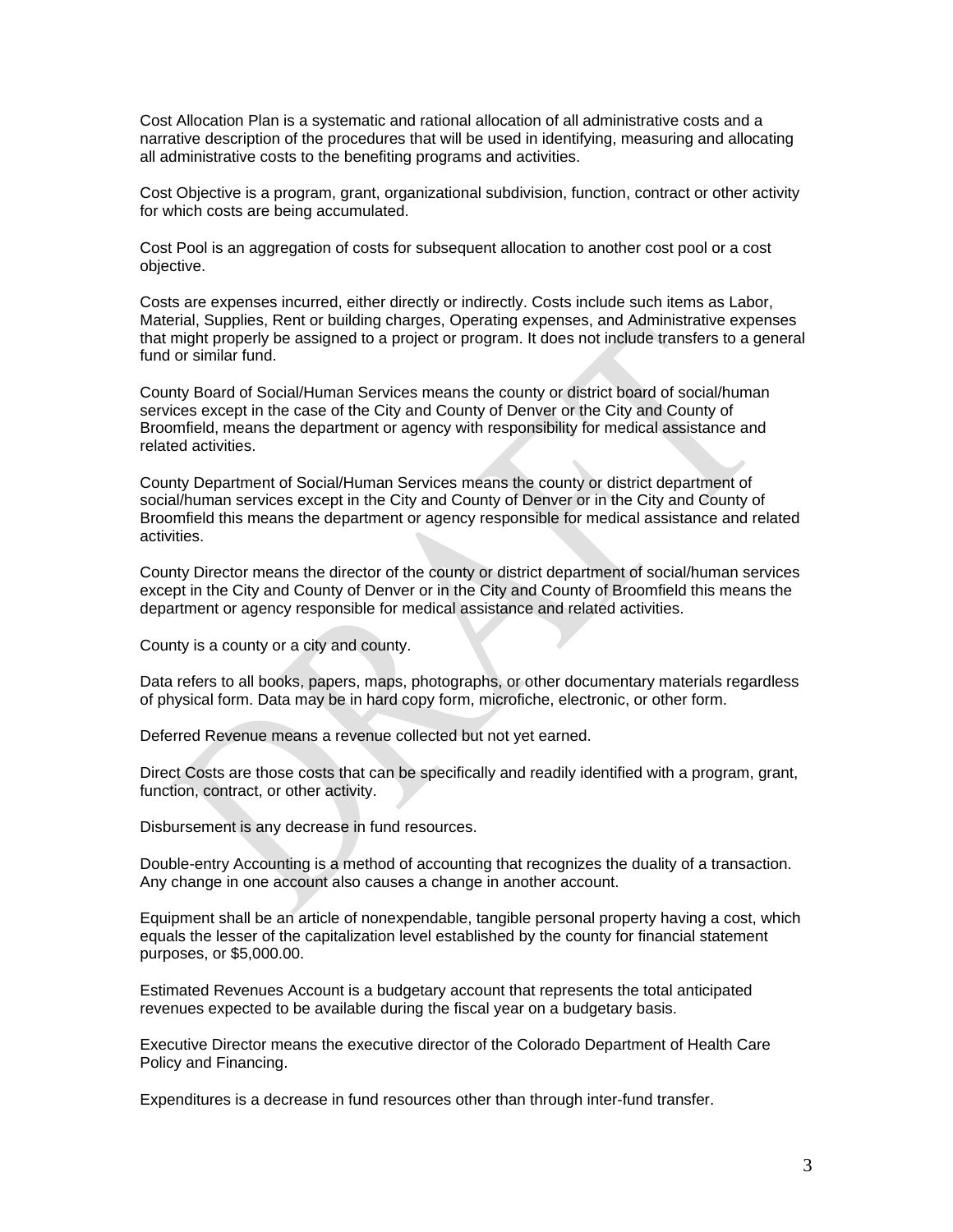Cost Allocation Plan is a systematic and rational allocation of all administrative costs and a narrative description of the procedures that will be used in identifying, measuring and allocating all administrative costs to the benefiting programs and activities.

Cost Objective is a program, grant, organizational subdivision, function, contract or other activity for which costs are being accumulated.

Cost Pool is an aggregation of costs for subsequent allocation to another cost pool or a cost objective.

Costs are expenses incurred, either directly or indirectly. Costs include such items as Labor, Material, Supplies, Rent or building charges, Operating expenses, and Administrative expenses that might properly be assigned to a project or program. It does not include transfers to a general fund or similar fund.

County Board of Social/Human Services means the county or district board of social/human services except in the case of the City and County of Denver or the City and County of Broomfield, means the department or agency with responsibility for medical assistance and related activities.

County Department of Social/Human Services means the county or district department of social/human services except in the City and County of Denver or in the City and County of Broomfield this means the department or agency responsible for medical assistance and related activities.

County Director means the director of the county or district department of social/human services except in the City and County of Denver or in the City and County of Broomfield this means the department or agency responsible for medical assistance and related activities.

County is a county or a city and county.

Data refers to all books, papers, maps, photographs, or other documentary materials regardless of physical form. Data may be in hard copy form, microfiche, electronic, or other form.

Deferred Revenue means a revenue collected but not yet earned.

Direct Costs are those costs that can be specifically and readily identified with a program, grant, function, contract, or other activity.

Disbursement is any decrease in fund resources.

Double-entry Accounting is a method of accounting that recognizes the duality of a transaction. Any change in one account also causes a change in another account.

Equipment shall be an article of nonexpendable, tangible personal property having a cost, which equals the lesser of the capitalization level established by the county for financial statement purposes, or $5,000.00.

Estimated Revenues Account is a budgetary account that represents the total anticipated revenues expected to be available during the fiscal year on a budgetary basis.

Executive Director means the executive director of the Colorado Department of Health Care Policy and Financing.

Expenditures is a decrease in fund resources other than through inter-fund transfer.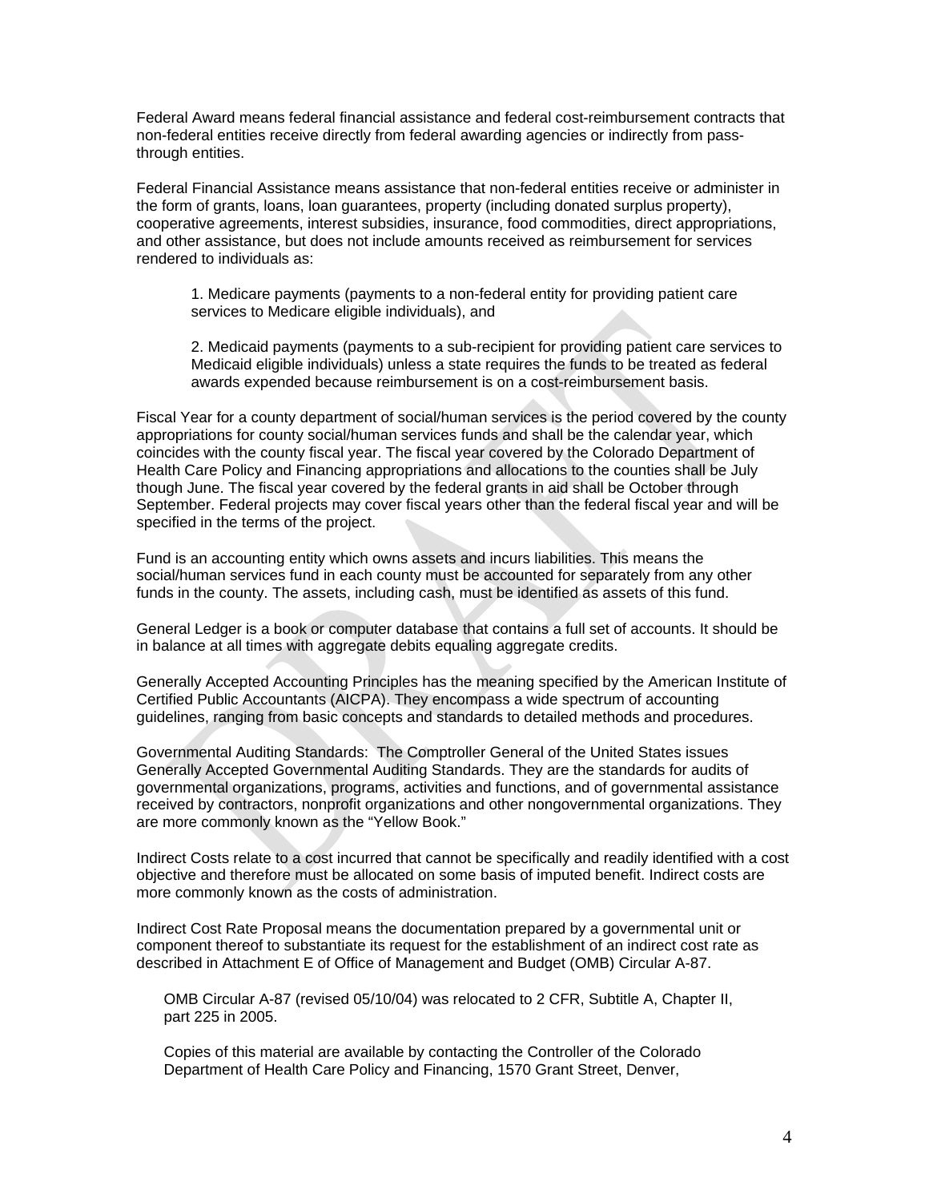Federal Award means federal financial assistance and federal cost-reimbursement contracts that non-federal entities receive directly from federal awarding agencies or indirectly from pass-through entities.

Federal Financial Assistance means assistance that non-federal entities receive or administer in the form of grants, loans, loan guarantees, property (including donated surplus property), cooperative agreements, interest subsidies, insurance, food commodities, direct appropriations, and other assistance, but does not include amounts received as reimbursement for services rendered to individuals as:

1. Medicare payments (payments to a non-federal entity for providing patient care services to Medicare eligible individuals), and

2. Medicaid payments (payments to a sub-recipient for providing patient care services to Medicaid eligible individuals) unless a state requires the funds to be treated as federal awards expended because reimbursement is on a cost-reimbursement basis.

Fiscal Year for a county department of social/human services is the period covered by the county appropriations for county social/human services funds and shall be the calendar year, which coincides with the county fiscal year. The fiscal year covered by the Colorado Department of Health Care Policy and Financing appropriations and allocations to the counties shall be July though June. The fiscal year covered by the federal grants in aid shall be October through September. Federal projects may cover fiscal years other than the federal fiscal year and will be specified in the terms of the project.

Fund is an accounting entity which owns assets and incurs liabilities. This means the social/human services fund in each county must be accounted for separately from any other funds in the county. The assets, including cash, must be identified as assets of this fund.

General Ledger is a book or computer database that contains a full set of accounts. It should be in balance at all times with aggregate debits equaling aggregate credits.

Generally Accepted Accounting Principles has the meaning specified by the American Institute of Certified Public Accountants (AICPA). They encompass a wide spectrum of accounting guidelines, ranging from basic concepts and standards to detailed methods and procedures.

Governmental Auditing Standards: The Comptroller General of the United States issues Generally Accepted Governmental Auditing Standards. They are the standards for audits of governmental organizations, programs, activities and functions, and of governmental assistance received by contractors, nonprofit organizations and other nongovernmental organizations. They are more commonly known as the "Yellow Book."

Indirect Costs relate to a cost incurred that cannot be specifically and readily identified with a cost objective and therefore must be allocated on some basis of imputed benefit. Indirect costs are more commonly known as the costs of administration.

Indirect Cost Rate Proposal means the documentation prepared by a governmental unit or component thereof to substantiate its request for the establishment of an indirect cost rate as described in Attachment E of Office of Management and Budget (OMB) Circular A-87.

OMB Circular A-87 (revised 05/10/04) was relocated to 2 CFR, Subtitle A, Chapter II, part 225 in 2005.

Copies of this material are available by contacting the Controller of the Colorado Department of Health Care Policy and Financing, 1570 Grant Street, Denver,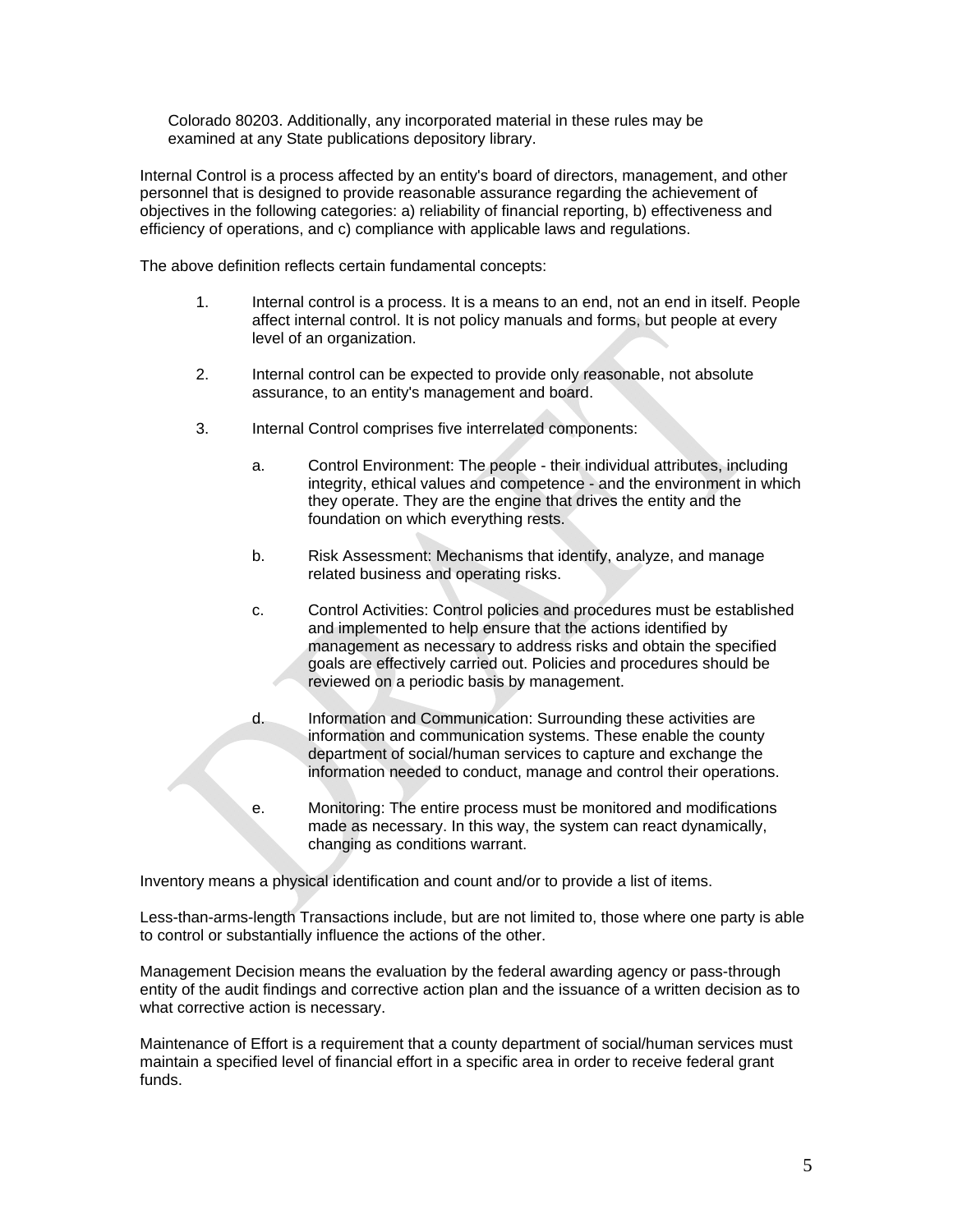Colorado 80203. Additionally, any incorporated material in these rules may be examined at any State publications depository library.

Internal Control is a process affected by an entity's board of directors, management, and other personnel that is designed to provide reasonable assurance regarding the achievement of objectives in the following categories: a) reliability of financial reporting, b) effectiveness and efficiency of operations, and c) compliance with applicable laws and regulations.

The above definition reflects certain fundamental concepts:

1. Internal control is a process. It is a means to an end, not an end in itself. People affect internal control. It is not policy manuals and forms, but people at every level of an organization.

2. Internal control can be expected to provide only reasonable, not absolute assurance, to an entity's management and board.

3. Internal Control comprises five interrelated components:

   a. Control Environment: The people - their individual attributes, including integrity, ethical values and competence - and the environment in which they operate. They are the engine that drives the entity and the foundation on which everything rests.

   b. Risk Assessment: Mechanisms that identify, analyze, and manage related business and operating risks.

   c. Control Activities: Control policies and procedures must be established and implemented to help ensure that the actions identified by management as necessary to address risks and obtain the specified goals are effectively carried out. Policies and procedures should be reviewed on a periodic basis by management.

   d. Information and Communication: Surrounding these activities are information and communication systems. These enable the county department of social/human services to capture and exchange the information needed to conduct, manage and control their operations.

   e. Monitoring: The entire process must be monitored and modifications made as necessary. In this way, the system can react dynamically, changing as conditions warrant.

Inventory means a physical identification and count and/or to provide a list of items.

Less-than-arms-length Transactions include, but are not limited to, those where one party is able to control or substantially influence the actions of the other.

Management Decision means the evaluation by the federal awarding agency or pass-through entity of the audit findings and corrective action plan and the issuance of a written decision as to what corrective action is necessary.

Maintenance of Effort is a requirement that a county department of social/human services must maintain a specified level of financial effort in a specific area in order to receive federal grant funds.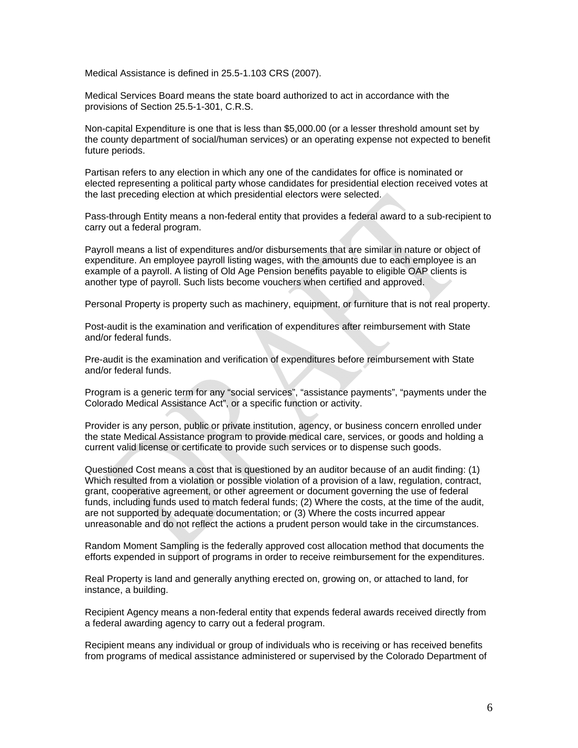Medical Assistance is defined in 25.5-1.103 CRS (2007).

Medical Services Board means the state board authorized to act in accordance with the provisions of Section 25.5-1-301, C.R.S.

Non-capital Expenditure is one that is less than $5,000.00 (or a lesser threshold amount set by the county department of social/human services) or an operating expense not expected to benefit future periods.

Partisan refers to any election in which any one of the candidates for office is nominated or elected representing a political party whose candidates for presidential election received votes at the last preceding election at which presidential electors were selected.

Pass-through Entity means a non-federal entity that provides a federal award to a sub-recipient to carry out a federal program.

Payroll means a list of expenditures and/or disbursements that are similar in nature or object of expenditure. An employee payroll listing wages, with the amounts due to each employee is an example of a payroll. A listing of Old Age Pension benefits payable to eligible OAP clients is another type of payroll. Such lists become vouchers when certified and approved.

Personal Property is property such as machinery, equipment, or furniture that is not real property.

Post-audit is the examination and verification of expenditures after reimbursement with State and/or federal funds.

Pre-audit is the examination and verification of expenditures before reimbursement with State and/or federal funds.

Program is a generic term for any "social services", "assistance payments", "payments under the Colorado Medical Assistance Act", or a specific function or activity.

Provider is any person, public or private institution, agency, or business concern enrolled under the state Medical Assistance program to provide medical care, services, or goods and holding a current valid license or certificate to provide such services or to dispense such goods.

Questioned Cost means a cost that is questioned by an auditor because of an audit finding: (1) Which resulted from a violation or possible violation of a provision of a law, regulation, contract, grant, cooperative agreement, or other agreement or document governing the use of federal funds, including funds used to match federal funds; (2) Where the costs, at the time of the audit, are not supported by adequate documentation; or (3) Where the costs incurred appear unreasonable and do not reflect the actions a prudent person would take in the circumstances.

Random Moment Sampling is the federally approved cost allocation method that documents the efforts expended in support of programs in order to receive reimbursement for the expenditures.

Real Property is land and generally anything erected on, growing on, or attached to land, for instance, a building.

Recipient Agency means a non-federal entity that expends federal awards received directly from a federal awarding agency to carry out a federal program.

Recipient means any individual or group of individuals who is receiving or has received benefits from programs of medical assistance administered or supervised by the Colorado Department of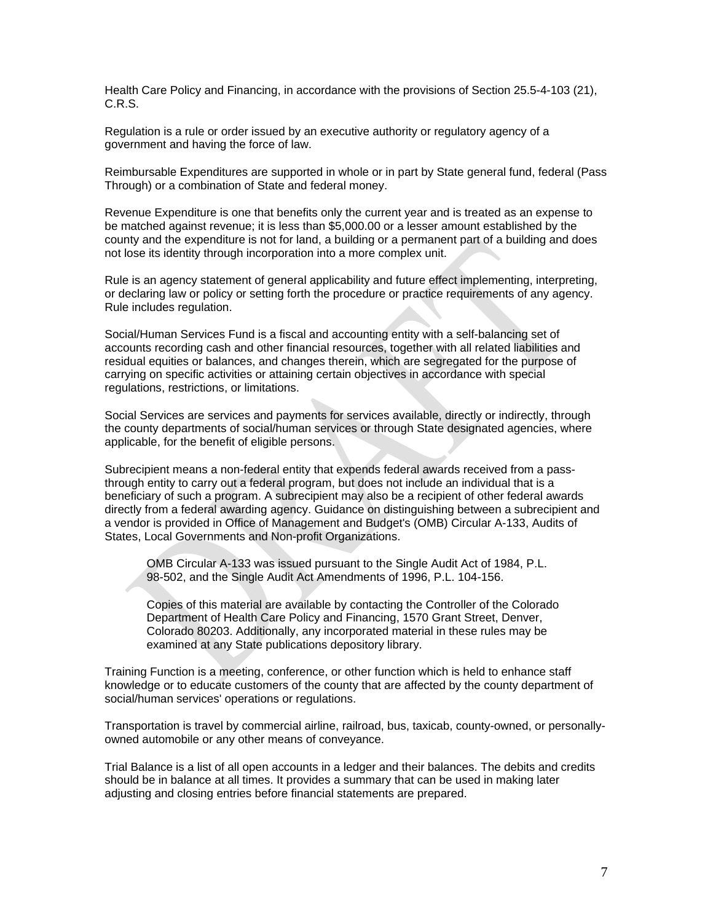Health Care Policy and Financing, in accordance with the provisions of Section 25.5-4-103 (21), C.R.S.

Regulation is a rule or order issued by an executive authority or regulatory agency of a government and having the force of law.

Reimbursable Expenditures are supported in whole or in part by State general fund, federal (Pass Through) or a combination of State and federal money.

Revenue Expenditure is one that benefits only the current year and is treated as an expense to be matched against revenue; it is less than $5,000.00 or a lesser amount established by the county and the expenditure is not for land, a building or a permanent part of a building and does not lose its identity through incorporation into a more complex unit.

Rule is an agency statement of general applicability and future effect implementing, interpreting, or declaring law or policy or setting forth the procedure or practice requirements of any agency. Rule includes regulation.

Social/Human Services Fund is a fiscal and accounting entity with a self-balancing set of accounts recording cash and other financial resources, together with all related liabilities and residual equities or balances, and changes therein, which are segregated for the purpose of carrying on specific activities or attaining certain objectives in accordance with special regulations, restrictions, or limitations.

Social Services are services and payments for services available, directly or indirectly, through the county departments of social/human services or through State designated agencies, where applicable, for the benefit of eligible persons.

Subrecipient means a non-federal entity that expends federal awards received from a pass-through entity to carry out a federal program, but does not include an individual that is a beneficiary of such a program. A subrecipient may also be a recipient of other federal awards directly from a federal awarding agency. Guidance on distinguishing between a subrecipient and a vendor is provided in Office of Management and Budget's (OMB) Circular A-133, Audits of States, Local Governments and Non-profit Organizations.

> OMB Circular A-133 was issued pursuant to the Single Audit Act of 1984, P.L. 98-502, and the Single Audit Act Amendments of 1996, P.L. 104-156.
>
> Copies of this material are available by contacting the Controller of the Colorado Department of Health Care Policy and Financing, 1570 Grant Street, Denver, Colorado 80203. Additionally, any incorporated material in these rules may be examined at any State publications depository library.

Training Function is a meeting, conference, or other function which is held to enhance staff knowledge or to educate customers of the county that are affected by the county department of social/human services' operations or regulations.

Transportation is travel by commercial airline, railroad, bus, taxicab, county-owned, or personally-owned automobile or any other means of conveyance.

Trial Balance is a list of all open accounts in a ledger and their balances. The debits and credits should be in balance at all times. It provides a summary that can be used in making later adjusting and closing entries before financial statements are prepared.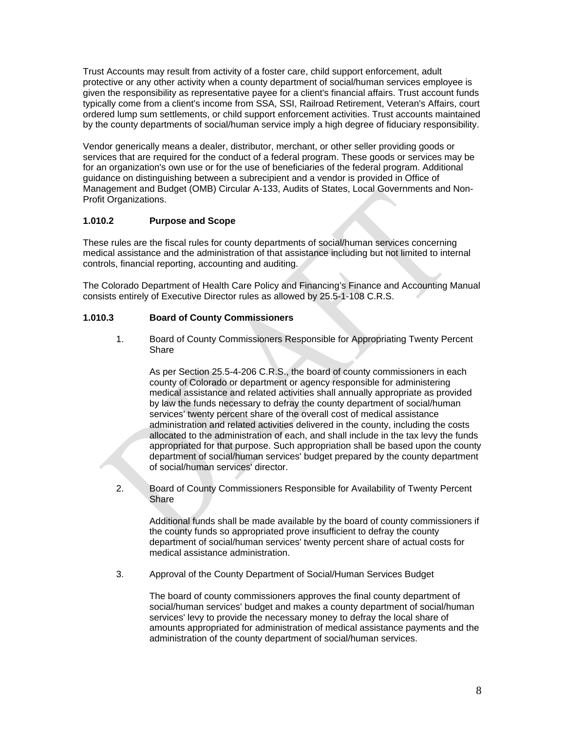Trust Accounts may result from activity of a foster care, child support enforcement, adult protective or any other activity when a county department of social/human services employee is given the responsibility as representative payee for a client's financial affairs. Trust account funds typically come from a client's income from SSA, SSI, Railroad Retirement, Veteran's Affairs, court ordered lump sum settlements, or child support enforcement activities. Trust accounts maintained by the county departments of social/human service imply a high degree of fiduciary responsibility.

Vendor generically means a dealer, distributor, merchant, or other seller providing goods or services that are required for the conduct of a federal program. These goods or services may be for an organization's own use or for the use of beneficiaries of the federal program. Additional guidance on distinguishing between a subrecipient and a vendor is provided in Office of Management and Budget (OMB) Circular A-133, Audits of States, Local Governments and Non-Profit Organizations.

### 1.010.2 Purpose and Scope

These rules are the fiscal rules for county departments of social/human services concerning medical assistance and the administration of that assistance including but not limited to internal controls, financial reporting, accounting and auditing.

The Colorado Department of Health Care Policy and Financing's Finance and Accounting Manual consists entirely of Executive Director rules as allowed by 25.5-1-108 C.R.S.

### 1.010.3 Board of County Commissioners

1. Board of County Commissioners Responsible for Appropriating Twenty Percent Share

   As per Section 25.5-4-206 C.R.S., the board of county commissioners in each county of Colorado or department or agency responsible for administering medical assistance and related activities shall annually appropriate as provided by law the funds necessary to defray the county department of social/human services' twenty percent share of the overall cost of medical assistance administration and related activities delivered in the county, including the costs allocated to the administration of each, and shall include in the tax levy the funds appropriated for that purpose. Such appropriation shall be based upon the county department of social/human services' budget prepared by the county department of social/human services' director.

2. Board of County Commissioners Responsible for Availability of Twenty Percent Share

   Additional funds shall be made available by the board of county commissioners if the county funds so appropriated prove insufficient to defray the county department of social/human services' twenty percent share of actual costs for medical assistance administration.

3. Approval of the County Department of Social/Human Services Budget

   The board of county commissioners approves the final county department of social/human services' budget and makes a county department of social/human services' levy to provide the necessary money to defray the local share of amounts appropriated for administration of medical assistance payments and the administration of the county department of social/human services.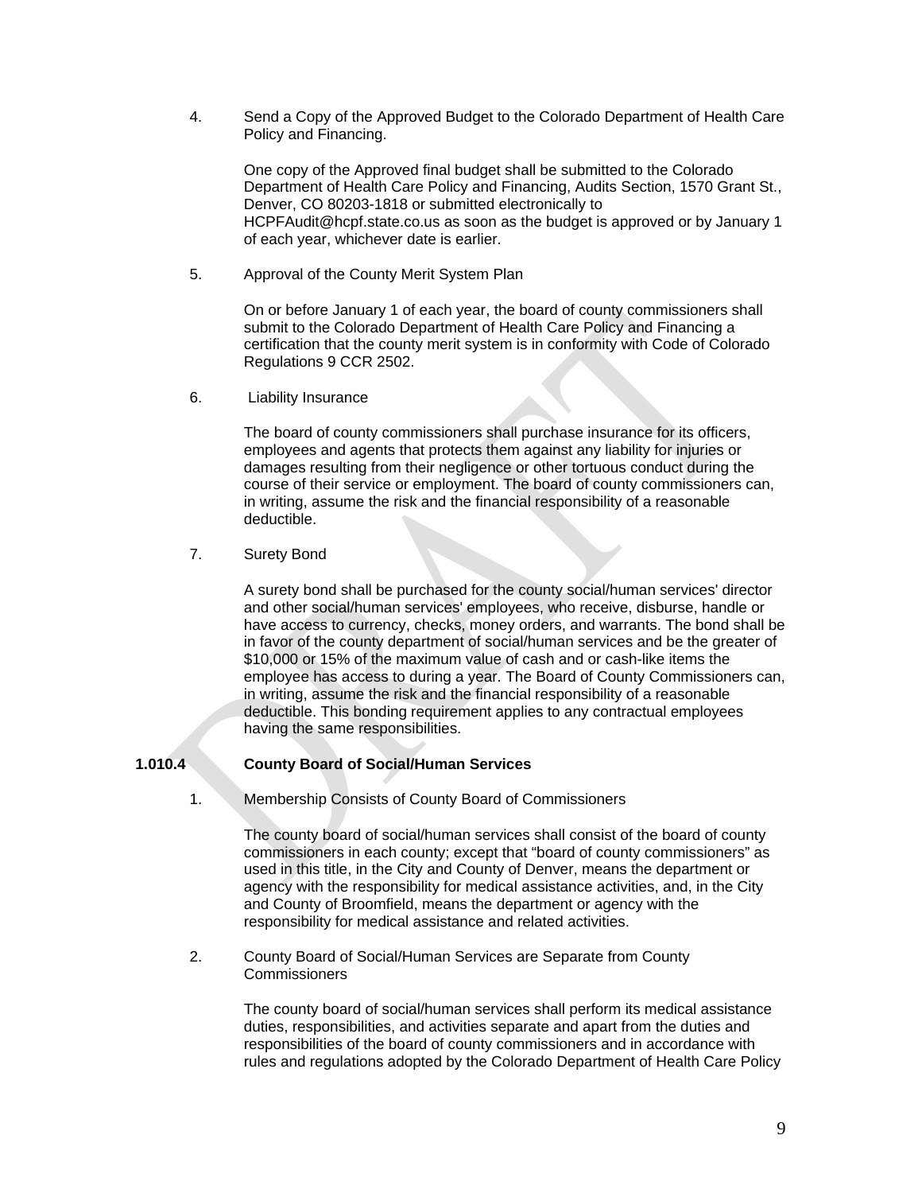4. Send a Copy of the Approved Budget to the Colorado Department of Health Care Policy and Financing.

   One copy of the Approved final budget shall be submitted to the Colorado Department of Health Care Policy and Financing, Audits Section, 1570 Grant St., Denver, CO 80203-1818 or submitted electronically to HCPFAudit@hcpf.state.co.us as soon as the budget is approved or by January 1 of each year, whichever date is earlier.

5. Approval of the County Merit System Plan

   On or before January 1 of each year, the board of county commissioners shall submit to the Colorado Department of Health Care Policy and Financing a certification that the county merit system is in conformity with Code of Colorado Regulations 9 CCR 2502.

6. Liability Insurance

   The board of county commissioners shall purchase insurance for its officers, employees and agents that protects them against any liability for injuries or damages resulting from their negligence or other tortuous conduct during the course of their service or employment. The board of county commissioners can, in writing, assume the risk and the financial responsibility of a reasonable deductible.

7. Surety Bond

   A surety bond shall be purchased for the county social/human services' director and other social/human services' employees, who receive, disburse, handle or have access to currency, checks, money orders, and warrants. The bond shall be in favor of the county department of social/human services and be the greater of $10,000 or 15% of the maximum value of cash and or cash-like items the employee has access to during a year. The Board of County Commissioners can, in writing, assume the risk and the financial responsibility of a reasonable deductible. This bonding requirement applies to any contractual employees having the same responsibilities.

### 1.010.4 County Board of Social/Human Services

1. Membership Consists of County Board of Commissioners

   The county board of social/human services shall consist of the board of county commissioners in each county; except that "board of county commissioners" as used in this title, in the City and County of Denver, means the department or agency with the responsibility for medical assistance activities, and, in the City and County of Broomfield, means the department or agency with the responsibility for medical assistance and related activities.

2. County Board of Social/Human Services are Separate from County Commissioners

   The county board of social/human services shall perform its medical assistance duties, responsibilities, and activities separate and apart from the duties and responsibilities of the board of county commissioners and in accordance with rules and regulations adopted by the Colorado Department of Health Care Policy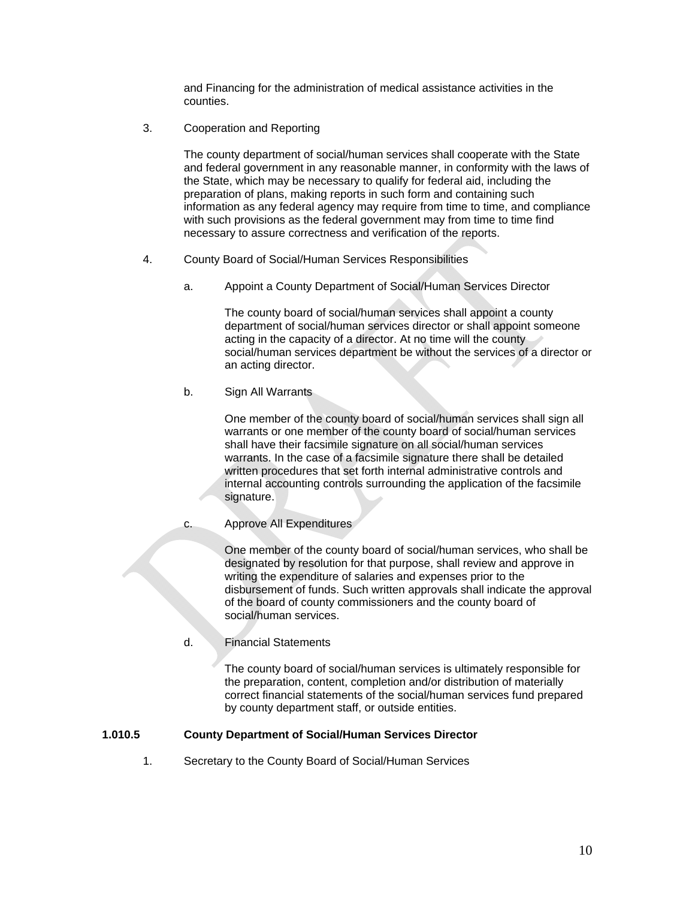and Financing for the administration of medical assistance activities in the counties.

3. Cooperation and Reporting

   The county department of social/human services shall cooperate with the State and federal government in any reasonable manner, in conformity with the laws of the State, which may be necessary to qualify for federal aid, including the preparation of plans, making reports in such form and containing such information as any federal agency may require from time to time, and compliance with such provisions as the federal government may from time to time find necessary to assure correctness and verification of the reports.

4. County Board of Social/Human Services Responsibilities

   a. Appoint a County Department of Social/Human Services Director

      The county board of social/human services shall appoint a county department of social/human services director or shall appoint someone acting in the capacity of a director. At no time will the county social/human services department be without the services of a director or an acting director.

   b. Sign All Warrants

      One member of the county board of social/human services shall sign all warrants or one member of the county board of social/human services shall have their facsimile signature on all social/human services warrants. In the case of a facsimile signature there shall be detailed written procedures that set forth internal administrative controls and internal accounting controls surrounding the application of the facsimile signature.

   c. Approve All Expenditures

      One member of the county board of social/human services, who shall be designated by resolution for that purpose, shall review and approve in writing the expenditure of salaries and expenses prior to the disbursement of funds. Such written approvals shall indicate the approval of the board of county commissioners and the county board of social/human services.

   d. Financial Statements

      The county board of social/human services is ultimately responsible for the preparation, content, completion and/or distribution of materially correct financial statements of the social/human services fund prepared by county department staff, or outside entities.

### 1.010.5 County Department of Social/Human Services Director

1. Secretary to the County Board of Social/Human Services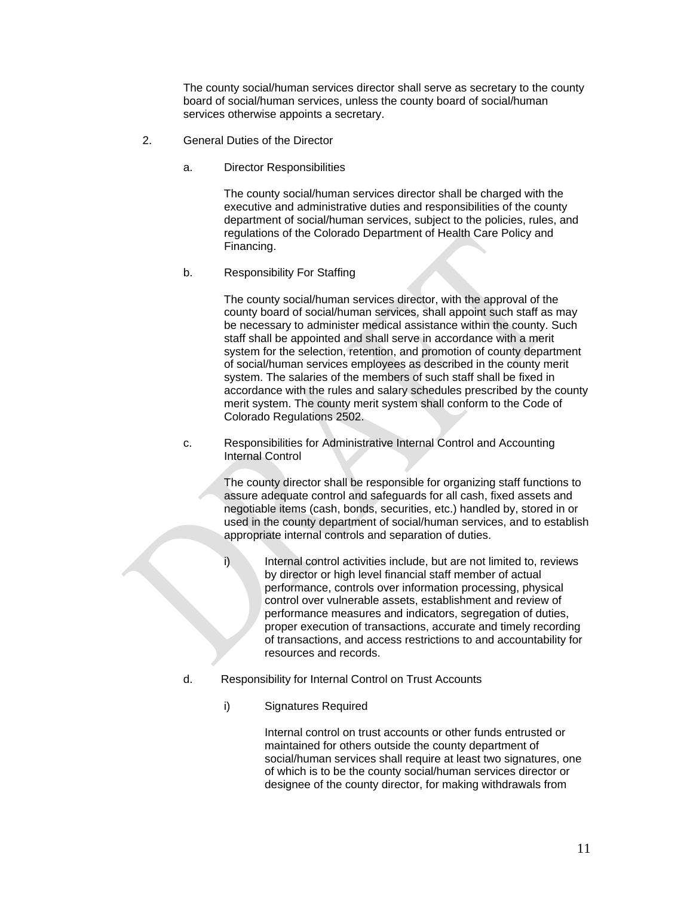The county social/human services director shall serve as secretary to the county board of social/human services, unless the county board of social/human services otherwise appoints a secretary.

2. General Duties of the Director

   a. Director Responsibilities

      The county social/human services director shall be charged with the executive and administrative duties and responsibilities of the county department of social/human services, subject to the policies, rules, and regulations of the Colorado Department of Health Care Policy and Financing.

   b. Responsibility For Staffing

      The county social/human services director, with the approval of the county board of social/human services, shall appoint such staff as may be necessary to administer medical assistance within the county. Such staff shall be appointed and shall serve in accordance with a merit system for the selection, retention, and promotion of county department of social/human services employees as described in the county merit system. The salaries of the members of such staff shall be fixed in accordance with the rules and salary schedules prescribed by the county merit system. The county merit system shall conform to the Code of Colorado Regulations 2502.

   c. Responsibilities for Administrative Internal Control and Accounting Internal Control

      The county director shall be responsible for organizing staff functions to assure adequate control and safeguards for all cash, fixed assets and negotiable items (cash, bonds, securities, etc.) handled by, stored in or used in the county department of social/human services, and to establish appropriate internal controls and separation of duties.

      i) Internal control activities include, but are not limited to, reviews by director or high level financial staff member of actual performance, controls over information processing, physical control over vulnerable assets, establishment and review of performance measures and indicators, segregation of duties, proper execution of transactions, accurate and timely recording of transactions, and access restrictions to and accountability for resources and records.

   d. Responsibility for Internal Control on Trust Accounts

      i) Signatures Required

         Internal control on trust accounts or other funds entrusted or maintained for others outside the county department of social/human services shall require at least two signatures, one of which is to be the county social/human services director or designee of the county director, for making withdrawals from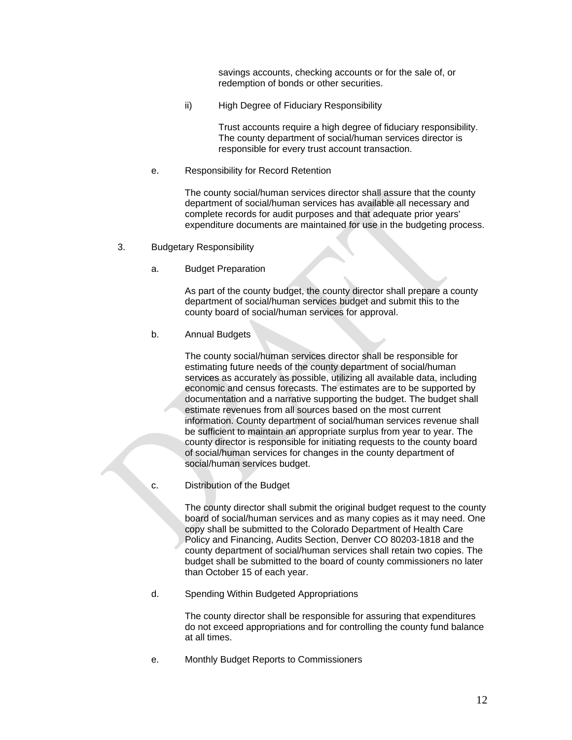savings accounts, checking accounts or for the sale of, or redemption of bonds or other securities.

ii) High Degree of Fiduciary Responsibility

Trust accounts require a high degree of fiduciary responsibility. The county department of social/human services director is responsible for every trust account transaction.

e. Responsibility for Record Retention

The county social/human services director shall assure that the county department of social/human services has available all necessary and complete records for audit purposes and that adequate prior years' expenditure documents are maintained for use in the budgeting process.

3. Budgetary Responsibility

a. Budget Preparation

As part of the county budget, the county director shall prepare a county department of social/human services budget and submit this to the county board of social/human services for approval.

b. Annual Budgets

The county social/human services director shall be responsible for estimating future needs of the county department of social/human services as accurately as possible, utilizing all available data, including economic and census forecasts. The estimates are to be supported by documentation and a narrative supporting the budget. The budget shall estimate revenues from all sources based on the most current information. County department of social/human services revenue shall be sufficient to maintain an appropriate surplus from year to year. The county director is responsible for initiating requests to the county board of social/human services for changes in the county department of social/human services budget.

c. Distribution of the Budget

The county director shall submit the original budget request to the county board of social/human services and as many copies as it may need. One copy shall be submitted to the Colorado Department of Health Care Policy and Financing, Audits Section, Denver CO 80203-1818 and the county department of social/human services shall retain two copies. The budget shall be submitted to the board of county commissioners no later than October 15 of each year.

d. Spending Within Budgeted Appropriations

The county director shall be responsible for assuring that expenditures do not exceed appropriations and for controlling the county fund balance at all times.

e. Monthly Budget Reports to Commissioners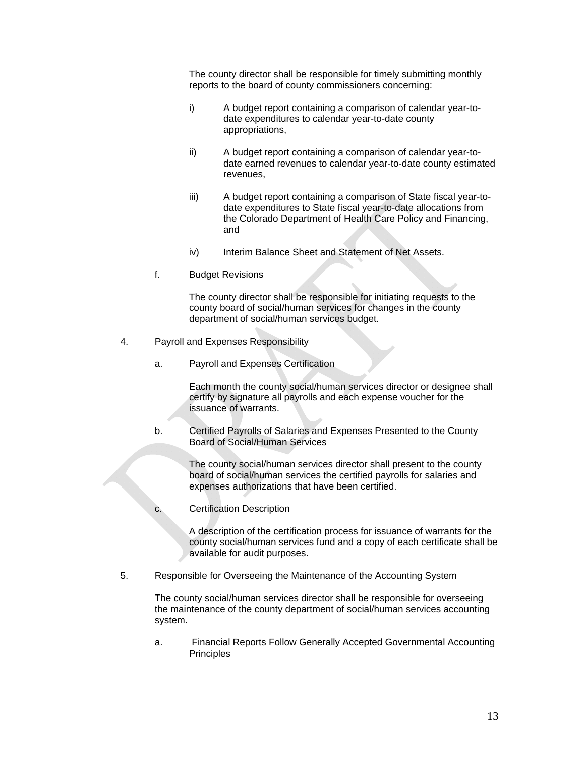The county director shall be responsible for timely submitting monthly reports to the board of county commissioners concerning:

i) A budget report containing a comparison of calendar year-to-date expenditures to calendar year-to-date county appropriations,

ii) A budget report containing a comparison of calendar year-to-date earned revenues to calendar year-to-date county estimated revenues,

iii) A budget report containing a comparison of State fiscal year-to-date expenditures to State fiscal year-to-date allocations from the Colorado Department of Health Care Policy and Financing, and

iv) Interim Balance Sheet and Statement of Net Assets.

f. Budget Revisions

The county director shall be responsible for initiating requests to the county board of social/human services for changes in the county department of social/human services budget.

4. Payroll and Expenses Responsibility

a. Payroll and Expenses Certification

Each month the county social/human services director or designee shall certify by signature all payrolls and each expense voucher for the issuance of warrants.

b. Certified Payrolls of Salaries and Expenses Presented to the County Board of Social/Human Services

The county social/human services director shall present to the county board of social/human services the certified payrolls for salaries and expenses authorizations that have been certified.

c. Certification Description

A description of the certification process for issuance of warrants for the county social/human services fund and a copy of each certificate shall be available for audit purposes.

5. Responsible for Overseeing the Maintenance of the Accounting System

The county social/human services director shall be responsible for overseeing the maintenance of the county department of social/human services accounting system.

a. Financial Reports Follow Generally Accepted Governmental Accounting Principles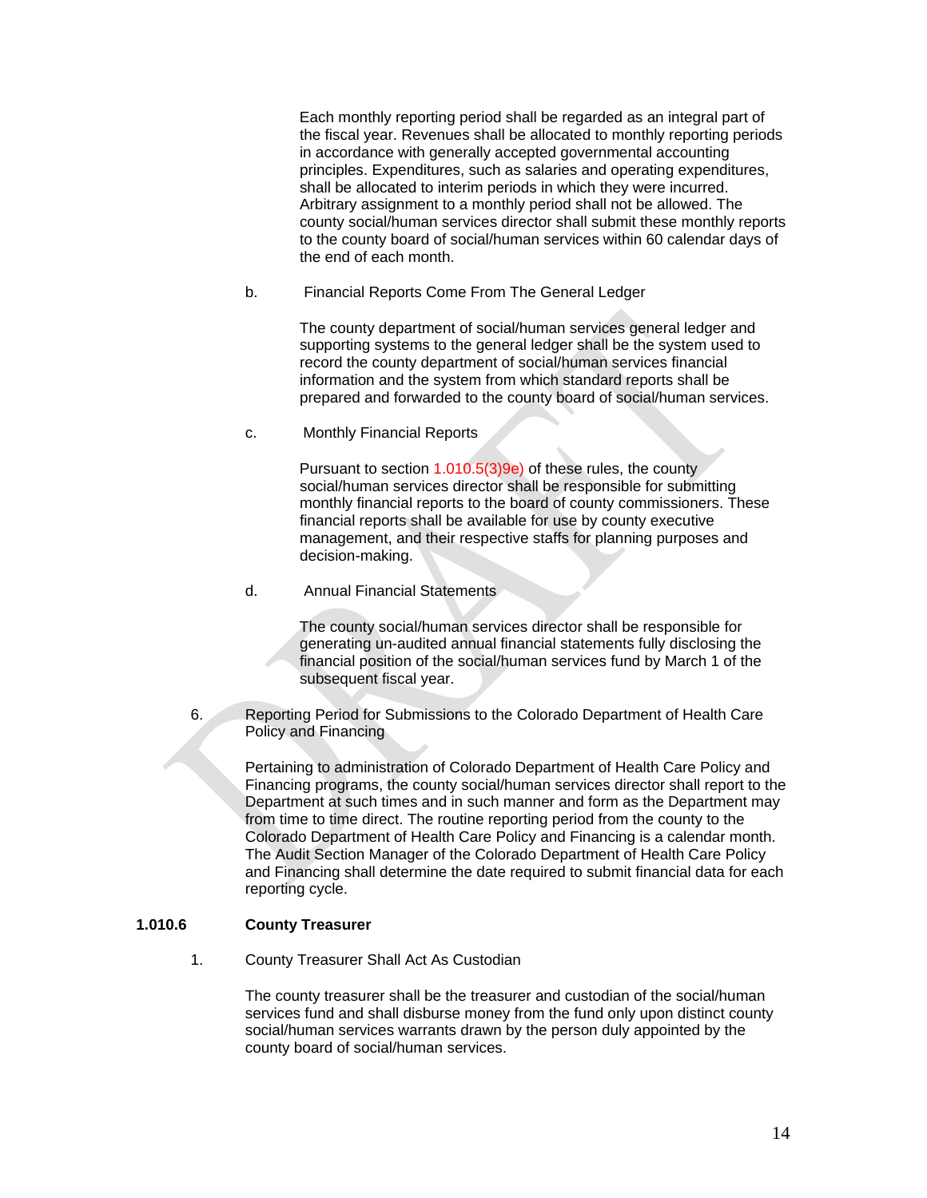Each monthly reporting period shall be regarded as an integral part of the fiscal year. Revenues shall be allocated to monthly reporting periods in accordance with generally accepted governmental accounting principles. Expenditures, such as salaries and operating expenditures, shall be allocated to interim periods in which they were incurred. Arbitrary assignment to a monthly period shall not be allowed. The county social/human services director shall submit these monthly reports to the county board of social/human services within 60 calendar days of the end of each month.

b. Financial Reports Come From The General Ledger

The county department of social/human services general ledger and supporting systems to the general ledger shall be the system used to record the county department of social/human services financial information and the system from which standard reports shall be prepared and forwarded to the county board of social/human services.

c. Monthly Financial Reports

Pursuant to section 1.010.5(3)9e) of these rules, the county social/human services director shall be responsible for submitting monthly financial reports to the board of county commissioners. These financial reports shall be available for use by county executive management, and their respective staffs for planning purposes and decision-making.

d. Annual Financial Statements

The county social/human services director shall be responsible for generating un-audited annual financial statements fully disclosing the financial position of the social/human services fund by March 1 of the subsequent fiscal year.

6. Reporting Period for Submissions to the Colorado Department of Health Care Policy and Financing

Pertaining to administration of Colorado Department of Health Care Policy and Financing programs, the county social/human services director shall report to the Department at such times and in such manner and form as the Department may from time to time direct. The routine reporting period from the county to the Colorado Department of Health Care Policy and Financing is a calendar month. The Audit Section Manager of the Colorado Department of Health Care Policy and Financing shall determine the date required to submit financial data for each reporting cycle.

**1.010.6 County Treasurer**

1. County Treasurer Shall Act As Custodian

The county treasurer shall be the treasurer and custodian of the social/human services fund and shall disburse money from the fund only upon distinct county social/human services warrants drawn by the person duly appointed by the county board of social/human services.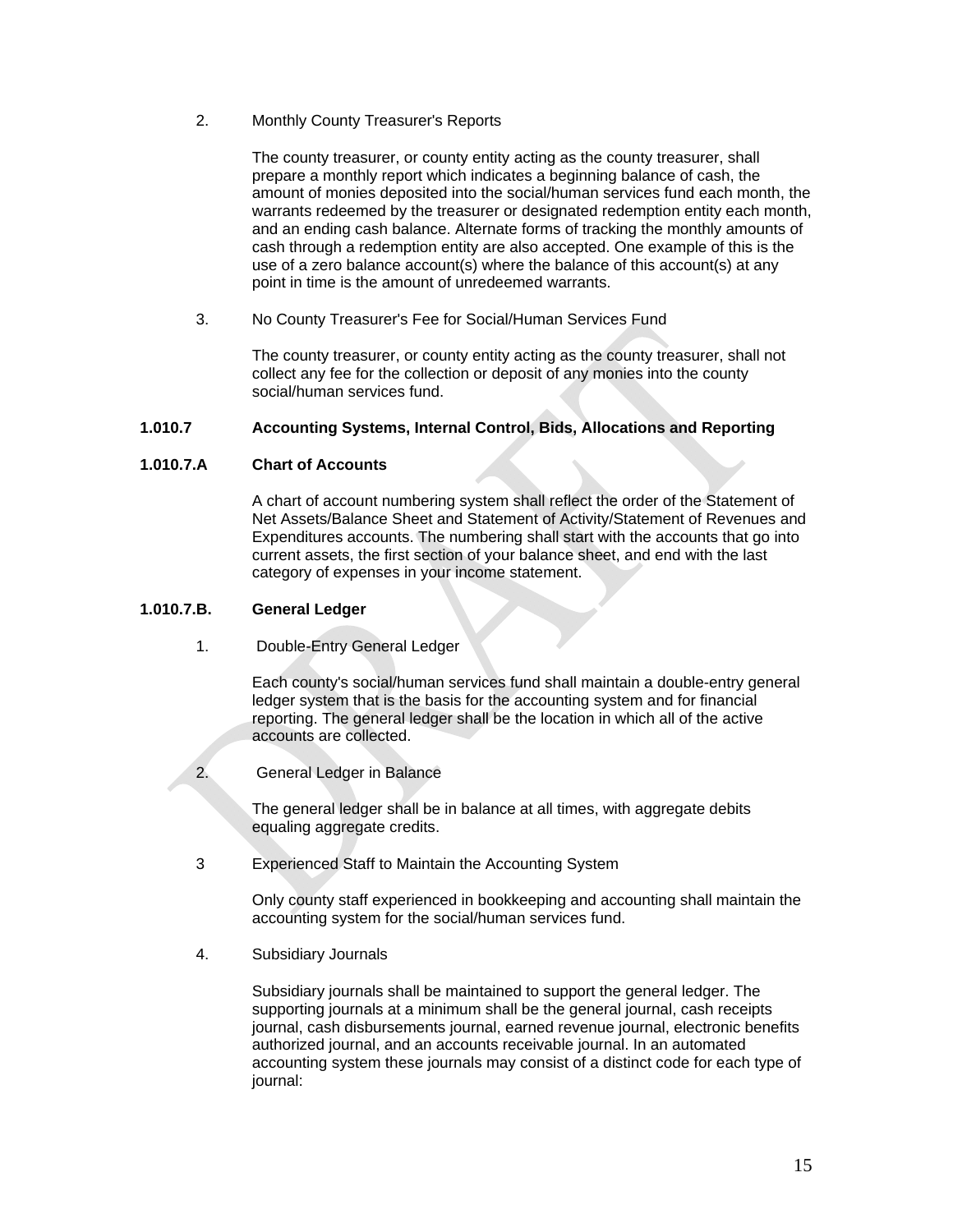2. Monthly County Treasurer's Reports

   The county treasurer, or county entity acting as the county treasurer, shall prepare a monthly report which indicates a beginning balance of cash, the amount of monies deposited into the social/human services fund each month, the warrants redeemed by the treasurer or designated redemption entity each month, and an ending cash balance. Alternate forms of tracking the monthly amounts of cash through a redemption entity are also accepted. One example of this is the use of a zero balance account(s) where the balance of this account(s) at any point in time is the amount of unredeemed warrants.

3. No County Treasurer's Fee for Social/Human Services Fund

   The county treasurer, or county entity acting as the county treasurer, shall not collect any fee for the collection or deposit of any monies into the county social/human services fund.

**1.010.7 Accounting Systems, Internal Control, Bids, Allocations and Reporting**

**1.010.7.A Chart of Accounts**

A chart of account numbering system shall reflect the order of the Statement of Net Assets/Balance Sheet and Statement of Activity/Statement of Revenues and Expenditures accounts. The numbering shall start with the accounts that go into current assets, the first section of your balance sheet, and end with the last category of expenses in your income statement.

**1.010.7.B. General Ledger**

1. Double-Entry General Ledger

   Each county's social/human services fund shall maintain a double-entry general ledger system that is the basis for the accounting system and for financial reporting. The general ledger shall be the location in which all of the active accounts are collected.

2. General Ledger in Balance

   The general ledger shall be in balance at all times, with aggregate debits equaling aggregate credits.

3 Experienced Staff to Maintain the Accounting System

   Only county staff experienced in bookkeeping and accounting shall maintain the accounting system for the social/human services fund.

4. Subsidiary Journals

   Subsidiary journals shall be maintained to support the general ledger. The supporting journals at a minimum shall be the general journal, cash receipts journal, cash disbursements journal, earned revenue journal, electronic benefits authorized journal, and an accounts receivable journal. In an automated accounting system these journals may consist of a distinct code for each type of journal: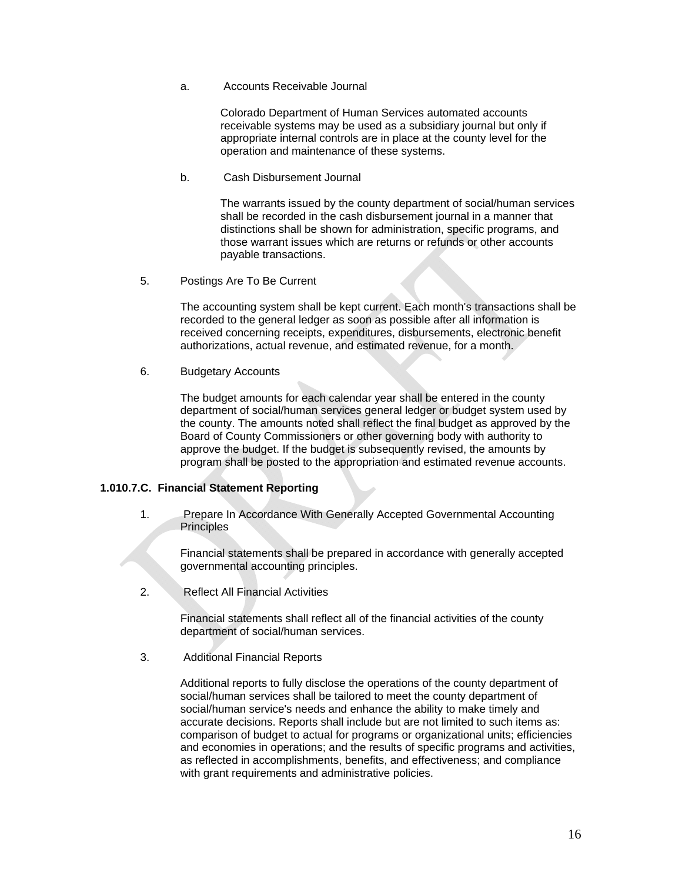a. Accounts Receivable Journal

Colorado Department of Human Services automated accounts receivable systems may be used as a subsidiary journal but only if appropriate internal controls are in place at the county level for the operation and maintenance of these systems.

b. Cash Disbursement Journal

The warrants issued by the county department of social/human services shall be recorded in the cash disbursement journal in a manner that distinctions shall be shown for administration, specific programs, and those warrant issues which are returns or refunds or other accounts payable transactions.

5. Postings Are To Be Current

The accounting system shall be kept current. Each month's transactions shall be recorded to the general ledger as soon as possible after all information is received concerning receipts, expenditures, disbursements, electronic benefit authorizations, actual revenue, and estimated revenue, for a month.

6. Budgetary Accounts

The budget amounts for each calendar year shall be entered in the county department of social/human services general ledger or budget system used by the county. The amounts noted shall reflect the final budget as approved by the Board of County Commissioners or other governing body with authority to approve the budget. If the budget is subsequently revised, the amounts by program shall be posted to the appropriation and estimated revenue accounts.

**1.010.7.C. Financial Statement Reporting**

1. Prepare In Accordance With Generally Accepted Governmental Accounting Principles

Financial statements shall be prepared in accordance with generally accepted governmental accounting principles.

2. Reflect All Financial Activities

Financial statements shall reflect all of the financial activities of the county department of social/human services.

3. Additional Financial Reports

Additional reports to fully disclose the operations of the county department of social/human services shall be tailored to meet the county department of social/human service's needs and enhance the ability to make timely and accurate decisions. Reports shall include but are not limited to such items as: comparison of budget to actual for programs or organizational units; efficiencies and economies in operations; and the results of specific programs and activities, as reflected in accomplishments, benefits, and effectiveness; and compliance with grant requirements and administrative policies.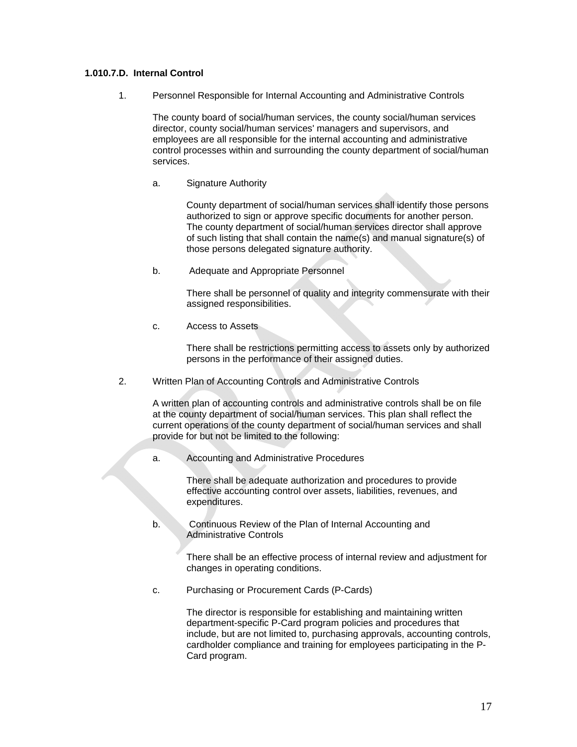**1.010.7.D. Internal Control**

1. Personnel Responsible for Internal Accounting and Administrative Controls

   The county board of social/human services, the county social/human services director, county social/human services' managers and supervisors, and employees are all responsible for the internal accounting and administrative control processes within and surrounding the county department of social/human services.

   a. Signature Authority

      County department of social/human services shall identify those persons authorized to sign or approve specific documents for another person. The county department of social/human services director shall approve of such listing that shall contain the name(s) and manual signature(s) of those persons delegated signature authority.

   b. Adequate and Appropriate Personnel

      There shall be personnel of quality and integrity commensurate with their assigned responsibilities.

   c. Access to Assets

      There shall be restrictions permitting access to assets only by authorized persons in the performance of their assigned duties.

2. Written Plan of Accounting Controls and Administrative Controls

   A written plan of accounting controls and administrative controls shall be on file at the county department of social/human services. This plan shall reflect the current operations of the county department of social/human services and shall provide for but not be limited to the following:

   a. Accounting and Administrative Procedures

      There shall be adequate authorization and procedures to provide effective accounting control over assets, liabilities, revenues, and expenditures.

   b. Continuous Review of the Plan of Internal Accounting and Administrative Controls

      There shall be an effective process of internal review and adjustment for changes in operating conditions.

   c. Purchasing or Procurement Cards (P-Cards)

      The director is responsible for establishing and maintaining written department-specific P-Card program policies and procedures that include, but are not limited to, purchasing approvals, accounting controls, cardholder compliance and training for employees participating in the P-Card program.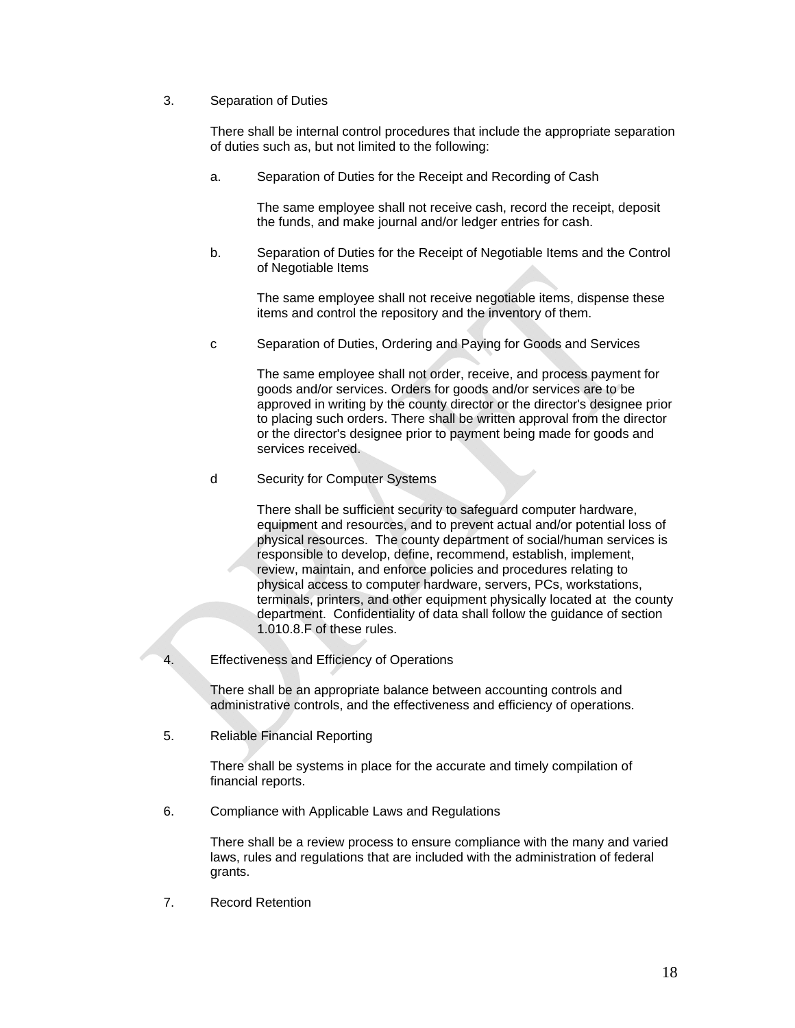3. Separation of Duties

There shall be internal control procedures that include the appropriate separation of duties such as, but not limited to the following:

a. Separation of Duties for the Receipt and Recording of Cash

The same employee shall not receive cash, record the receipt, deposit the funds, and make journal and/or ledger entries for cash.

b. Separation of Duties for the Receipt of Negotiable Items and the Control of Negotiable Items

The same employee shall not receive negotiable items, dispense these items and control the repository and the inventory of them.

c Separation of Duties, Ordering and Paying for Goods and Services

The same employee shall not order, receive, and process payment for goods and/or services. Orders for goods and/or services are to be approved in writing by the county director or the director's designee prior to placing such orders. There shall be written approval from the director or the director's designee prior to payment being made for goods and services received.

d Security for Computer Systems

There shall be sufficient security to safeguard computer hardware, equipment and resources, and to prevent actual and/or potential loss of physical resources. The county department of social/human services is responsible to develop, define, recommend, establish, implement, review, maintain, and enforce policies and procedures relating to physical access to computer hardware, servers, PCs, workstations, terminals, printers, and other equipment physically located at the county department. Confidentiality of data shall follow the guidance of section 1.010.8.F of these rules.

4. Effectiveness and Efficiency of Operations

There shall be an appropriate balance between accounting controls and administrative controls, and the effectiveness and efficiency of operations.

5. Reliable Financial Reporting

There shall be systems in place for the accurate and timely compilation of financial reports.

6. Compliance with Applicable Laws and Regulations

There shall be a review process to ensure compliance with the many and varied laws, rules and regulations that are included with the administration of federal grants.

7. Record Retention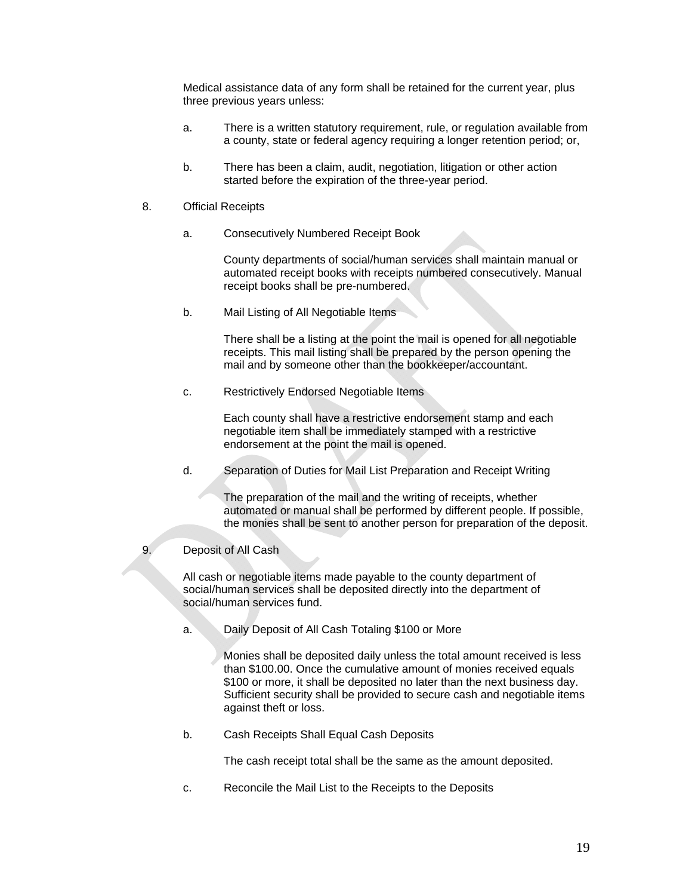Medical assistance data of any form shall be retained for the current year, plus three previous years unless:

a. There is a written statutory requirement, rule, or regulation available from a county, state or federal agency requiring a longer retention period; or,

b. There has been a claim, audit, negotiation, litigation or other action started before the expiration of the three-year period.

8. Official Receipts

a. Consecutively Numbered Receipt Book

County departments of social/human services shall maintain manual or automated receipt books with receipts numbered consecutively. Manual receipt books shall be pre-numbered.

b. Mail Listing of All Negotiable Items

There shall be a listing at the point the mail is opened for all negotiable receipts. This mail listing shall be prepared by the person opening the mail and by someone other than the bookkeeper/accountant.

c. Restrictively Endorsed Negotiable Items

Each county shall have a restrictive endorsement stamp and each negotiable item shall be immediately stamped with a restrictive endorsement at the point the mail is opened.

d. Separation of Duties for Mail List Preparation and Receipt Writing

The preparation of the mail and the writing of receipts, whether automated or manual shall be performed by different people. If possible, the monies shall be sent to another person for preparation of the deposit.

9. Deposit of All Cash

All cash or negotiable items made payable to the county department of social/human services shall be deposited directly into the department of social/human services fund.

a. Daily Deposit of All Cash Totaling $100 or More

Monies shall be deposited daily unless the total amount received is less than $100.00. Once the cumulative amount of monies received equals $100 or more, it shall be deposited no later than the next business day. Sufficient security shall be provided to secure cash and negotiable items against theft or loss.

b. Cash Receipts Shall Equal Cash Deposits

The cash receipt total shall be the same as the amount deposited.

c. Reconcile the Mail List to the Receipts to the Deposits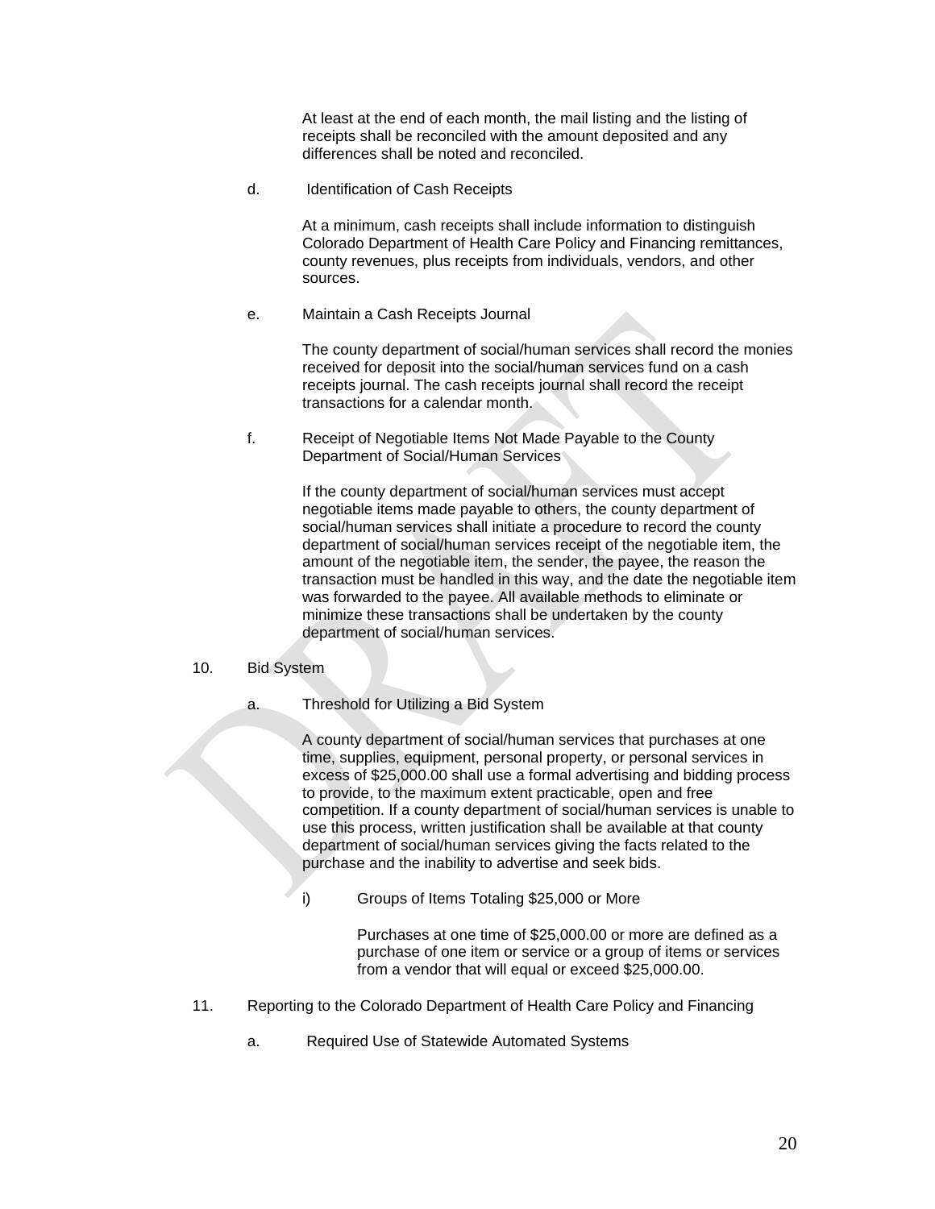At least at the end of each month, the mail listing and the listing of receipts shall be reconciled with the amount deposited and any differences shall be noted and reconciled.

d. Identification of Cash Receipts

At a minimum, cash receipts shall include information to distinguish Colorado Department of Health Care Policy and Financing remittances, county revenues, plus receipts from individuals, vendors, and other sources.

e. Maintain a Cash Receipts Journal

The county department of social/human services shall record the monies received for deposit into the social/human services fund on a cash receipts journal. The cash receipts journal shall record the receipt transactions for a calendar month.

f. Receipt of Negotiable Items Not Made Payable to the County Department of Social/Human Services

If the county department of social/human services must accept negotiable items made payable to others, the county department of social/human services shall initiate a procedure to record the county department of social/human services receipt of the negotiable item, the amount of the negotiable item, the sender, the payee, the reason the transaction must be handled in this way, and the date the negotiable item was forwarded to the payee. All available methods to eliminate or minimize these transactions shall be undertaken by the county department of social/human services.

10. Bid System

a. Threshold for Utilizing a Bid System

A county department of social/human services that purchases at one time, supplies, equipment, personal property, or personal services in excess of $25,000.00 shall use a formal advertising and bidding process to provide, to the maximum extent practicable, open and free competition. If a county department of social/human services is unable to use this process, written justification shall be available at that county department of social/human services giving the facts related to the purchase and the inability to advertise and seek bids.

i) Groups of Items Totaling $25,000 or More

Purchases at one time of $25,000.00 or more are defined as a purchase of one item or service or a group of items or services from a vendor that will equal or exceed $25,000.00.

11. Reporting to the Colorado Department of Health Care Policy and Financing

a. Required Use of Statewide Automated Systems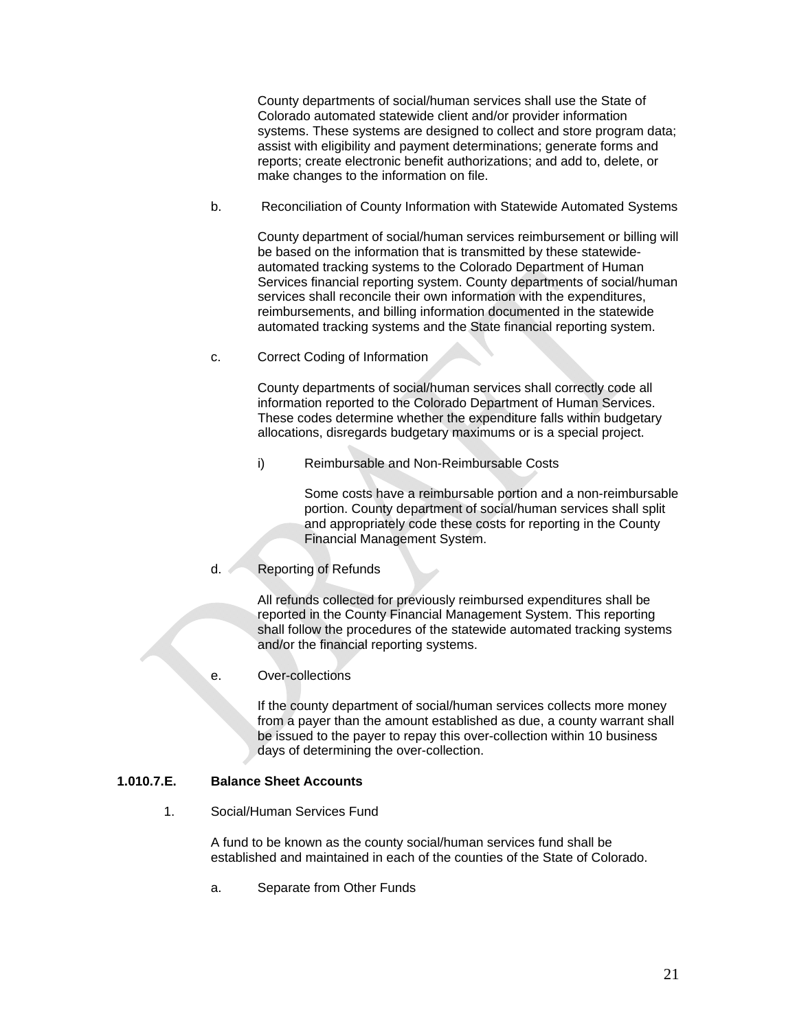County departments of social/human services shall use the State of Colorado automated statewide client and/or provider information systems. These systems are designed to collect and store program data; assist with eligibility and payment determinations; generate forms and reports; create electronic benefit authorizations; and add to, delete, or make changes to the information on file.

b. Reconciliation of County Information with Statewide Automated Systems

County department of social/human services reimbursement or billing will be based on the information that is transmitted by these statewide-automated tracking systems to the Colorado Department of Human Services financial reporting system. County departments of social/human services shall reconcile their own information with the expenditures, reimbursements, and billing information documented in the statewide automated tracking systems and the State financial reporting system.

c. Correct Coding of Information

County departments of social/human services shall correctly code all information reported to the Colorado Department of Human Services. These codes determine whether the expenditure falls within budgetary allocations, disregards budgetary maximums or is a special project.

i) Reimbursable and Non-Reimbursable Costs

Some costs have a reimbursable portion and a non-reimbursable portion. County department of social/human services shall split and appropriately code these costs for reporting in the County Financial Management System.

d. Reporting of Refunds

All refunds collected for previously reimbursed expenditures shall be reported in the County Financial Management System. This reporting shall follow the procedures of the statewide automated tracking systems and/or the financial reporting systems.

e. Over-collections

If the county department of social/human services collects more money from a payer than the amount established as due, a county warrant shall be issued to the payer to repay this over-collection within 10 business days of determining the over-collection.

**1.010.7.E. Balance Sheet Accounts**

1. Social/Human Services Fund

A fund to be known as the county social/human services fund shall be established and maintained in each of the counties of the State of Colorado.

a. Separate from Other Funds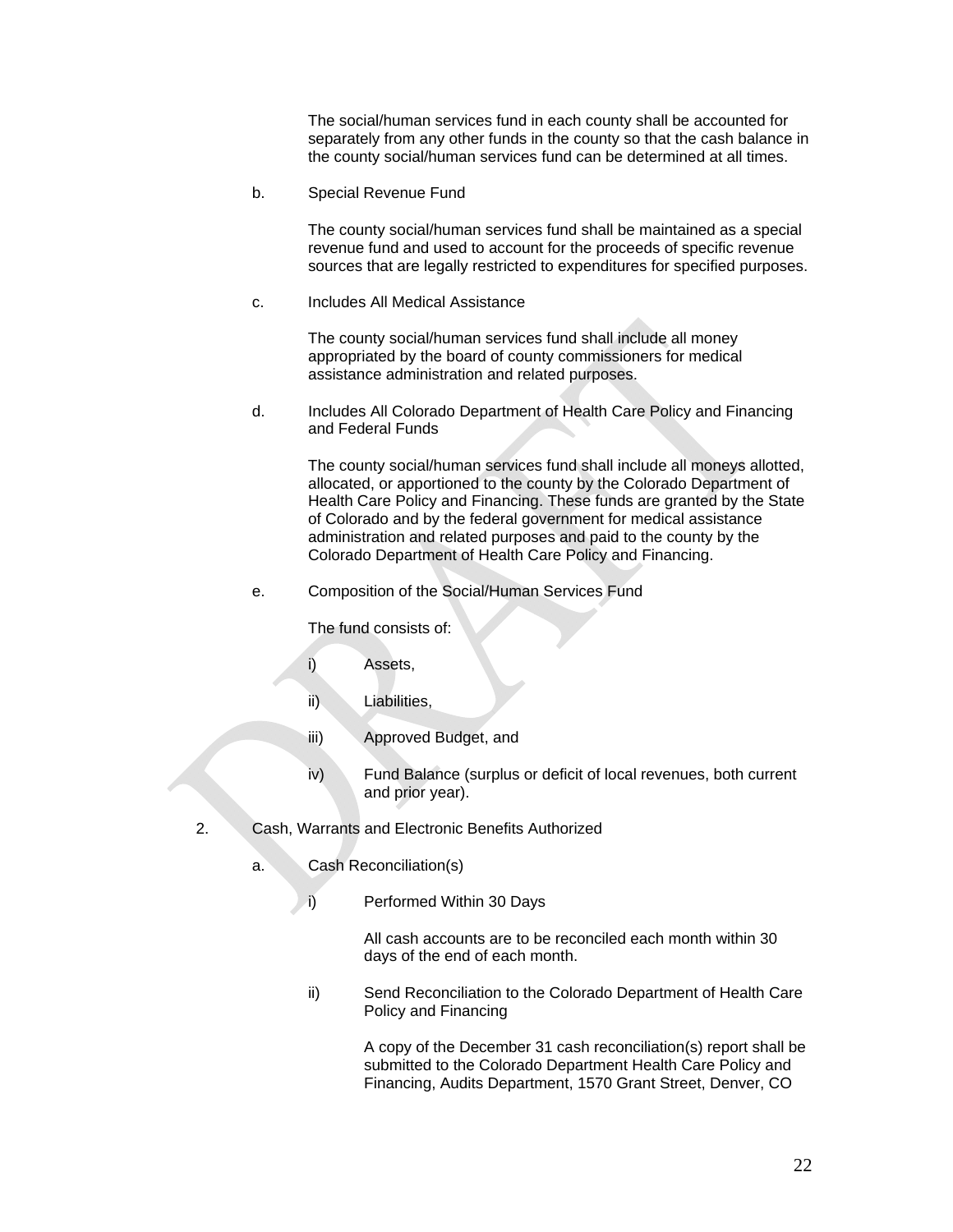The social/human services fund in each county shall be accounted for separately from any other funds in the county so that the cash balance in the county social/human services fund can be determined at all times.

b. Special Revenue Fund

The county social/human services fund shall be maintained as a special revenue fund and used to account for the proceeds of specific revenue sources that are legally restricted to expenditures for specified purposes.

c. Includes All Medical Assistance

The county social/human services fund shall include all money appropriated by the board of county commissioners for medical assistance administration and related purposes.

d. Includes All Colorado Department of Health Care Policy and Financing and Federal Funds

The county social/human services fund shall include all moneys allotted, allocated, or apportioned to the county by the Colorado Department of Health Care Policy and Financing. These funds are granted by the State of Colorado and by the federal government for medical assistance administration and related purposes and paid to the county by the Colorado Department of Health Care Policy and Financing.

e. Composition of the Social/Human Services Fund

The fund consists of:

i) Assets,

ii) Liabilities,

iii) Approved Budget, and

iv) Fund Balance (surplus or deficit of local revenues, both current and prior year).

2. Cash, Warrants and Electronic Benefits Authorized

a. Cash Reconciliation(s)

i) Performed Within 30 Days

All cash accounts are to be reconciled each month within 30 days of the end of each month.

ii) Send Reconciliation to the Colorado Department of Health Care Policy and Financing

A copy of the December 31 cash reconciliation(s) report shall be submitted to the Colorado Department Health Care Policy and Financing, Audits Department, 1570 Grant Street, Denver, CO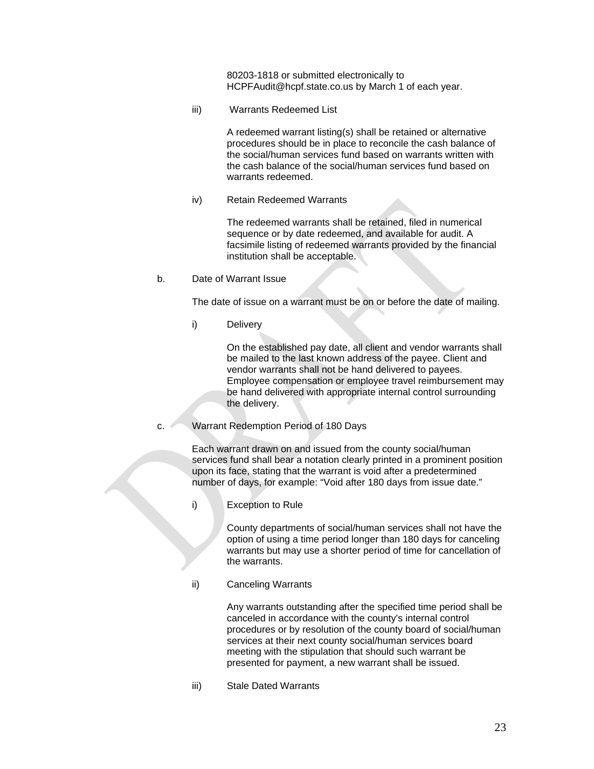80203-1818 or submitted electronically to HCPFAudit@hcpf.state.co.us by March 1 of each year.

iii) Warrants Redeemed List

A redeemed warrant listing(s) shall be retained or alternative procedures should be in place to reconcile the cash balance of the social/human services fund based on warrants written with the cash balance of the social/human services fund based on warrants redeemed.

iv) Retain Redeemed Warrants

The redeemed warrants shall be retained, filed in numerical sequence or by date redeemed, and available for audit. A facsimile listing of redeemed warrants provided by the financial institution shall be acceptable.

b. Date of Warrant Issue

The date of issue on a warrant must be on or before the date of mailing.

i) Delivery

On the established pay date, all client and vendor warrants shall be mailed to the last known address of the payee. Client and vendor warrants shall not be hand delivered to payees. Employee compensation or employee travel reimbursement may be hand delivered with appropriate internal control surrounding the delivery.

c. Warrant Redemption Period of 180 Days

Each warrant drawn on and issued from the county social/human services fund shall bear a notation clearly printed in a prominent position upon its face, stating that the warrant is void after a predetermined number of days, for example: "Void after 180 days from issue date."

i) Exception to Rule

County departments of social/human services shall not have the option of using a time period longer than 180 days for canceling warrants but may use a shorter period of time for cancellation of the warrants.

ii) Canceling Warrants

Any warrants outstanding after the specified time period shall be canceled in accordance with the county's internal control procedures or by resolution of the county board of social/human services at their next county social/human services board meeting with the stipulation that should such warrant be presented for payment, a new warrant shall be issued.

iii) Stale Dated Warrants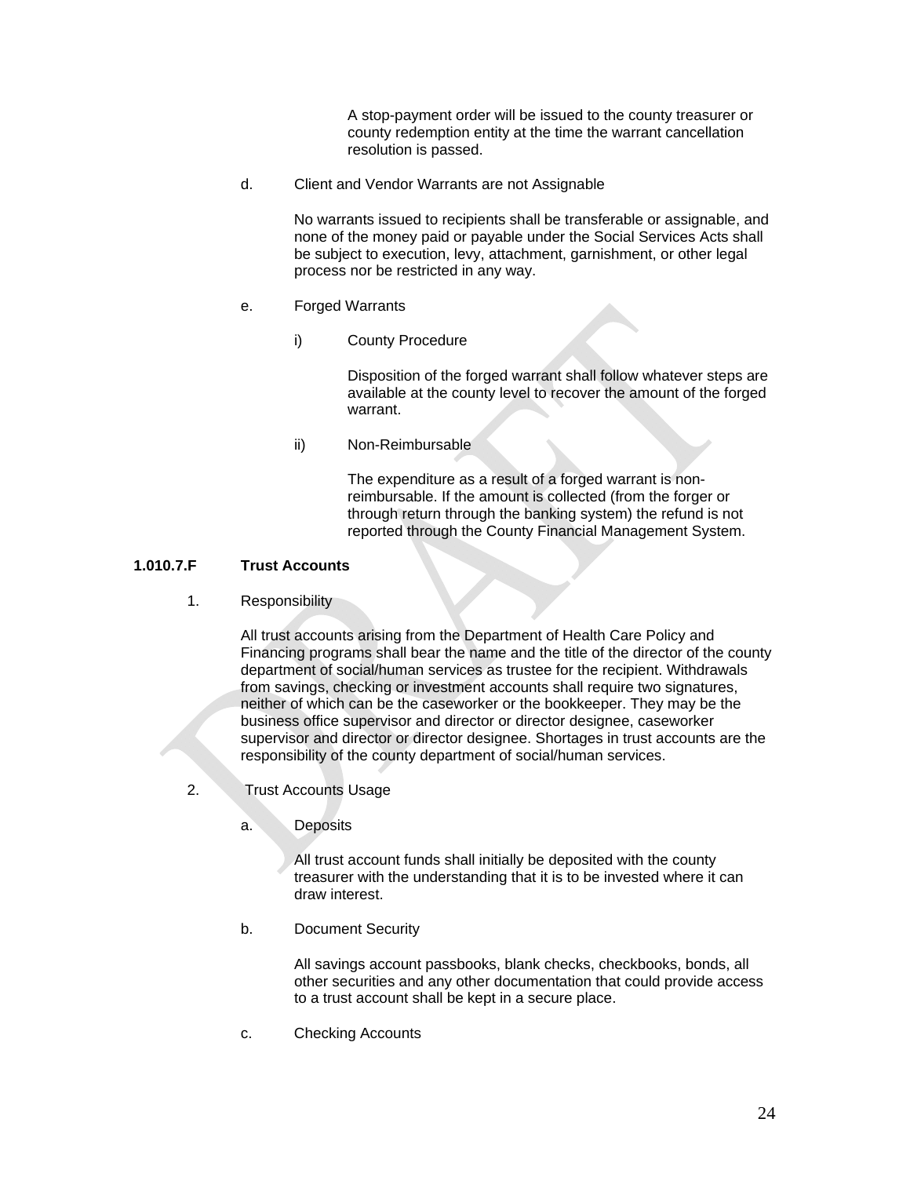A stop-payment order will be issued to the county treasurer or county redemption entity at the time the warrant cancellation resolution is passed.

d. Client and Vendor Warrants are not Assignable

No warrants issued to recipients shall be transferable or assignable, and none of the money paid or payable under the Social Services Acts shall be subject to execution, levy, attachment, garnishment, or other legal process nor be restricted in any way.

e. Forged Warrants

i) County Procedure

Disposition of the forged warrant shall follow whatever steps are available at the county level to recover the amount of the forged warrant.

ii) Non-Reimbursable

The expenditure as a result of a forged warrant is non-reimbursable. If the amount is collected (from the forger or through return through the banking system) the refund is not reported through the County Financial Management System.

### 1.010.7.F Trust Accounts

1. Responsibility

All trust accounts arising from the Department of Health Care Policy and Financing programs shall bear the name and the title of the director of the county department of social/human services as trustee for the recipient. Withdrawals from savings, checking or investment accounts shall require two signatures, neither of which can be the caseworker or the bookkeeper. They may be the business office supervisor and director or director designee, caseworker supervisor and director or director designee. Shortages in trust accounts are the responsibility of the county department of social/human services.

2. Trust Accounts Usage

a. Deposits

All trust account funds shall initially be deposited with the county treasurer with the understanding that it is to be invested where it can draw interest.

b. Document Security

All savings account passbooks, blank checks, checkbooks, bonds, all other securities and any other documentation that could provide access to a trust account shall be kept in a secure place.

c. Checking Accounts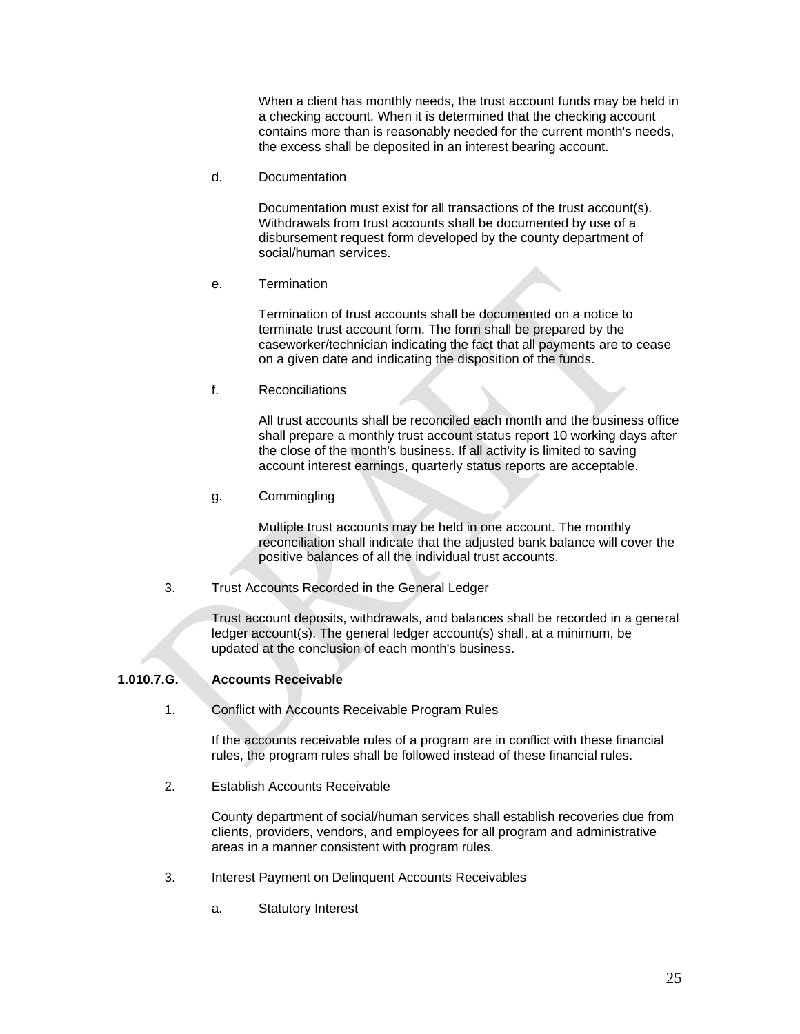When a client has monthly needs, the trust account funds may be held in a checking account. When it is determined that the checking account contains more than is reasonably needed for the current month's needs, the excess shall be deposited in an interest bearing account.

d. Documentation

Documentation must exist for all transactions of the trust account(s). Withdrawals from trust accounts shall be documented by use of a disbursement request form developed by the county department of social/human services.

e. Termination

Termination of trust accounts shall be documented on a notice to terminate trust account form. The form shall be prepared by the caseworker/technician indicating the fact that all payments are to cease on a given date and indicating the disposition of the funds.

f. Reconciliations

All trust accounts shall be reconciled each month and the business office shall prepare a monthly trust account status report 10 working days after the close of the month's business. If all activity is limited to saving account interest earnings, quarterly status reports are acceptable.

g. Commingling

Multiple trust accounts may be held in one account. The monthly reconciliation shall indicate that the adjusted bank balance will cover the positive balances of all the individual trust accounts.

3. Trust Accounts Recorded in the General Ledger

Trust account deposits, withdrawals, and balances shall be recorded in a general ledger account(s). The general ledger account(s) shall, at a minimum, be updated at the conclusion of each month's business.

**1.010.7.G. Accounts Receivable**

1. Conflict with Accounts Receivable Program Rules

If the accounts receivable rules of a program are in conflict with these financial rules, the program rules shall be followed instead of these financial rules.

2. Establish Accounts Receivable

County department of social/human services shall establish recoveries due from clients, providers, vendors, and employees for all program and administrative areas in a manner consistent with program rules.

3. Interest Payment on Delinquent Accounts Receivables

a. Statutory Interest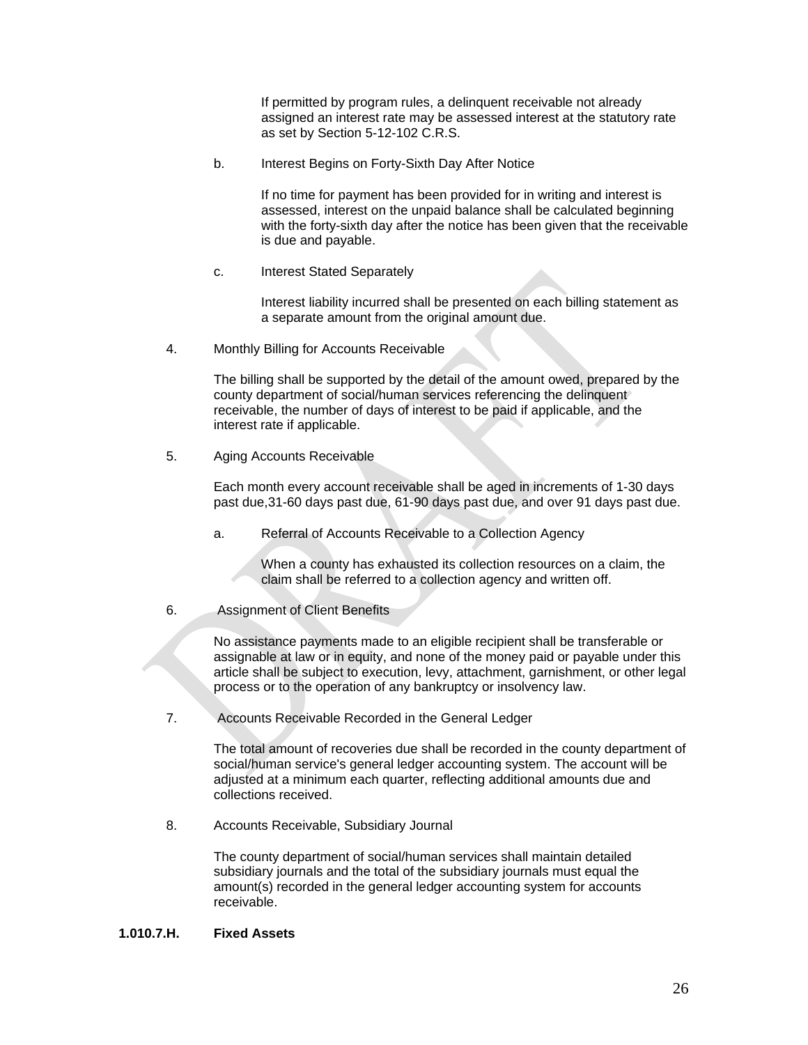If permitted by program rules, a delinquent receivable not already assigned an interest rate may be assessed interest at the statutory rate as set by Section 5-12-102 C.R.S.

b. Interest Begins on Forty-Sixth Day After Notice

If no time for payment has been provided for in writing and interest is assessed, interest on the unpaid balance shall be calculated beginning with the forty-sixth day after the notice has been given that the receivable is due and payable.

c. Interest Stated Separately

Interest liability incurred shall be presented on each billing statement as a separate amount from the original amount due.

4. Monthly Billing for Accounts Receivable

The billing shall be supported by the detail of the amount owed, prepared by the county department of social/human services referencing the delinquent receivable, the number of days of interest to be paid if applicable, and the interest rate if applicable.

5. Aging Accounts Receivable

Each month every account receivable shall be aged in increments of 1-30 days past due,31-60 days past due, 61-90 days past due, and over 91 days past due.

a. Referral of Accounts Receivable to a Collection Agency

When a county has exhausted its collection resources on a claim, the claim shall be referred to a collection agency and written off.

6. Assignment of Client Benefits

No assistance payments made to an eligible recipient shall be transferable or assignable at law or in equity, and none of the money paid or payable under this article shall be subject to execution, levy, attachment, garnishment, or other legal process or to the operation of any bankruptcy or insolvency law.

7. Accounts Receivable Recorded in the General Ledger

The total amount of recoveries due shall be recorded in the county department of social/human service's general ledger accounting system. The account will be adjusted at a minimum each quarter, reflecting additional amounts due and collections received.

8. Accounts Receivable, Subsidiary Journal

The county department of social/human services shall maintain detailed subsidiary journals and the total of the subsidiary journals must equal the amount(s) recorded in the general ledger accounting system for accounts receivable.

**1.010.7.H. Fixed Assets**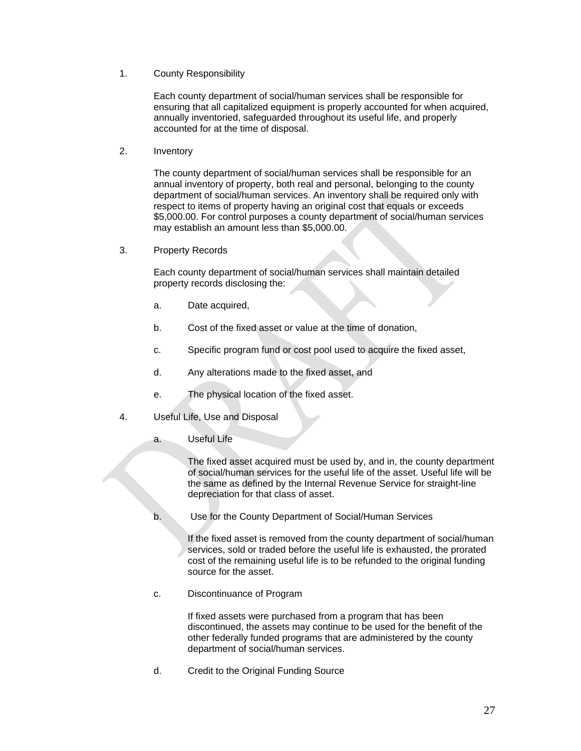1. County Responsibility

   Each county department of social/human services shall be responsible for ensuring that all capitalized equipment is properly accounted for when acquired, annually inventoried, safeguarded throughout its useful life, and properly accounted for at the time of disposal.

2. Inventory

   The county department of social/human services shall be responsible for an annual inventory of property, both real and personal, belonging to the county department of social/human services. An inventory shall be required only with respect to items of property having an original cost that equals or exceeds $5,000.00. For control purposes a county department of social/human services may establish an amount less than $5,000.00.

3. Property Records

   Each county department of social/human services shall maintain detailed property records disclosing the:

   a. Date acquired,

   b. Cost of the fixed asset or value at the time of donation,

   c. Specific program fund or cost pool used to acquire the fixed asset,

   d. Any alterations made to the fixed asset, and

   e. The physical location of the fixed asset.

4. Useful Life, Use and Disposal

   a. Useful Life

      The fixed asset acquired must be used by, and in, the county department of social/human services for the useful life of the asset. Useful life will be the same as defined by the Internal Revenue Service for straight-line depreciation for that class of asset.

   b. Use for the County Department of Social/Human Services

      If the fixed asset is removed from the county department of social/human services, sold or traded before the useful life is exhausted, the prorated cost of the remaining useful life is to be refunded to the original funding source for the asset.

   c. Discontinuance of Program

      If fixed assets were purchased from a program that has been discontinued, the assets may continue to be used for the benefit of the other federally funded programs that are administered by the county department of social/human services.

   d. Credit to the Original Funding Source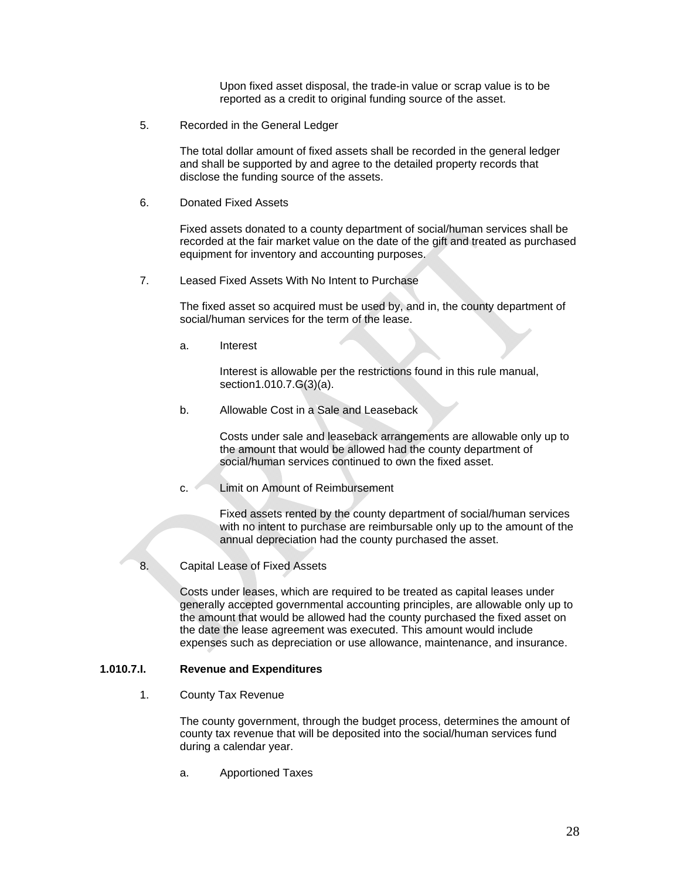Upon fixed asset disposal, the trade-in value or scrap value is to be reported as a credit to original funding source of the asset.

5. Recorded in the General Ledger

   The total dollar amount of fixed assets shall be recorded in the general ledger and shall be supported by and agree to the detailed property records that disclose the funding source of the assets.

6. Donated Fixed Assets

   Fixed assets donated to a county department of social/human services shall be recorded at the fair market value on the date of the gift and treated as purchased equipment for inventory and accounting purposes.

7. Leased Fixed Assets With No Intent to Purchase

   The fixed asset so acquired must be used by, and in, the county department of social/human services for the term of the lease.

   a. Interest

      Interest is allowable per the restrictions found in this rule manual, section1.010.7.G(3)(a).

   b. Allowable Cost in a Sale and Leaseback

      Costs under sale and leaseback arrangements are allowable only up to the amount that would be allowed had the county department of social/human services continued to own the fixed asset.

   c. Limit on Amount of Reimbursement

      Fixed assets rented by the county department of social/human services with no intent to purchase are reimbursable only up to the amount of the annual depreciation had the county purchased the asset.

8. Capital Lease of Fixed Assets

   Costs under leases, which are required to be treated as capital leases under generally accepted governmental accounting principles, are allowable only up to the amount that would be allowed had the county purchased the fixed asset on the date the lease agreement was executed. This amount would include expenses such as depreciation or use allowance, maintenance, and insurance.

**1.010.7.I. Revenue and Expenditures**

1. County Tax Revenue

   The county government, through the budget process, determines the amount of county tax revenue that will be deposited into the social/human services fund during a calendar year.

   a. Apportioned Taxes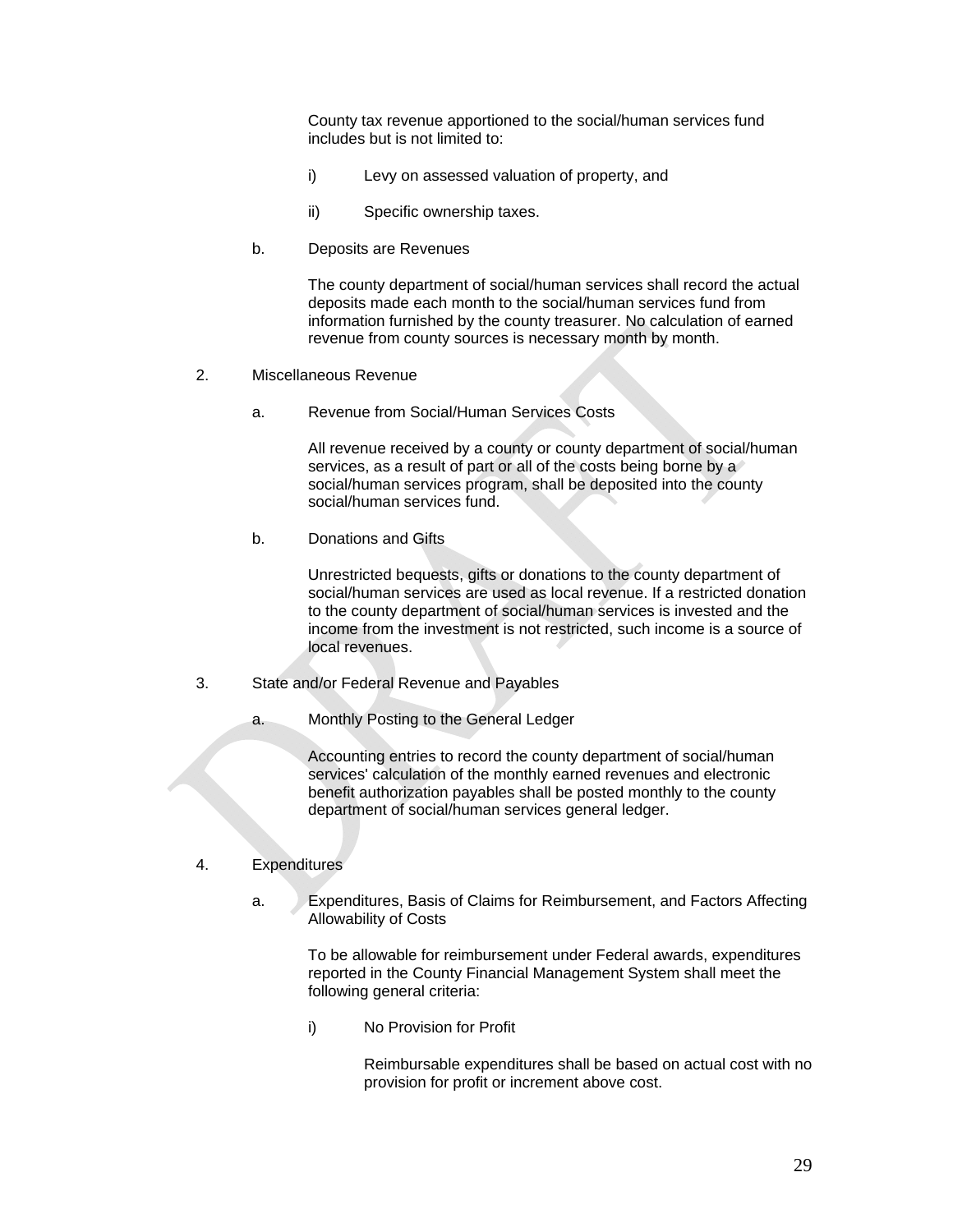County tax revenue apportioned to the social/human services fund includes but is not limited to:

i) Levy on assessed valuation of property, and

ii) Specific ownership taxes.

b. Deposits are Revenues

The county department of social/human services shall record the actual deposits made each month to the social/human services fund from information furnished by the county treasurer. No calculation of earned revenue from county sources is necessary month by month.

2. Miscellaneous Revenue

a. Revenue from Social/Human Services Costs

All revenue received by a county or county department of social/human services, as a result of part or all of the costs being borne by a social/human services program, shall be deposited into the county social/human services fund.

b. Donations and Gifts

Unrestricted bequests, gifts or donations to the county department of social/human services are used as local revenue. If a restricted donation to the county department of social/human services is invested and the income from the investment is not restricted, such income is a source of local revenues.

3. State and/or Federal Revenue and Payables

a. Monthly Posting to the General Ledger

Accounting entries to record the county department of social/human services' calculation of the monthly earned revenues and electronic benefit authorization payables shall be posted monthly to the county department of social/human services general ledger.

4. Expenditures

a. Expenditures, Basis of Claims for Reimbursement, and Factors Affecting Allowability of Costs

To be allowable for reimbursement under Federal awards, expenditures reported in the County Financial Management System shall meet the following general criteria:

i) No Provision for Profit

Reimbursable expenditures shall be based on actual cost with no provision for profit or increment above cost.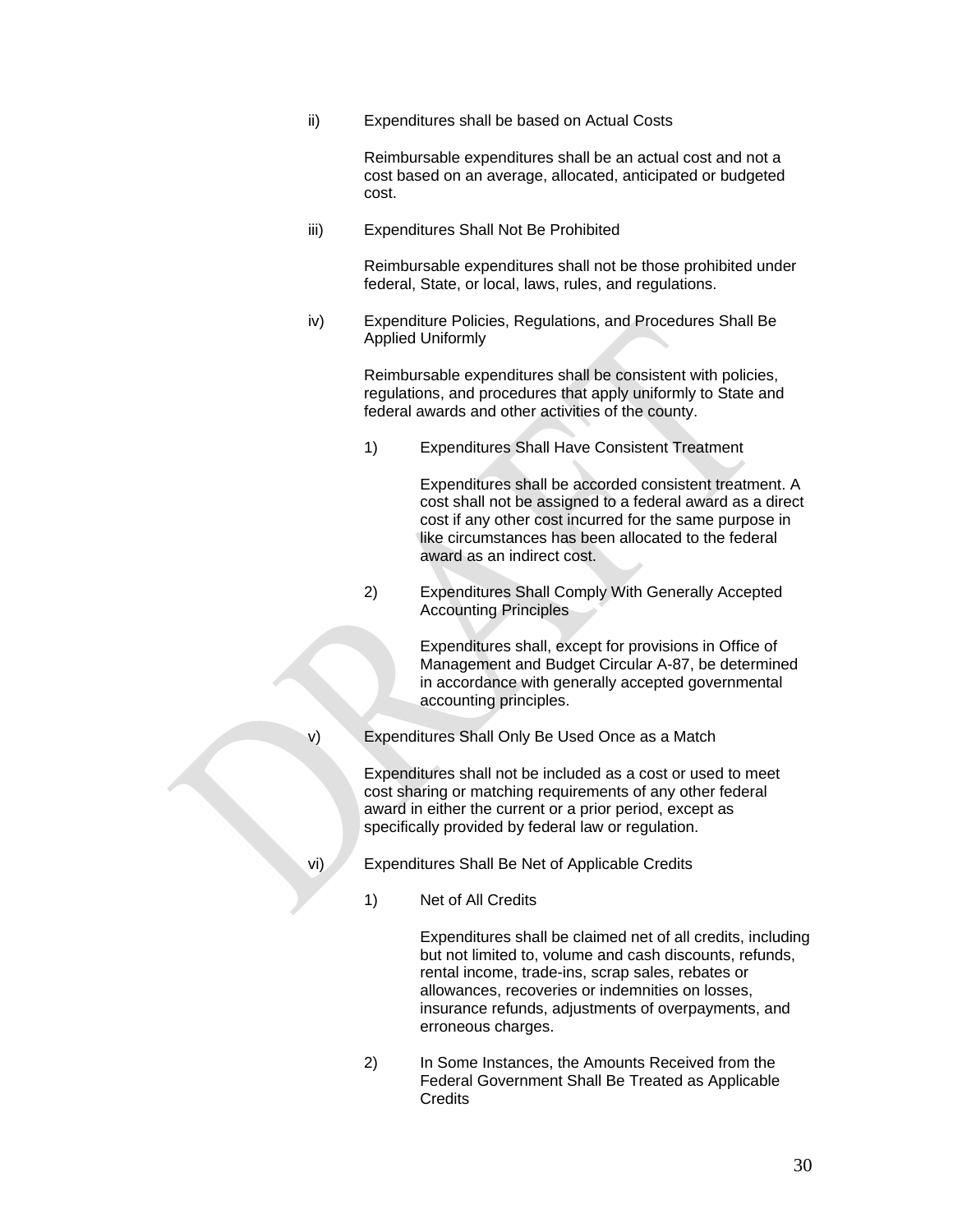ii) Expenditures shall be based on Actual Costs

Reimbursable expenditures shall be an actual cost and not a cost based on an average, allocated, anticipated or budgeted cost.

iii) Expenditures Shall Not Be Prohibited

Reimbursable expenditures shall not be those prohibited under federal, State, or local, laws, rules, and regulations.

iv) Expenditure Policies, Regulations, and Procedures Shall Be Applied Uniformly

Reimbursable expenditures shall be consistent with policies, regulations, and procedures that apply uniformly to State and federal awards and other activities of the county.

1) Expenditures Shall Have Consistent Treatment

Expenditures shall be accorded consistent treatment. A cost shall not be assigned to a federal award as a direct cost if any other cost incurred for the same purpose in like circumstances has been allocated to the federal award as an indirect cost.

2) Expenditures Shall Comply With Generally Accepted Accounting Principles

Expenditures shall, except for provisions in Office of Management and Budget Circular A-87, be determined in accordance with generally accepted governmental accounting principles.

v) Expenditures Shall Only Be Used Once as a Match

Expenditures shall not be included as a cost or used to meet cost sharing or matching requirements of any other federal award in either the current or a prior period, except as specifically provided by federal law or regulation.

vi) Expenditures Shall Be Net of Applicable Credits

1) Net of All Credits

Expenditures shall be claimed net of all credits, including but not limited to, volume and cash discounts, refunds, rental income, trade-ins, scrap sales, rebates or allowances, recoveries or indemnities on losses, insurance refunds, adjustments of overpayments, and erroneous charges.

2) In Some Instances, the Amounts Received from the Federal Government Shall Be Treated as Applicable Credits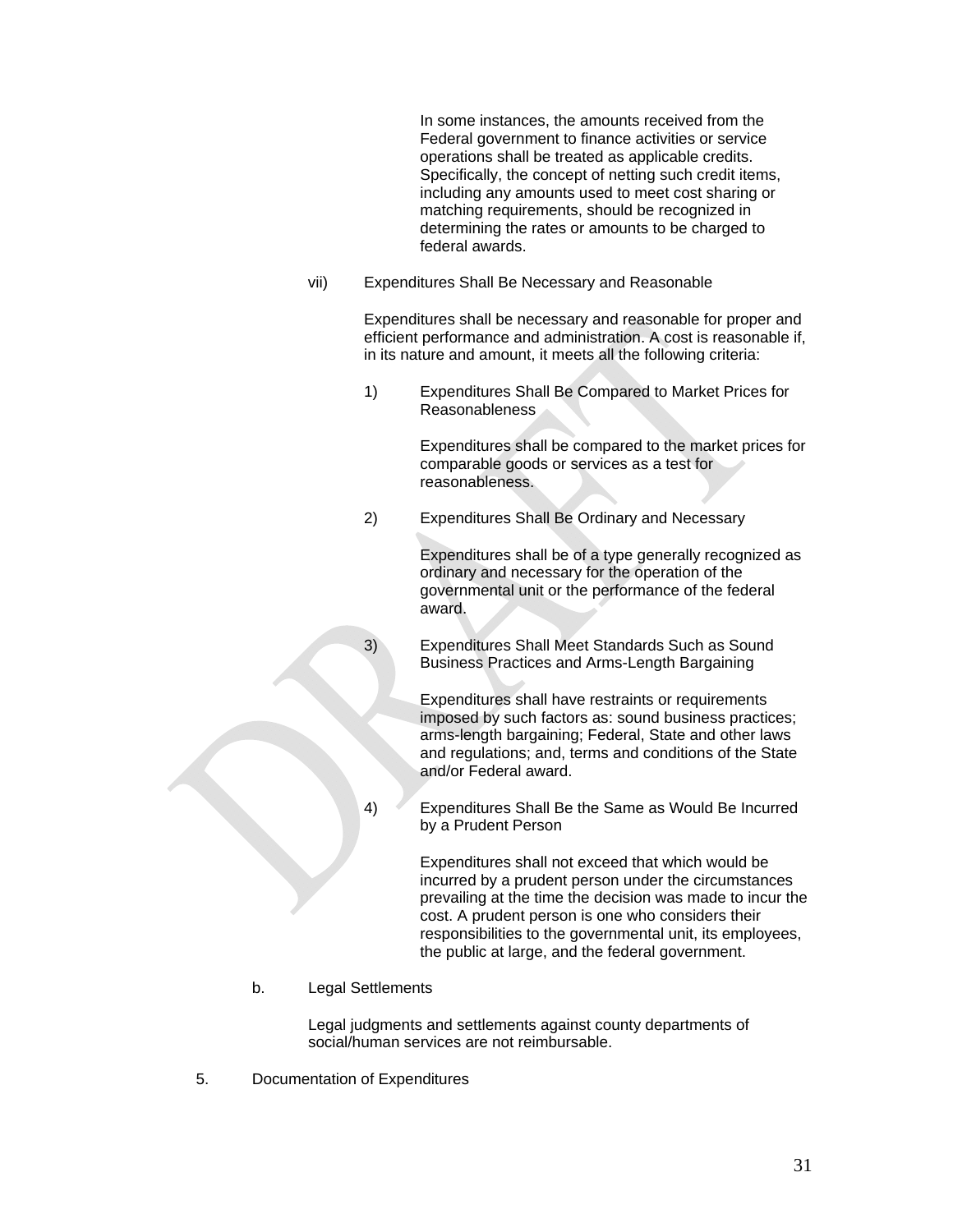In some instances, the amounts received from the Federal government to finance activities or service operations shall be treated as applicable credits. Specifically, the concept of netting such credit items, including any amounts used to meet cost sharing or matching requirements, should be recognized in determining the rates or amounts to be charged to federal awards.

vii) Expenditures Shall Be Necessary and Reasonable

Expenditures shall be necessary and reasonable for proper and efficient performance and administration. A cost is reasonable if, in its nature and amount, it meets all the following criteria:

1) Expenditures Shall Be Compared to Market Prices for Reasonableness

   Expenditures shall be compared to the market prices for comparable goods or services as a test for reasonableness.

2) Expenditures Shall Be Ordinary and Necessary

   Expenditures shall be of a type generally recognized as ordinary and necessary for the operation of the governmental unit or the performance of the federal award.

3) Expenditures Shall Meet Standards Such as Sound Business Practices and Arms-Length Bargaining

   Expenditures shall have restraints or requirements imposed by such factors as: sound business practices; arms-length bargaining; Federal, State and other laws and regulations; and, terms and conditions of the State and/or Federal award.

4) Expenditures Shall Be the Same as Would Be Incurred by a Prudent Person

   Expenditures shall not exceed that which would be incurred by a prudent person under the circumstances prevailing at the time the decision was made to incur the cost. A prudent person is one who considers their responsibilities to the governmental unit, its employees, the public at large, and the federal government.

b. Legal Settlements

Legal judgments and settlements against county departments of social/human services are not reimbursable.

5. Documentation of Expenditures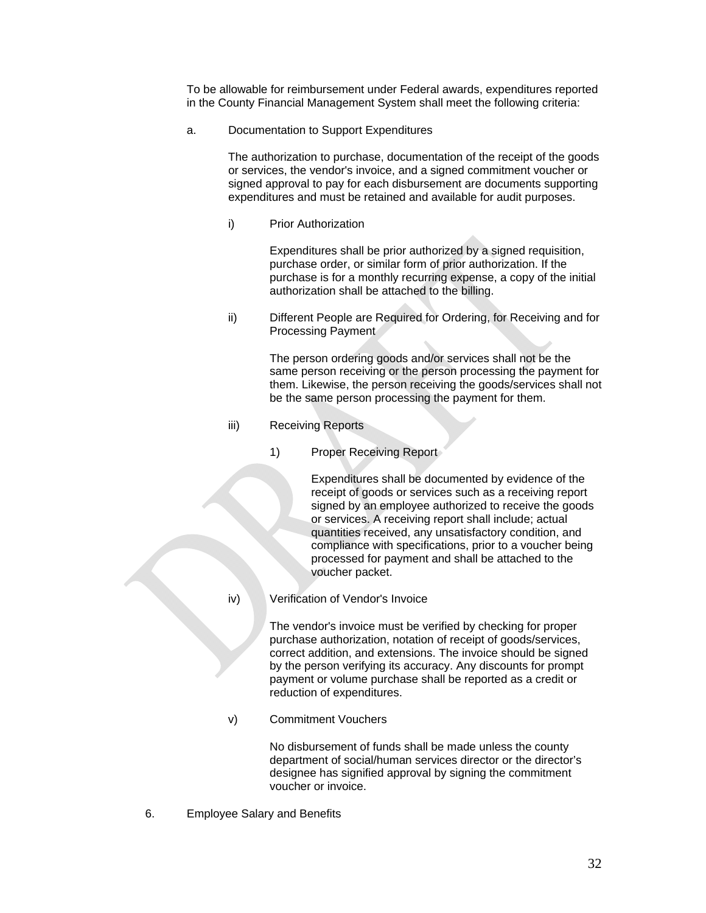To be allowable for reimbursement under Federal awards, expenditures reported in the County Financial Management System shall meet the following criteria:

a. Documentation to Support Expenditures

The authorization to purchase, documentation of the receipt of the goods or services, the vendor's invoice, and a signed commitment voucher or signed approval to pay for each disbursement are documents supporting expenditures and must be retained and available for audit purposes.

i) Prior Authorization

Expenditures shall be prior authorized by a signed requisition, purchase order, or similar form of prior authorization. If the purchase is for a monthly recurring expense, a copy of the initial authorization shall be attached to the billing.

ii) Different People are Required for Ordering, for Receiving and for Processing Payment

The person ordering goods and/or services shall not be the same person receiving or the person processing the payment for them. Likewise, the person receiving the goods/services shall not be the same person processing the payment for them.

iii) Receiving Reports

1) Proper Receiving Report

Expenditures shall be documented by evidence of the receipt of goods or services such as a receiving report signed by an employee authorized to receive the goods or services. A receiving report shall include; actual quantities received, any unsatisfactory condition, and compliance with specifications, prior to a voucher being processed for payment and shall be attached to the voucher packet.

iv) Verification of Vendor's Invoice

The vendor's invoice must be verified by checking for proper purchase authorization, notation of receipt of goods/services, correct addition, and extensions. The invoice should be signed by the person verifying its accuracy. Any discounts for prompt payment or volume purchase shall be reported as a credit or reduction of expenditures.

v) Commitment Vouchers

No disbursement of funds shall be made unless the county department of social/human services director or the director's designee has signified approval by signing the commitment voucher or invoice.

6. Employee Salary and Benefits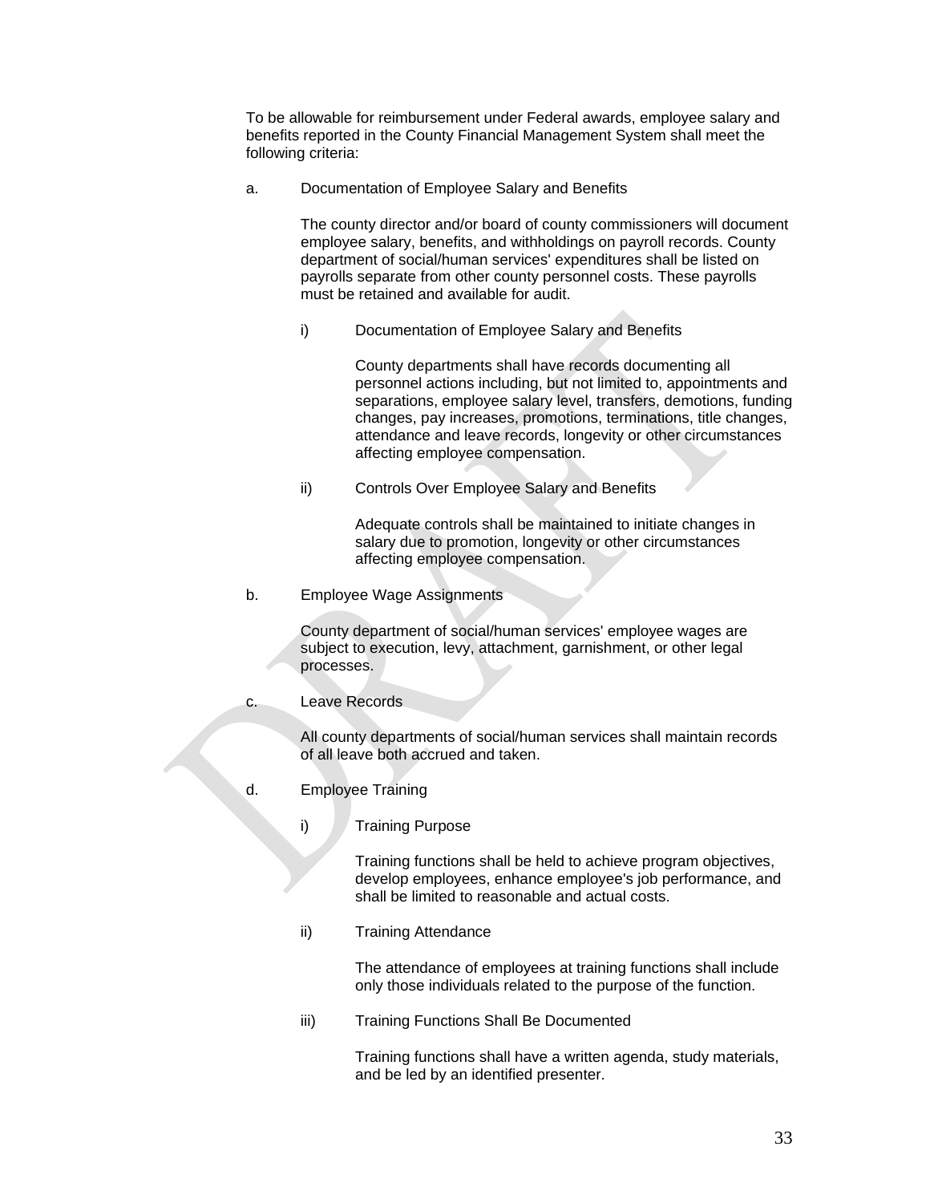To be allowable for reimbursement under Federal awards, employee salary and benefits reported in the County Financial Management System shall meet the following criteria:

a. Documentation of Employee Salary and Benefits

The county director and/or board of county commissioners will document employee salary, benefits, and withholdings on payroll records. County department of social/human services' expenditures shall be listed on payrolls separate from other county personnel costs. These payrolls must be retained and available for audit.

i) Documentation of Employee Salary and Benefits

County departments shall have records documenting all personnel actions including, but not limited to, appointments and separations, employee salary level, transfers, demotions, funding changes, pay increases, promotions, terminations, title changes, attendance and leave records, longevity or other circumstances affecting employee compensation.

ii) Controls Over Employee Salary and Benefits

Adequate controls shall be maintained to initiate changes in salary due to promotion, longevity or other circumstances affecting employee compensation.

b. Employee Wage Assignments

County department of social/human services' employee wages are subject to execution, levy, attachment, garnishment, or other legal processes.

c. Leave Records

All county departments of social/human services shall maintain records of all leave both accrued and taken.

d. Employee Training

i) Training Purpose

Training functions shall be held to achieve program objectives, develop employees, enhance employee's job performance, and shall be limited to reasonable and actual costs.

ii) Training Attendance

The attendance of employees at training functions shall include only those individuals related to the purpose of the function.

iii) Training Functions Shall Be Documented

Training functions shall have a written agenda, study materials, and be led by an identified presenter.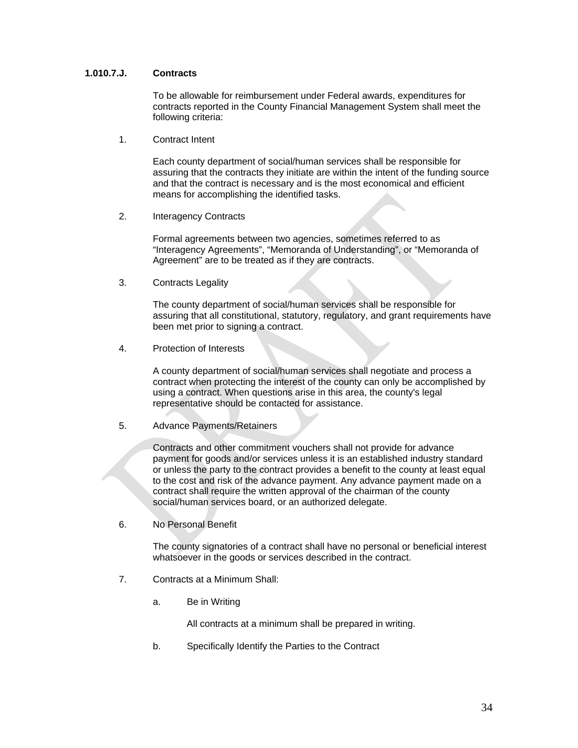### 1.010.7.J. Contracts

To be allowable for reimbursement under Federal awards, expenditures for contracts reported in the County Financial Management System shall meet the following criteria:

1. Contract Intent

   Each county department of social/human services shall be responsible for assuring that the contracts they initiate are within the intent of the funding source and that the contract is necessary and is the most economical and efficient means for accomplishing the identified tasks.

2. Interagency Contracts

   Formal agreements between two agencies, sometimes referred to as "Interagency Agreements", "Memoranda of Understanding", or "Memoranda of Agreement" are to be treated as if they are contracts.

3. Contracts Legality

   The county department of social/human services shall be responsible for assuring that all constitutional, statutory, regulatory, and grant requirements have been met prior to signing a contract.

4. Protection of Interests

   A county department of social/human services shall negotiate and process a contract when protecting the interest of the county can only be accomplished by using a contract. When questions arise in this area, the county's legal representative should be contacted for assistance.

5. Advance Payments/Retainers

   Contracts and other commitment vouchers shall not provide for advance payment for goods and/or services unless it is an established industry standard or unless the party to the contract provides a benefit to the county at least equal to the cost and risk of the advance payment. Any advance payment made on a contract shall require the written approval of the chairman of the county social/human services board, or an authorized delegate.

6. No Personal Benefit

   The county signatories of a contract shall have no personal or beneficial interest whatsoever in the goods or services described in the contract.

7. Contracts at a Minimum Shall:

   a. Be in Writing

      All contracts at a minimum shall be prepared in writing.

   b. Specifically Identify the Parties to the Contract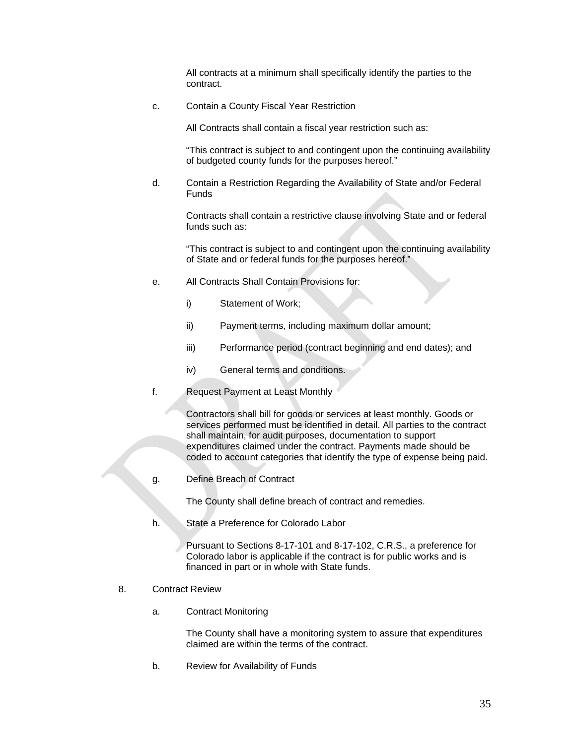All contracts at a minimum shall specifically identify the parties to the contract.

c. Contain a County Fiscal Year Restriction

All Contracts shall contain a fiscal year restriction such as:

"This contract is subject to and contingent upon the continuing availability of budgeted county funds for the purposes hereof."

d. Contain a Restriction Regarding the Availability of State and/or Federal Funds

Contracts shall contain a restrictive clause involving State and or federal funds such as:

"This contract is subject to and contingent upon the continuing availability of State and or federal funds for the purposes hereof."

e. All Contracts Shall Contain Provisions for:

i) Statement of Work;

ii) Payment terms, including maximum dollar amount;

iii) Performance period (contract beginning and end dates); and

iv) General terms and conditions.

f. Request Payment at Least Monthly

Contractors shall bill for goods or services at least monthly. Goods or services performed must be identified in detail. All parties to the contract shall maintain, for audit purposes, documentation to support expenditures claimed under the contract. Payments made should be coded to account categories that identify the type of expense being paid.

g. Define Breach of Contract

The County shall define breach of contract and remedies.

h. State a Preference for Colorado Labor

Pursuant to Sections 8-17-101 and 8-17-102, C.R.S., a preference for Colorado labor is applicable if the contract is for public works and is financed in part or in whole with State funds.

8. Contract Review

a. Contract Monitoring

The County shall have a monitoring system to assure that expenditures claimed are within the terms of the contract.

b. Review for Availability of Funds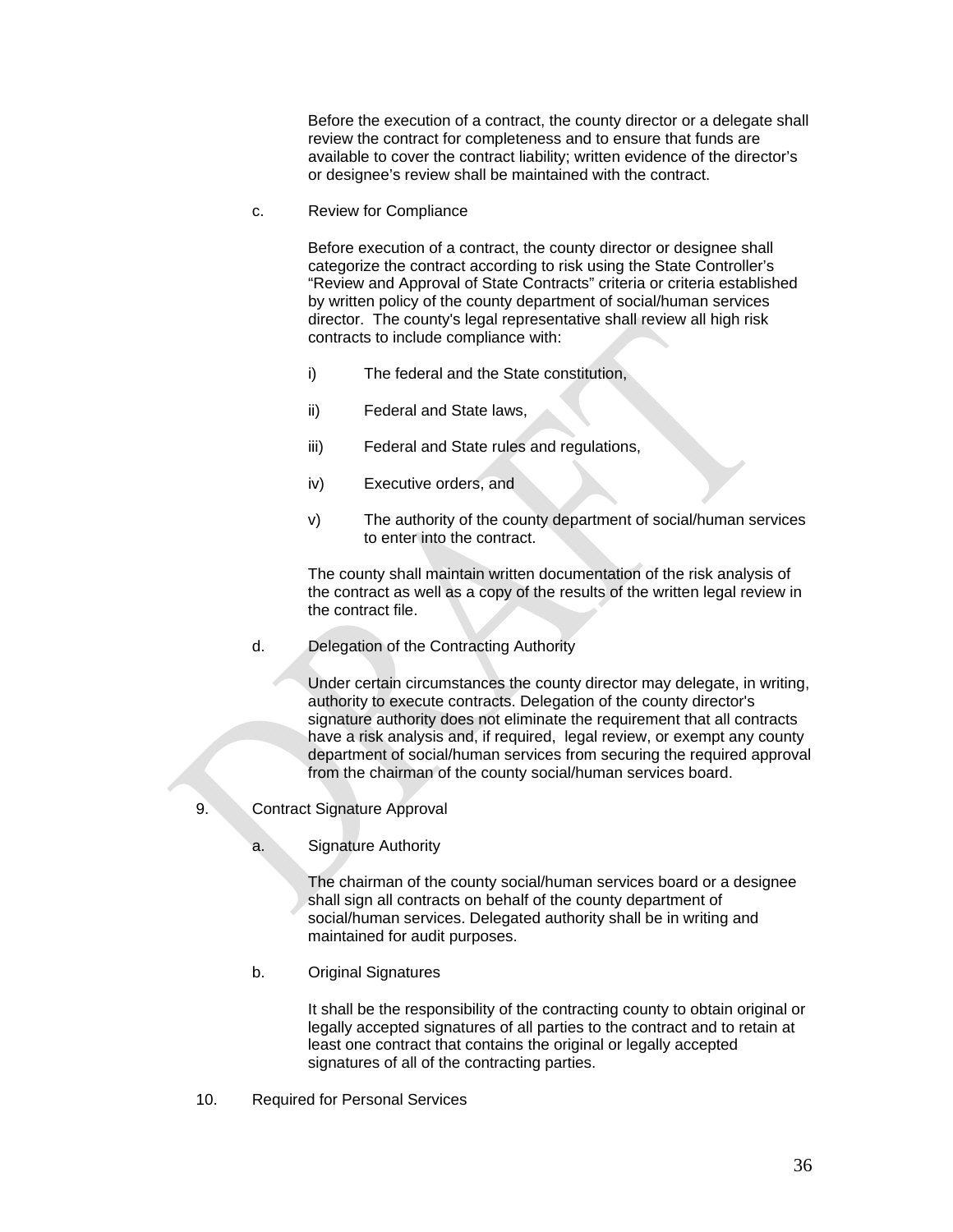Before the execution of a contract, the county director or a delegate shall review the contract for completeness and to ensure that funds are available to cover the contract liability; written evidence of the director's or designee's review shall be maintained with the contract.

c. Review for Compliance

Before execution of a contract, the county director or designee shall categorize the contract according to risk using the State Controller's "Review and Approval of State Contracts" criteria or criteria established by written policy of the county department of social/human services director. The county's legal representative shall review all high risk contracts to include compliance with:

i) The federal and the State constitution,

ii) Federal and State laws,

iii) Federal and State rules and regulations,

iv) Executive orders, and

v) The authority of the county department of social/human services to enter into the contract.

The county shall maintain written documentation of the risk analysis of the contract as well as a copy of the results of the written legal review in the contract file.

d. Delegation of the Contracting Authority

Under certain circumstances the county director may delegate, in writing, authority to execute contracts. Delegation of the county director's signature authority does not eliminate the requirement that all contracts have a risk analysis and, if required, legal review, or exempt any county department of social/human services from securing the required approval from the chairman of the county social/human services board.

9. Contract Signature Approval

a. Signature Authority

The chairman of the county social/human services board or a designee shall sign all contracts on behalf of the county department of social/human services. Delegated authority shall be in writing and maintained for audit purposes.

b. Original Signatures

It shall be the responsibility of the contracting county to obtain original or legally accepted signatures of all parties to the contract and to retain at least one contract that contains the original or legally accepted signatures of all of the contracting parties.

10. Required for Personal Services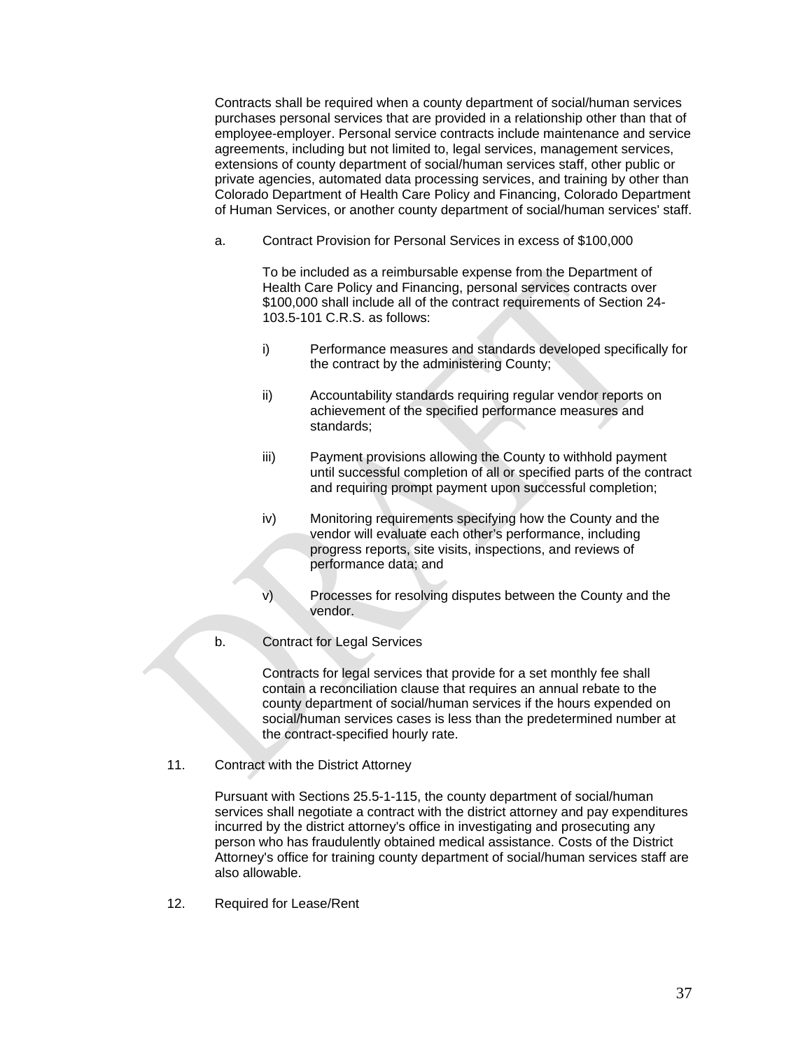Contracts shall be required when a county department of social/human services purchases personal services that are provided in a relationship other than that of employee-employer. Personal service contracts include maintenance and service agreements, including but not limited to, legal services, management services, extensions of county department of social/human services staff, other public or private agencies, automated data processing services, and training by other than Colorado Department of Health Care Policy and Financing, Colorado Department of Human Services, or another county department of social/human services' staff.

a. Contract Provision for Personal Services in excess of $100,000

To be included as a reimbursable expense from the Department of Health Care Policy and Financing, personal services contracts over $100,000 shall include all of the contract requirements of Section 24-103.5-101 C.R.S. as follows:

i) Performance measures and standards developed specifically for the contract by the administering County;

ii) Accountability standards requiring regular vendor reports on achievement of the specified performance measures and standards;

iii) Payment provisions allowing the County to withhold payment until successful completion of all or specified parts of the contract and requiring prompt payment upon successful completion;

iv) Monitoring requirements specifying how the County and the vendor will evaluate each other's performance, including progress reports, site visits, inspections, and reviews of performance data; and

v) Processes for resolving disputes between the County and the vendor.

b. Contract for Legal Services

Contracts for legal services that provide for a set monthly fee shall contain a reconciliation clause that requires an annual rebate to the county department of social/human services if the hours expended on social/human services cases is less than the predetermined number at the contract-specified hourly rate.

11. Contract with the District Attorney

Pursuant with Sections 25.5-1-115, the county department of social/human services shall negotiate a contract with the district attorney and pay expenditures incurred by the district attorney's office in investigating and prosecuting any person who has fraudulently obtained medical assistance. Costs of the District Attorney's office for training county department of social/human services staff are also allowable.

12. Required for Lease/Rent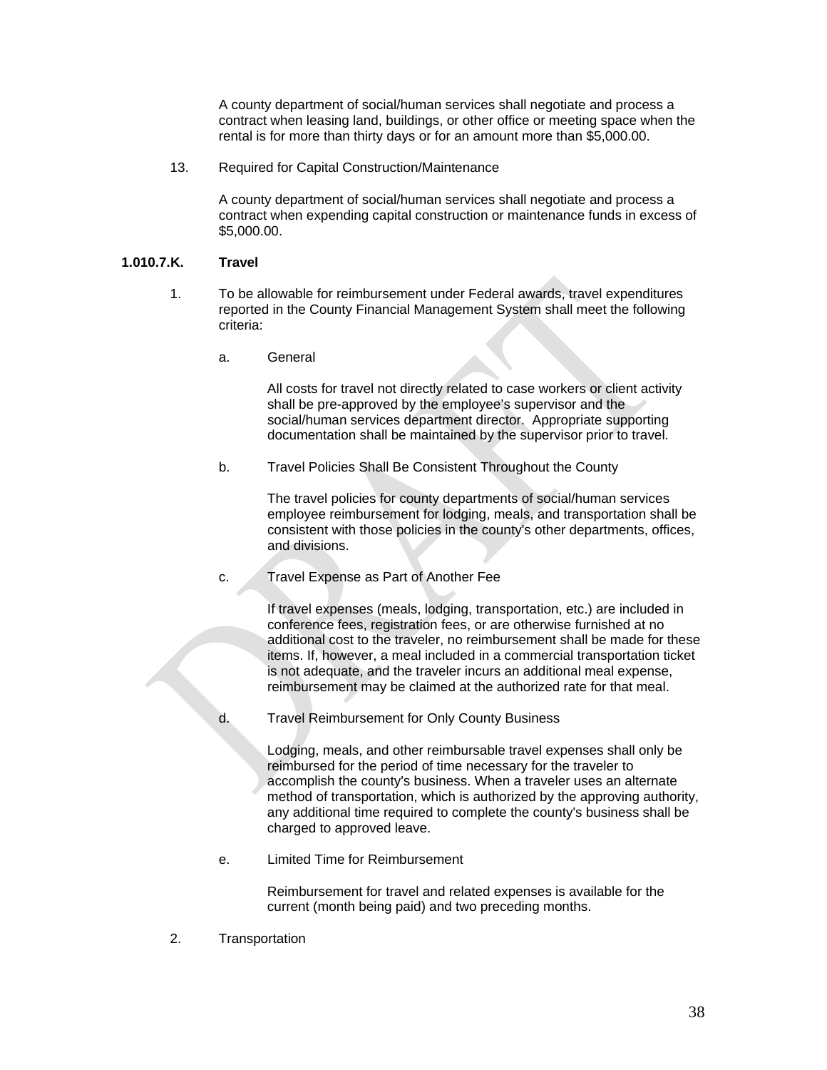A county department of social/human services shall negotiate and process a contract when leasing land, buildings, or other office or meeting space when the rental is for more than thirty days or for an amount more than $5,000.00.

13. Required for Capital Construction/Maintenance

A county department of social/human services shall negotiate and process a contract when expending capital construction or maintenance funds in excess of $5,000.00.

**1.010.7.K. Travel**

1. To be allowable for reimbursement under Federal awards, travel expenditures reported in the County Financial Management System shall meet the following criteria:

   a. General

   All costs for travel not directly related to case workers or client activity shall be pre-approved by the employee's supervisor and the social/human services department director. Appropriate supporting documentation shall be maintained by the supervisor prior to travel.

   b. Travel Policies Shall Be Consistent Throughout the County

   The travel policies for county departments of social/human services employee reimbursement for lodging, meals, and transportation shall be consistent with those policies in the county's other departments, offices, and divisions.

   c. Travel Expense as Part of Another Fee

   If travel expenses (meals, lodging, transportation, etc.) are included in conference fees, registration fees, or are otherwise furnished at no additional cost to the traveler, no reimbursement shall be made for these items. If, however, a meal included in a commercial transportation ticket is not adequate, and the traveler incurs an additional meal expense, reimbursement may be claimed at the authorized rate for that meal.

   d. Travel Reimbursement for Only County Business

   Lodging, meals, and other reimbursable travel expenses shall only be reimbursed for the period of time necessary for the traveler to accomplish the county's business. When a traveler uses an alternate method of transportation, which is authorized by the approving authority, any additional time required to complete the county's business shall be charged to approved leave.

   e. Limited Time for Reimbursement

   Reimbursement for travel and related expenses is available for the current (month being paid) and two preceding months.

2. Transportation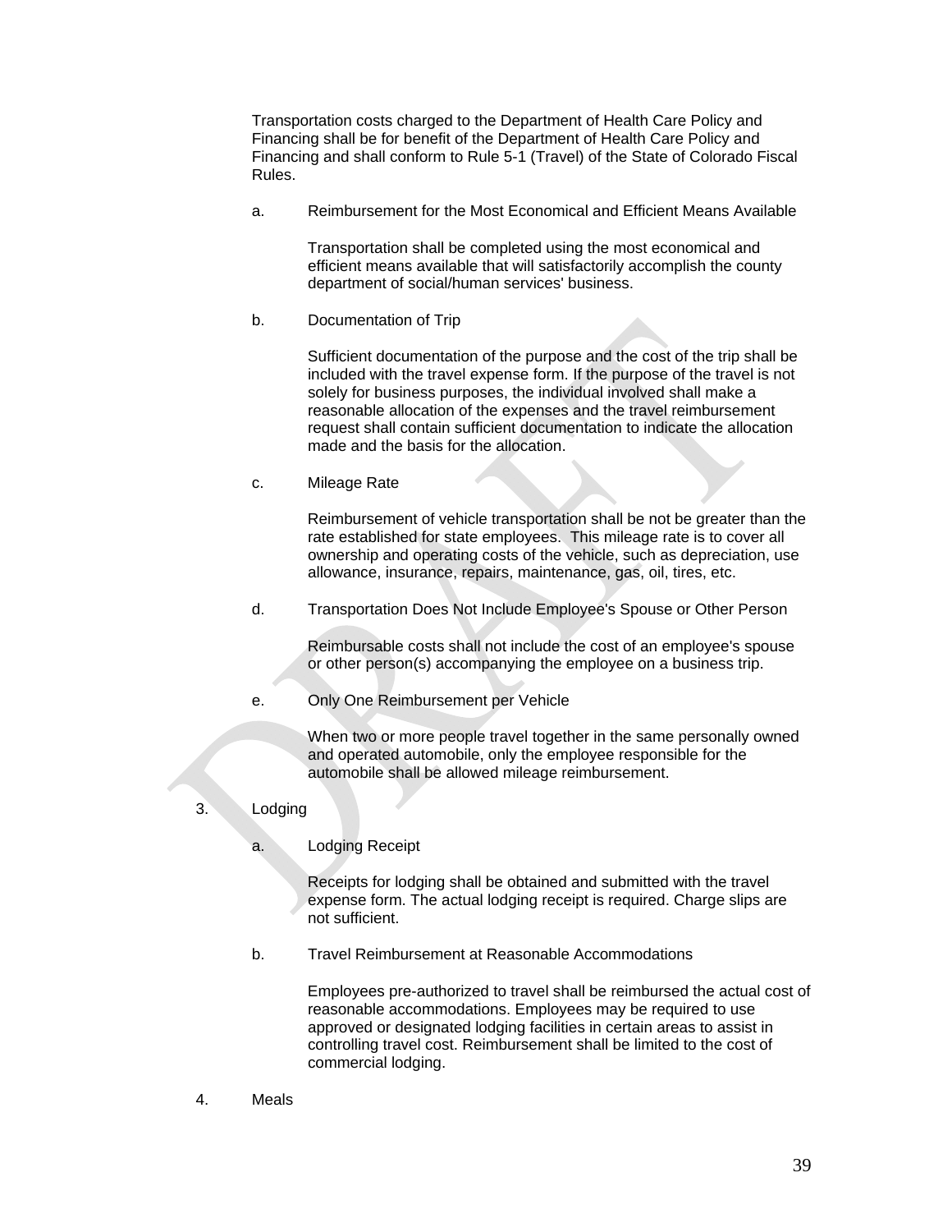Transportation costs charged to the Department of Health Care Policy and Financing shall be for benefit of the Department of Health Care Policy and Financing and shall conform to Rule 5-1 (Travel) of the State of Colorado Fiscal Rules.

a. Reimbursement for the Most Economical and Efficient Means Available

Transportation shall be completed using the most economical and efficient means available that will satisfactorily accomplish the county department of social/human services' business.

b. Documentation of Trip

Sufficient documentation of the purpose and the cost of the trip shall be included with the travel expense form. If the purpose of the travel is not solely for business purposes, the individual involved shall make a reasonable allocation of the expenses and the travel reimbursement request shall contain sufficient documentation to indicate the allocation made and the basis for the allocation.

c. Mileage Rate

Reimbursement of vehicle transportation shall be not be greater than the rate established for state employees. This mileage rate is to cover all ownership and operating costs of the vehicle, such as depreciation, use allowance, insurance, repairs, maintenance, gas, oil, tires, etc.

d. Transportation Does Not Include Employee's Spouse or Other Person

Reimbursable costs shall not include the cost of an employee's spouse or other person(s) accompanying the employee on a business trip.

e. Only One Reimbursement per Vehicle

When two or more people travel together in the same personally owned and operated automobile, only the employee responsible for the automobile shall be allowed mileage reimbursement.

3. Lodging

a. Lodging Receipt

Receipts for lodging shall be obtained and submitted with the travel expense form. The actual lodging receipt is required. Charge slips are not sufficient.

b. Travel Reimbursement at Reasonable Accommodations

Employees pre-authorized to travel shall be reimbursed the actual cost of reasonable accommodations. Employees may be required to use approved or designated lodging facilities in certain areas to assist in controlling travel cost. Reimbursement shall be limited to the cost of commercial lodging.

4. Meals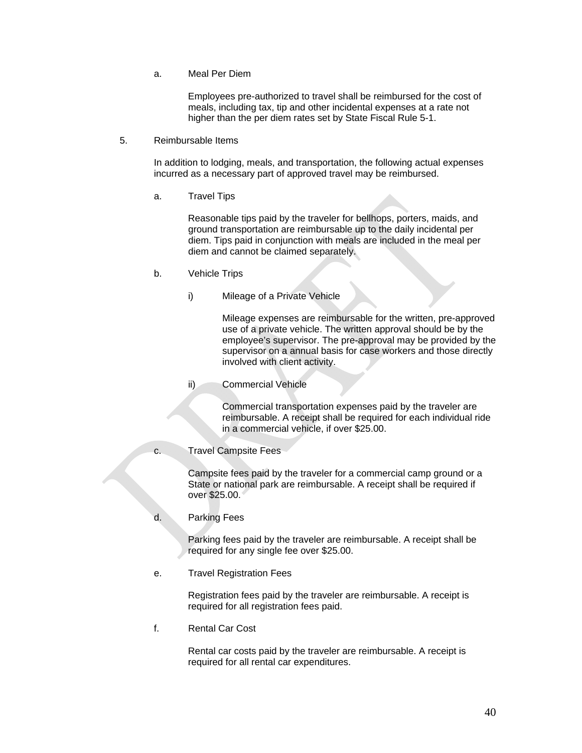a. Meal Per Diem

Employees pre-authorized to travel shall be reimbursed for the cost of meals, including tax, tip and other incidental expenses at a rate not higher than the per diem rates set by State Fiscal Rule 5-1.

5. Reimbursable Items

In addition to lodging, meals, and transportation, the following actual expenses incurred as a necessary part of approved travel may be reimbursed.

a. Travel Tips

Reasonable tips paid by the traveler for bellhops, porters, maids, and ground transportation are reimbursable up to the daily incidental per diem. Tips paid in conjunction with meals are included in the meal per diem and cannot be claimed separately.

b. Vehicle Trips

i) Mileage of a Private Vehicle

Mileage expenses are reimbursable for the written, pre-approved use of a private vehicle. The written approval should be by the employee's supervisor. The pre-approval may be provided by the supervisor on a annual basis for case workers and those directly involved with client activity.

ii) Commercial Vehicle

Commercial transportation expenses paid by the traveler are reimbursable. A receipt shall be required for each individual ride in a commercial vehicle, if over $25.00.

c. Travel Campsite Fees

Campsite fees paid by the traveler for a commercial camp ground or a State or national park are reimbursable. A receipt shall be required if over $25.00.

d. Parking Fees

Parking fees paid by the traveler are reimbursable. A receipt shall be required for any single fee over $25.00.

e. Travel Registration Fees

Registration fees paid by the traveler are reimbursable. A receipt is required for all registration fees paid.

f. Rental Car Cost

Rental car costs paid by the traveler are reimbursable. A receipt is required for all rental car expenditures.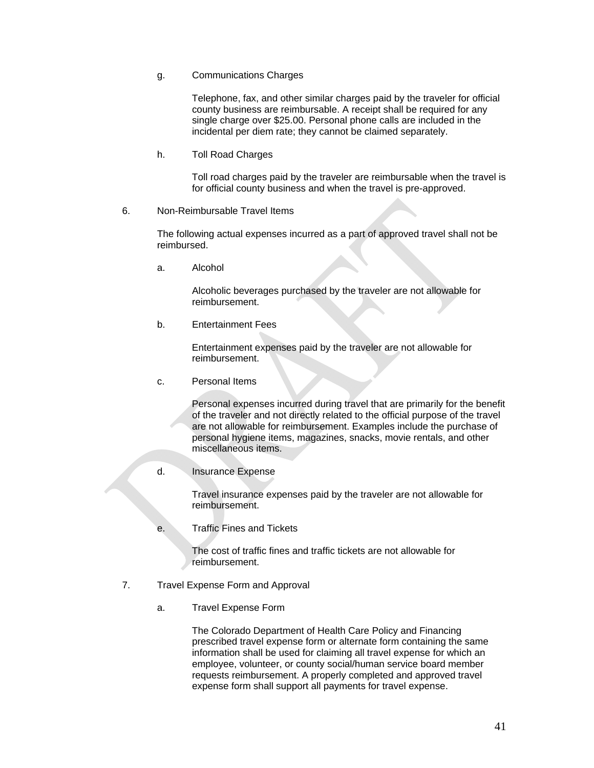g. Communications Charges

Telephone, fax, and other similar charges paid by the traveler for official county business are reimbursable. A receipt shall be required for any single charge over $25.00. Personal phone calls are included in the incidental per diem rate; they cannot be claimed separately.

h. Toll Road Charges

Toll road charges paid by the traveler are reimbursable when the travel is for official county business and when the travel is pre-approved.

6. Non-Reimbursable Travel Items

The following actual expenses incurred as a part of approved travel shall not be reimbursed.

a. Alcohol

Alcoholic beverages purchased by the traveler are not allowable for reimbursement.

b. Entertainment Fees

Entertainment expenses paid by the traveler are not allowable for reimbursement.

c. Personal Items

Personal expenses incurred during travel that are primarily for the benefit of the traveler and not directly related to the official purpose of the travel are not allowable for reimbursement. Examples include the purchase of personal hygiene items, magazines, snacks, movie rentals, and other miscellaneous items.

d. Insurance Expense

Travel insurance expenses paid by the traveler are not allowable for reimbursement.

e. Traffic Fines and Tickets

The cost of traffic fines and traffic tickets are not allowable for reimbursement.

7. Travel Expense Form and Approval

a. Travel Expense Form

The Colorado Department of Health Care Policy and Financing prescribed travel expense form or alternate form containing the same information shall be used for claiming all travel expense for which an employee, volunteer, or county social/human service board member requests reimbursement. A properly completed and approved travel expense form shall support all payments for travel expense.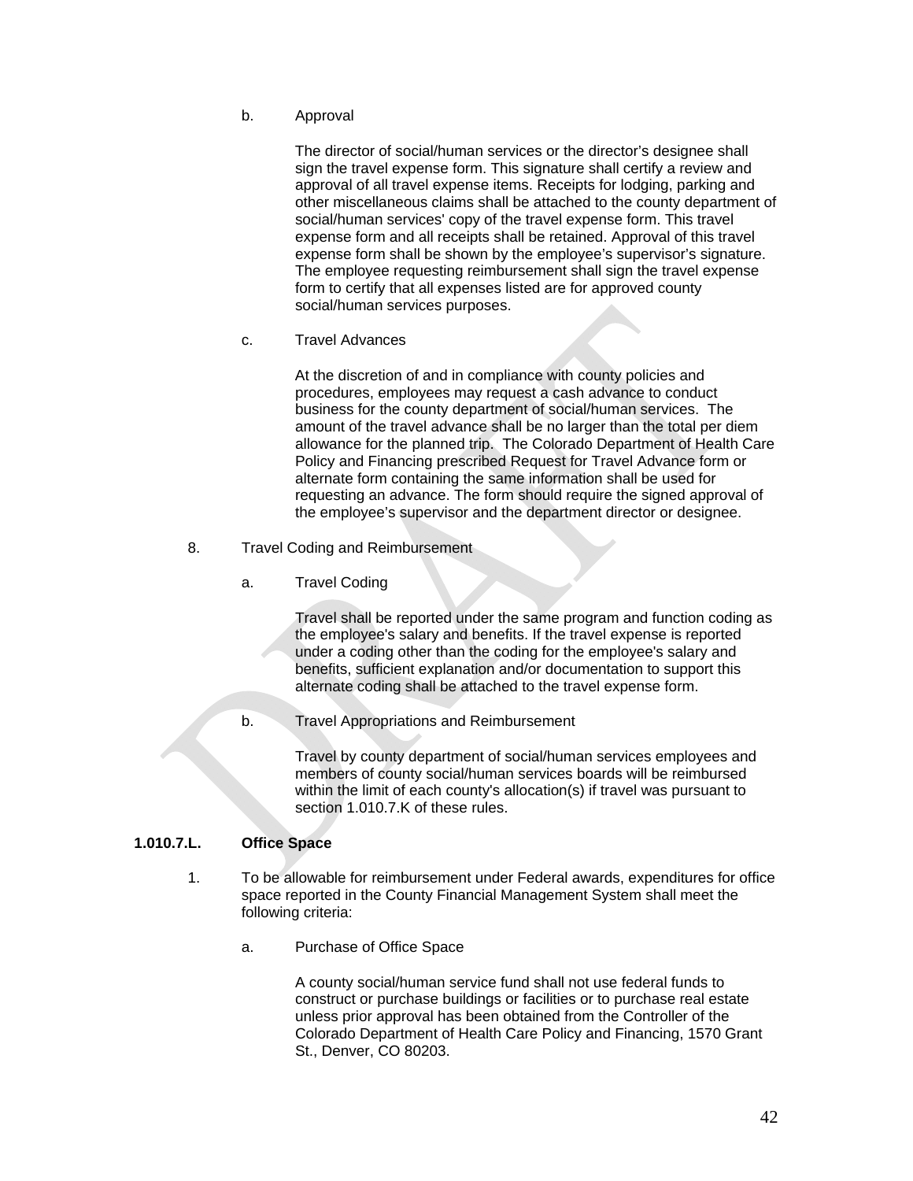b. Approval

The director of social/human services or the director's designee shall sign the travel expense form. This signature shall certify a review and approval of all travel expense items. Receipts for lodging, parking and other miscellaneous claims shall be attached to the county department of social/human services' copy of the travel expense form. This travel expense form and all receipts shall be retained. Approval of this travel expense form shall be shown by the employee's supervisor's signature. The employee requesting reimbursement shall sign the travel expense form to certify that all expenses listed are for approved county social/human services purposes.

c. Travel Advances

At the discretion of and in compliance with county policies and procedures, employees may request a cash advance to conduct business for the county department of social/human services. The amount of the travel advance shall be no larger than the total per diem allowance for the planned trip. The Colorado Department of Health Care Policy and Financing prescribed Request for Travel Advance form or alternate form containing the same information shall be used for requesting an advance. The form should require the signed approval of the employee's supervisor and the department director or designee.

8. Travel Coding and Reimbursement

a. Travel Coding

Travel shall be reported under the same program and function coding as the employee's salary and benefits. If the travel expense is reported under a coding other than the coding for the employee's salary and benefits, sufficient explanation and/or documentation to support this alternate coding shall be attached to the travel expense form.

b. Travel Appropriations and Reimbursement

Travel by county department of social/human services employees and members of county social/human services boards will be reimbursed within the limit of each county's allocation(s) if travel was pursuant to section 1.010.7.K of these rules.

**1.010.7.L. Office Space**

1. To be allowable for reimbursement under Federal awards, expenditures for office space reported in the County Financial Management System shall meet the following criteria:

a. Purchase of Office Space

A county social/human service fund shall not use federal funds to construct or purchase buildings or facilities or to purchase real estate unless prior approval has been obtained from the Controller of the Colorado Department of Health Care Policy and Financing, 1570 Grant St., Denver, CO 80203.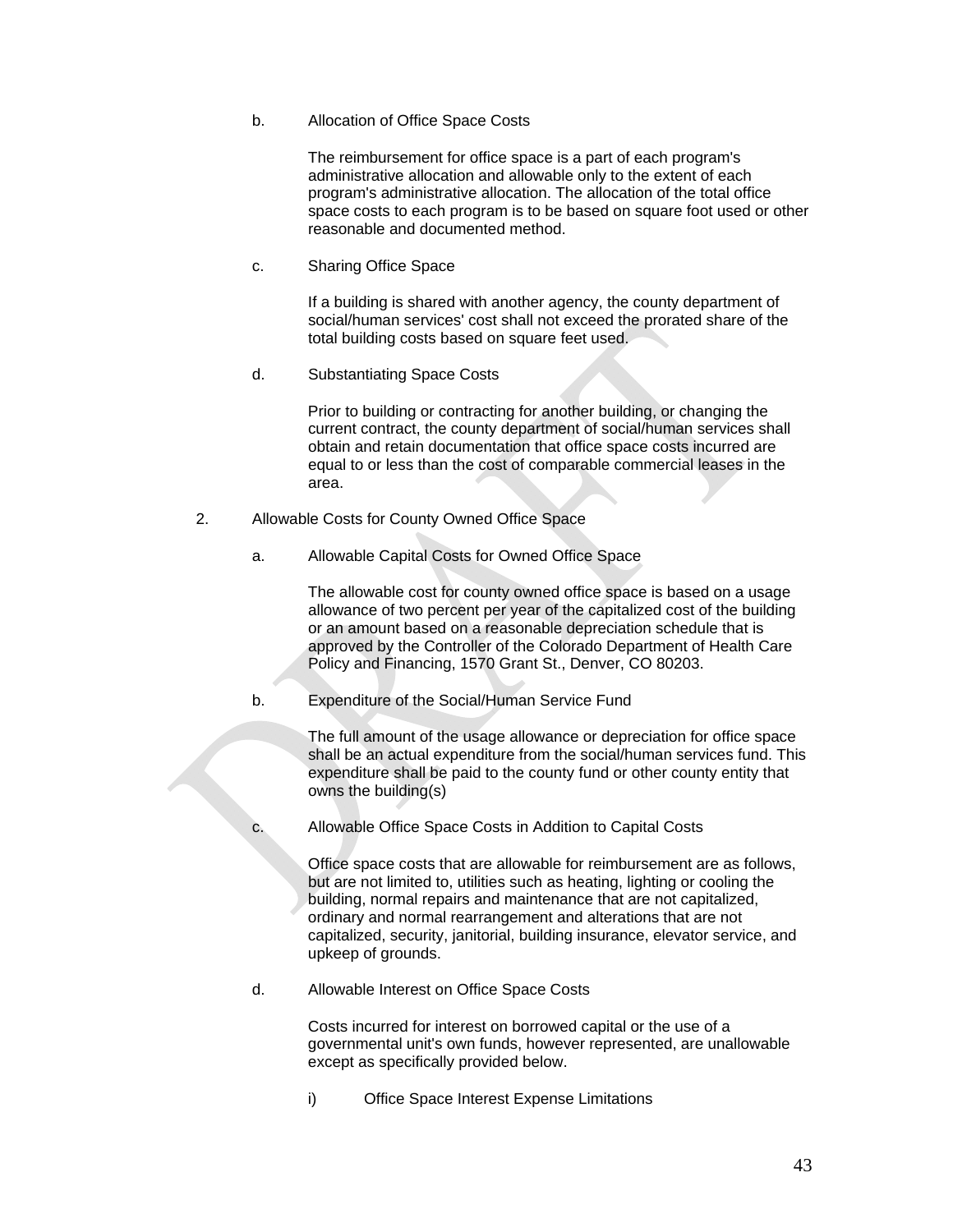b. Allocation of Office Space Costs

The reimbursement for office space is a part of each program's administrative allocation and allowable only to the extent of each program's administrative allocation. The allocation of the total office space costs to each program is to be based on square foot used or other reasonable and documented method.

c. Sharing Office Space

If a building is shared with another agency, the county department of social/human services' cost shall not exceed the prorated share of the total building costs based on square feet used.

d. Substantiating Space Costs

Prior to building or contracting for another building, or changing the current contract, the county department of social/human services shall obtain and retain documentation that office space costs incurred are equal to or less than the cost of comparable commercial leases in the area.

2. Allowable Costs for County Owned Office Space

a. Allowable Capital Costs for Owned Office Space

The allowable cost for county owned office space is based on a usage allowance of two percent per year of the capitalized cost of the building or an amount based on a reasonable depreciation schedule that is approved by the Controller of the Colorado Department of Health Care Policy and Financing, 1570 Grant St., Denver, CO 80203.

b. Expenditure of the Social/Human Service Fund

The full amount of the usage allowance or depreciation for office space shall be an actual expenditure from the social/human services fund. This expenditure shall be paid to the county fund or other county entity that owns the building(s)

c. Allowable Office Space Costs in Addition to Capital Costs

Office space costs that are allowable for reimbursement are as follows, but are not limited to, utilities such as heating, lighting or cooling the building, normal repairs and maintenance that are not capitalized, ordinary and normal rearrangement and alterations that are not capitalized, security, janitorial, building insurance, elevator service, and upkeep of grounds.

d. Allowable Interest on Office Space Costs

Costs incurred for interest on borrowed capital or the use of a governmental unit's own funds, however represented, are unallowable except as specifically provided below.

i) Office Space Interest Expense Limitations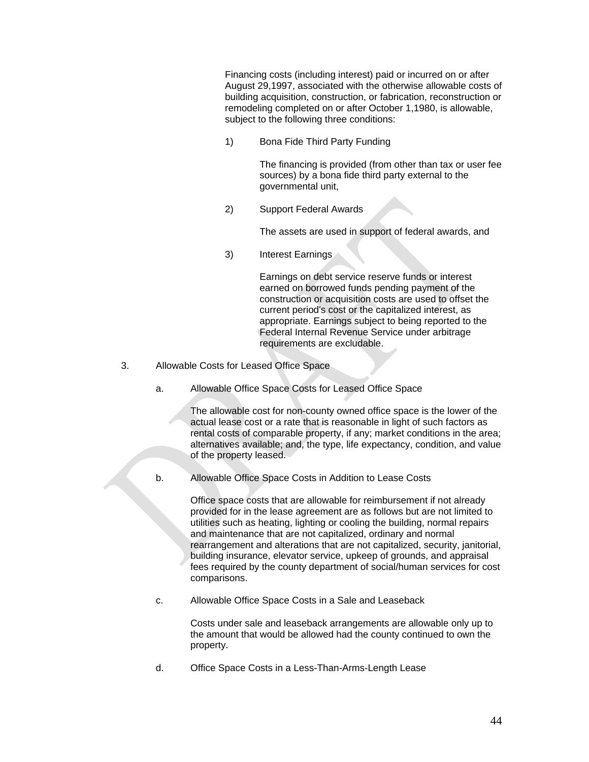Financing costs (including interest) paid or incurred on or after August 29,1997, associated with the otherwise allowable costs of building acquisition, construction, or fabrication, reconstruction or remodeling completed on or after October 1,1980, is allowable, subject to the following three conditions:

1) Bona Fide Third Party Funding

   The financing is provided (from other than tax or user fee sources) by a bona fide third party external to the governmental unit,

2) Support Federal Awards

   The assets are used in support of federal awards, and

3) Interest Earnings

   Earnings on debt service reserve funds or interest earned on borrowed funds pending payment of the construction or acquisition costs are used to offset the current period's cost or the capitalized interest, as appropriate. Earnings subject to being reported to the Federal Internal Revenue Service under arbitrage requirements are excludable.

3. Allowable Costs for Leased Office Space

   a. Allowable Office Space Costs for Leased Office Space

      The allowable cost for non-county owned office space is the lower of the actual lease cost or a rate that is reasonable in light of such factors as rental costs of comparable property, if any; market conditions in the area; alternatives available; and, the type, life expectancy, condition, and value of the property leased.

   b. Allowable Office Space Costs in Addition to Lease Costs

      Office space costs that are allowable for reimbursement if not already provided for in the lease agreement are as follows but are not limited to utilities such as heating, lighting or cooling the building, normal repairs and maintenance that are not capitalized, ordinary and normal rearrangement and alterations that are not capitalized, security, janitorial, building insurance, elevator service, upkeep of grounds, and appraisal fees required by the county department of social/human services for cost comparisons.

   c. Allowable Office Space Costs in a Sale and Leaseback

      Costs under sale and leaseback arrangements are allowable only up to the amount that would be allowed had the county continued to own the property.

   d. Office Space Costs in a Less-Than-Arms-Length Lease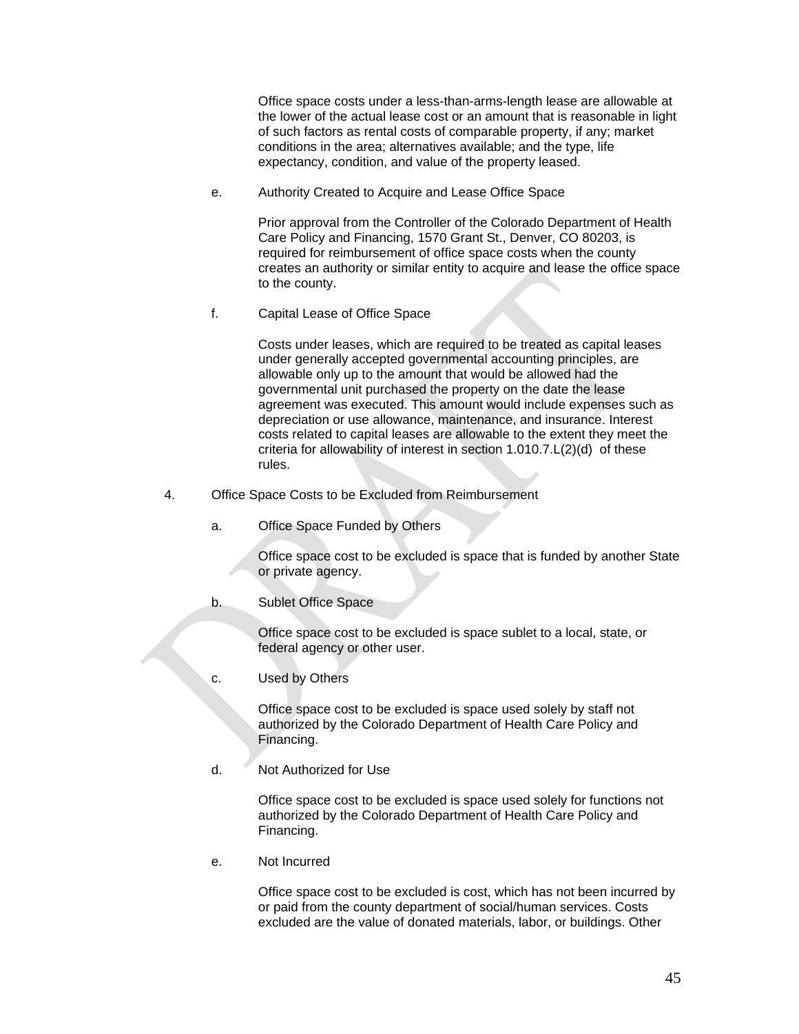Office space costs under a less-than-arms-length lease are allowable at the lower of the actual lease cost or an amount that is reasonable in light of such factors as rental costs of comparable property, if any; market conditions in the area; alternatives available; and the type, life expectancy, condition, and value of the property leased.

e. Authority Created to Acquire and Lease Office Space

Prior approval from the Controller of the Colorado Department of Health Care Policy and Financing, 1570 Grant St., Denver, CO 80203, is required for reimbursement of office space costs when the county creates an authority or similar entity to acquire and lease the office space to the county.

f. Capital Lease of Office Space

Costs under leases, which are required to be treated as capital leases under generally accepted governmental accounting principles, are allowable only up to the amount that would be allowed had the governmental unit purchased the property on the date the lease agreement was executed. This amount would include expenses such as depreciation or use allowance, maintenance, and insurance. Interest costs related to capital leases are allowable to the extent they meet the criteria for allowability of interest in section 1.010.7.L(2)(d) of these rules.

4. Office Space Costs to be Excluded from Reimbursement

a. Office Space Funded by Others

Office space cost to be excluded is space that is funded by another State or private agency.

b. Sublet Office Space

Office space cost to be excluded is space sublet to a local, state, or federal agency or other user.

c. Used by Others

Office space cost to be excluded is space used solely by staff not authorized by the Colorado Department of Health Care Policy and Financing.

d. Not Authorized for Use

Office space cost to be excluded is space used solely for functions not authorized by the Colorado Department of Health Care Policy and Financing.

e. Not Incurred

Office space cost to be excluded is cost, which has not been incurred by or paid from the county department of social/human services. Costs excluded are the value of donated materials, labor, or buildings. Other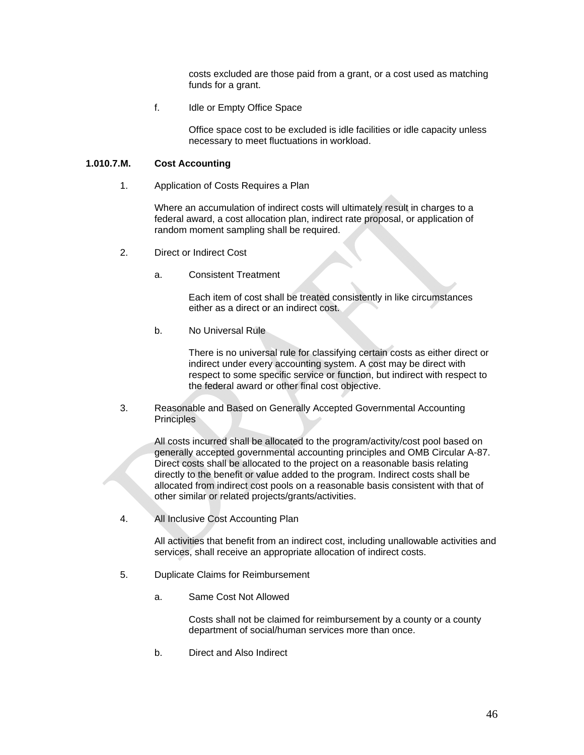costs excluded are those paid from a grant, or a cost used as matching funds for a grant.

f. Idle or Empty Office Space

Office space cost to be excluded is idle facilities or idle capacity unless necessary to meet fluctuations in workload.

**1.010.7.M. Cost Accounting**

1. Application of Costs Requires a Plan

   Where an accumulation of indirect costs will ultimately result in charges to a federal award, a cost allocation plan, indirect rate proposal, or application of random moment sampling shall be required.

2. Direct or Indirect Cost

   a. Consistent Treatment

      Each item of cost shall be treated consistently in like circumstances either as a direct or an indirect cost.

   b. No Universal Rule

      There is no universal rule for classifying certain costs as either direct or indirect under every accounting system. A cost may be direct with respect to some specific service or function, but indirect with respect to the federal award or other final cost objective.

3. Reasonable and Based on Generally Accepted Governmental Accounting Principles

   All costs incurred shall be allocated to the program/activity/cost pool based on generally accepted governmental accounting principles and OMB Circular A-87. Direct costs shall be allocated to the project on a reasonable basis relating directly to the benefit or value added to the program. Indirect costs shall be allocated from indirect cost pools on a reasonable basis consistent with that of other similar or related projects/grants/activities.

4. All Inclusive Cost Accounting Plan

   All activities that benefit from an indirect cost, including unallowable activities and services, shall receive an appropriate allocation of indirect costs.

5. Duplicate Claims for Reimbursement

   a. Same Cost Not Allowed

      Costs shall not be claimed for reimbursement by a county or a county department of social/human services more than once.

   b. Direct and Also Indirect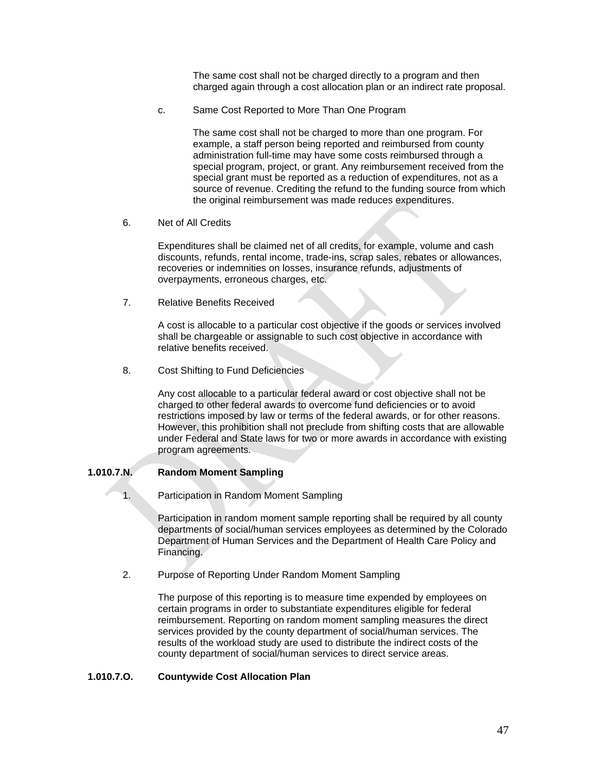The same cost shall not be charged directly to a program and then charged again through a cost allocation plan or an indirect rate proposal.

c. Same Cost Reported to More Than One Program

The same cost shall not be charged to more than one program. For example, a staff person being reported and reimbursed from county administration full-time may have some costs reimbursed through a special program, project, or grant. Any reimbursement received from the special grant must be reported as a reduction of expenditures, not as a source of revenue. Crediting the refund to the funding source from which the original reimbursement was made reduces expenditures.

6. Net of All Credits

Expenditures shall be claimed net of all credits, for example, volume and cash discounts, refunds, rental income, trade-ins, scrap sales, rebates or allowances, recoveries or indemnities on losses, insurance refunds, adjustments of overpayments, erroneous charges, etc.

7. Relative Benefits Received

A cost is allocable to a particular cost objective if the goods or services involved shall be chargeable or assignable to such cost objective in accordance with relative benefits received.

8. Cost Shifting to Fund Deficiencies

Any cost allocable to a particular federal award or cost objective shall not be charged to other federal awards to overcome fund deficiencies or to avoid restrictions imposed by law or terms of the federal awards, or for other reasons. However, this prohibition shall not preclude from shifting costs that are allowable under Federal and State laws for two or more awards in accordance with existing program agreements.

**1.010.7.N. Random Moment Sampling**

1. Participation in Random Moment Sampling

Participation in random moment sample reporting shall be required by all county departments of social/human services employees as determined by the Colorado Department of Human Services and the Department of Health Care Policy and Financing.

2. Purpose of Reporting Under Random Moment Sampling

The purpose of this reporting is to measure time expended by employees on certain programs in order to substantiate expenditures eligible for federal reimbursement. Reporting on random moment sampling measures the direct services provided by the county department of social/human services. The results of the workload study are used to distribute the indirect costs of the county department of social/human services to direct service areas.

**1.010.7.O. Countywide Cost Allocation Plan**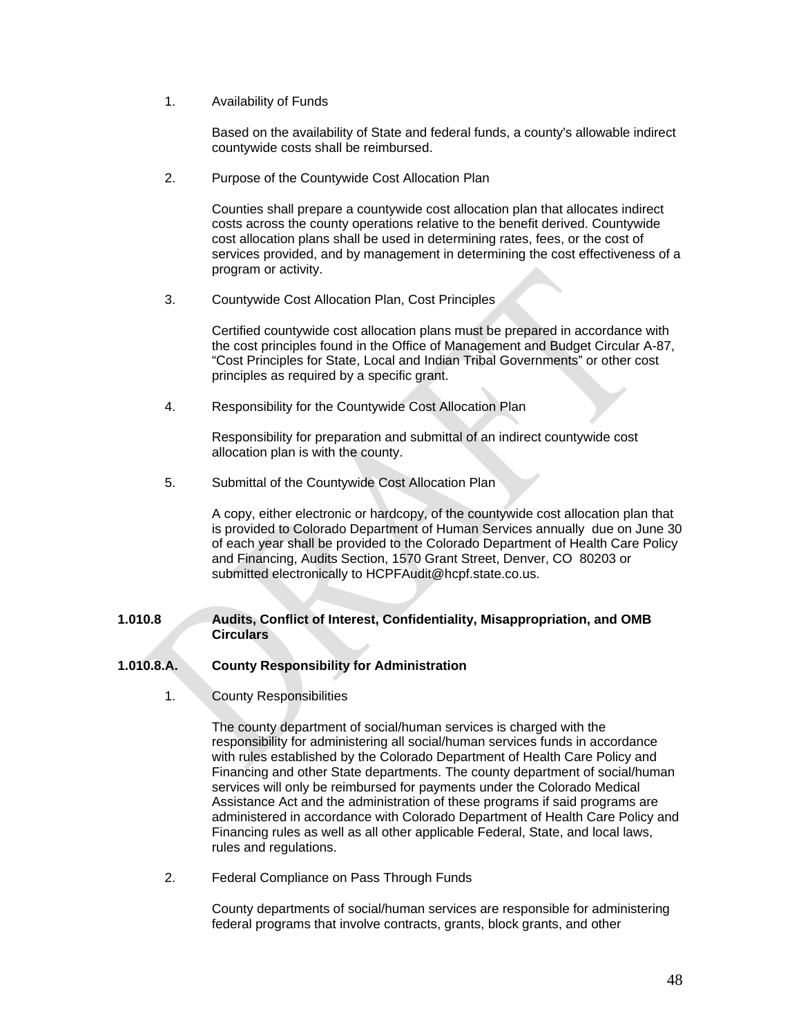1. Availability of Funds

   Based on the availability of State and federal funds, a county's allowable indirect countywide costs shall be reimbursed.

2. Purpose of the Countywide Cost Allocation Plan

   Counties shall prepare a countywide cost allocation plan that allocates indirect costs across the county operations relative to the benefit derived. Countywide cost allocation plans shall be used in determining rates, fees, or the cost of services provided, and by management in determining the cost effectiveness of a program or activity.

3. Countywide Cost Allocation Plan, Cost Principles

   Certified countywide cost allocation plans must be prepared in accordance with the cost principles found in the Office of Management and Budget Circular A-87, "Cost Principles for State, Local and Indian Tribal Governments" or other cost principles as required by a specific grant.

4. Responsibility for the Countywide Cost Allocation Plan

   Responsibility for preparation and submittal of an indirect countywide cost allocation plan is with the county.

5. Submittal of the Countywide Cost Allocation Plan

   A copy, either electronic or hardcopy, of the countywide cost allocation plan that is provided to Colorado Department of Human Services annually due on June 30 of each year shall be provided to the Colorado Department of Health Care Policy and Financing, Audits Section, 1570 Grant Street, Denver, CO 80203 or submitted electronically to HCPFAudit@hcpf.state.co.us.

**1.010.8 Audits, Conflict of Interest, Confidentiality, Misappropriation, and OMB Circulars**

**1.010.8.A. County Responsibility for Administration**

1. County Responsibilities

   The county department of social/human services is charged with the responsibility for administering all social/human services funds in accordance with rules established by the Colorado Department of Health Care Policy and Financing and other State departments. The county department of social/human services will only be reimbursed for payments under the Colorado Medical Assistance Act and the administration of these programs if said programs are administered in accordance with Colorado Department of Health Care Policy and Financing rules as well as all other applicable Federal, State, and local laws, rules and regulations.

2. Federal Compliance on Pass Through Funds

   County departments of social/human services are responsible for administering federal programs that involve contracts, grants, block grants, and other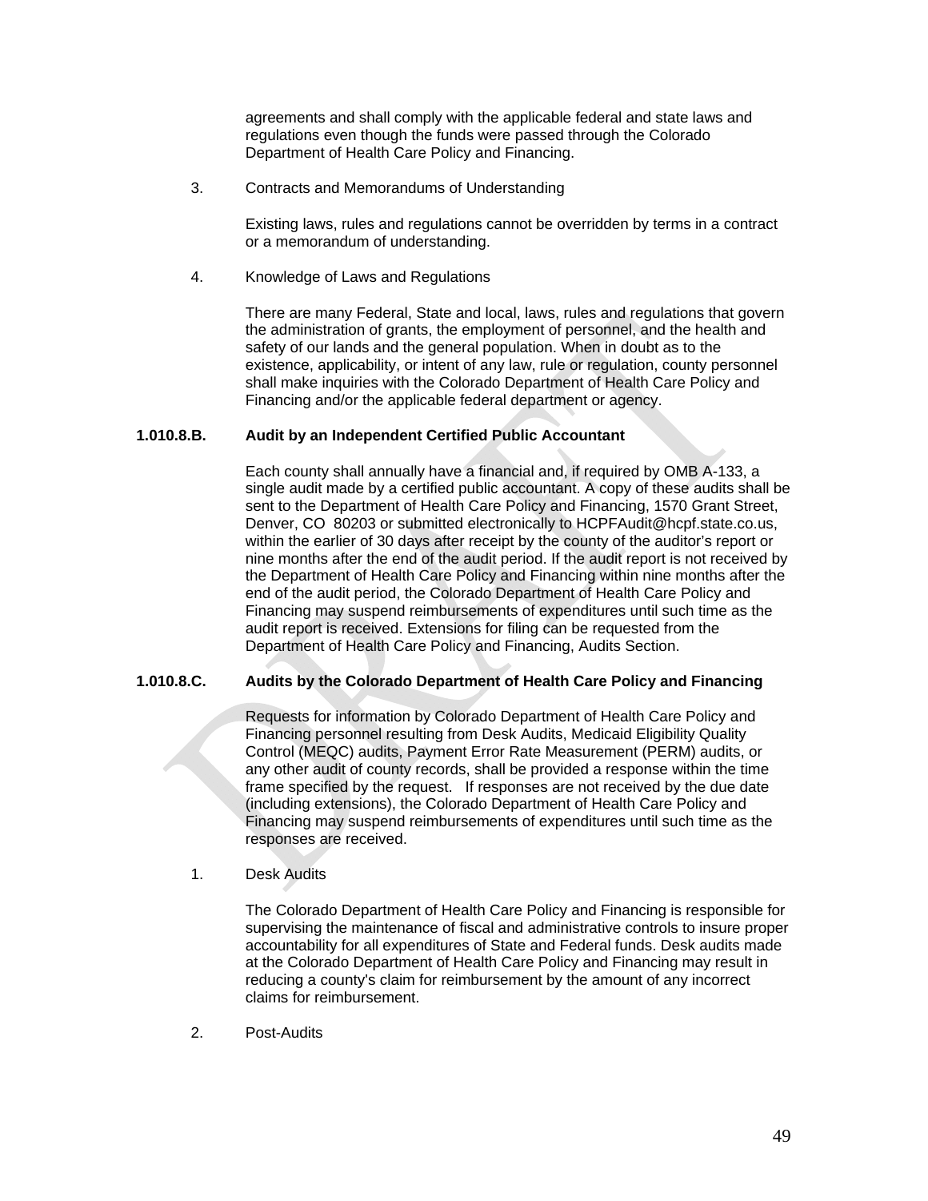agreements and shall comply with the applicable federal and state laws and regulations even though the funds were passed through the Colorado Department of Health Care Policy and Financing.

3. Contracts and Memorandums of Understanding

   Existing laws, rules and regulations cannot be overridden by terms in a contract or a memorandum of understanding.

4. Knowledge of Laws and Regulations

   There are many Federal, State and local, laws, rules and regulations that govern the administration of grants, the employment of personnel, and the health and safety of our lands and the general population. When in doubt as to the existence, applicability, or intent of any law, rule or regulation, county personnel shall make inquiries with the Colorado Department of Health Care Policy and Financing and/or the applicable federal department or agency.

**1.010.8.B. Audit by an Independent Certified Public Accountant**

Each county shall annually have a financial and, if required by OMB A-133, a single audit made by a certified public accountant. A copy of these audits shall be sent to the Department of Health Care Policy and Financing, 1570 Grant Street, Denver, CO 80203 or submitted electronically to HCPFAudit@hcpf.state.co.us, within the earlier of 30 days after receipt by the county of the auditor's report or nine months after the end of the audit period. If the audit report is not received by the Department of Health Care Policy and Financing within nine months after the end of the audit period, the Colorado Department of Health Care Policy and Financing may suspend reimbursements of expenditures until such time as the audit report is received. Extensions for filing can be requested from the Department of Health Care Policy and Financing, Audits Section.

**1.010.8.C. Audits by the Colorado Department of Health Care Policy and Financing**

Requests for information by Colorado Department of Health Care Policy and Financing personnel resulting from Desk Audits, Medicaid Eligibility Quality Control (MEQC) audits, Payment Error Rate Measurement (PERM) audits, or any other audit of county records, shall be provided a response within the time frame specified by the request. If responses are not received by the due date (including extensions), the Colorado Department of Health Care Policy and Financing may suspend reimbursements of expenditures until such time as the responses are received.

1. Desk Audits

   The Colorado Department of Health Care Policy and Financing is responsible for supervising the maintenance of fiscal and administrative controls to insure proper accountability for all expenditures of State and Federal funds. Desk audits made at the Colorado Department of Health Care Policy and Financing may result in reducing a county's claim for reimbursement by the amount of any incorrect claims for reimbursement.

2. Post-Audits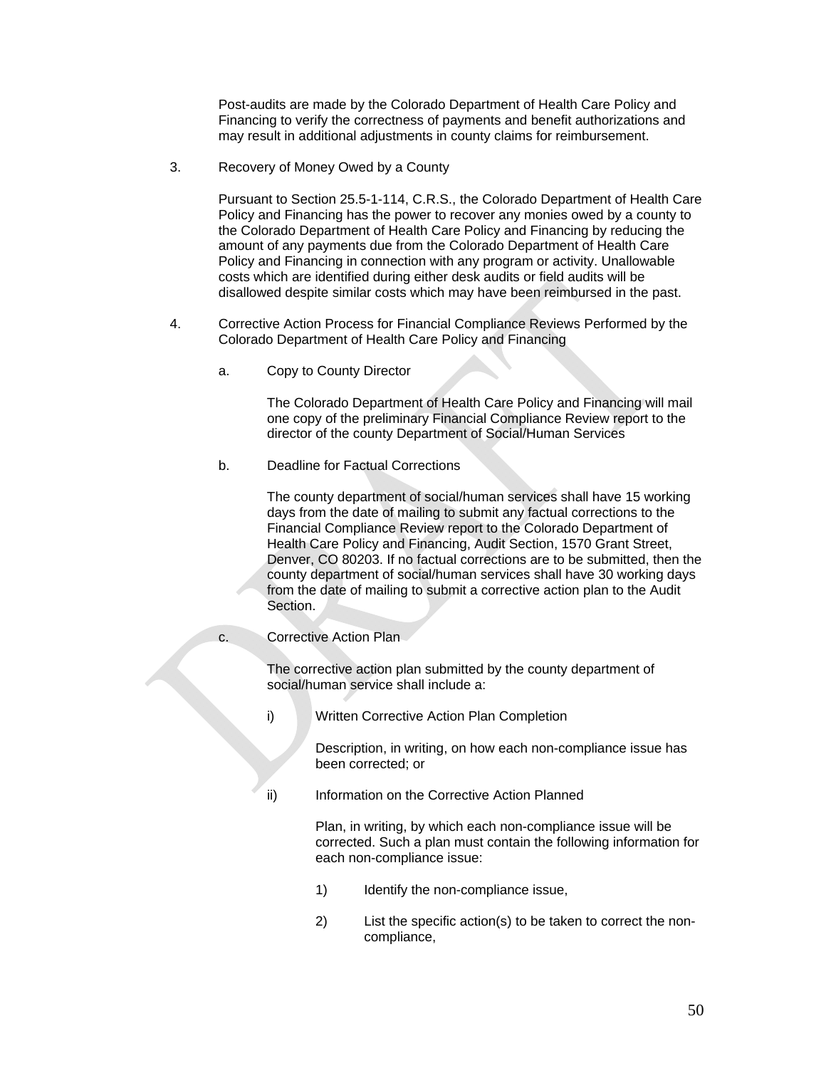Post-audits are made by the Colorado Department of Health Care Policy and Financing to verify the correctness of payments and benefit authorizations and may result in additional adjustments in county claims for reimbursement.

3. Recovery of Money Owed by a County

   Pursuant to Section 25.5-1-114, C.R.S., the Colorado Department of Health Care Policy and Financing has the power to recover any monies owed by a county to the Colorado Department of Health Care Policy and Financing by reducing the amount of any payments due from the Colorado Department of Health Care Policy and Financing in connection with any program or activity. Unallowable costs which are identified during either desk audits or field audits will be disallowed despite similar costs which may have been reimbursed in the past.

4. Corrective Action Process for Financial Compliance Reviews Performed by the Colorado Department of Health Care Policy and Financing

   a. Copy to County Director

      The Colorado Department of Health Care Policy and Financing will mail one copy of the preliminary Financial Compliance Review report to the director of the county Department of Social/Human Services

   b. Deadline for Factual Corrections

      The county department of social/human services shall have 15 working days from the date of mailing to submit any factual corrections to the Financial Compliance Review report to the Colorado Department of Health Care Policy and Financing, Audit Section, 1570 Grant Street, Denver, CO 80203. If no factual corrections are to be submitted, then the county department of social/human services shall have 30 working days from the date of mailing to submit a corrective action plan to the Audit Section.

   c. Corrective Action Plan

      The corrective action plan submitted by the county department of social/human service shall include a:

      i) Written Corrective Action Plan Completion

         Description, in writing, on how each non-compliance issue has been corrected; or

      ii) Information on the Corrective Action Planned

         Plan, in writing, by which each non-compliance issue will be corrected. Such a plan must contain the following information for each non-compliance issue:

         1) Identify the non-compliance issue,

         2) List the specific action(s) to be taken to correct the non-compliance,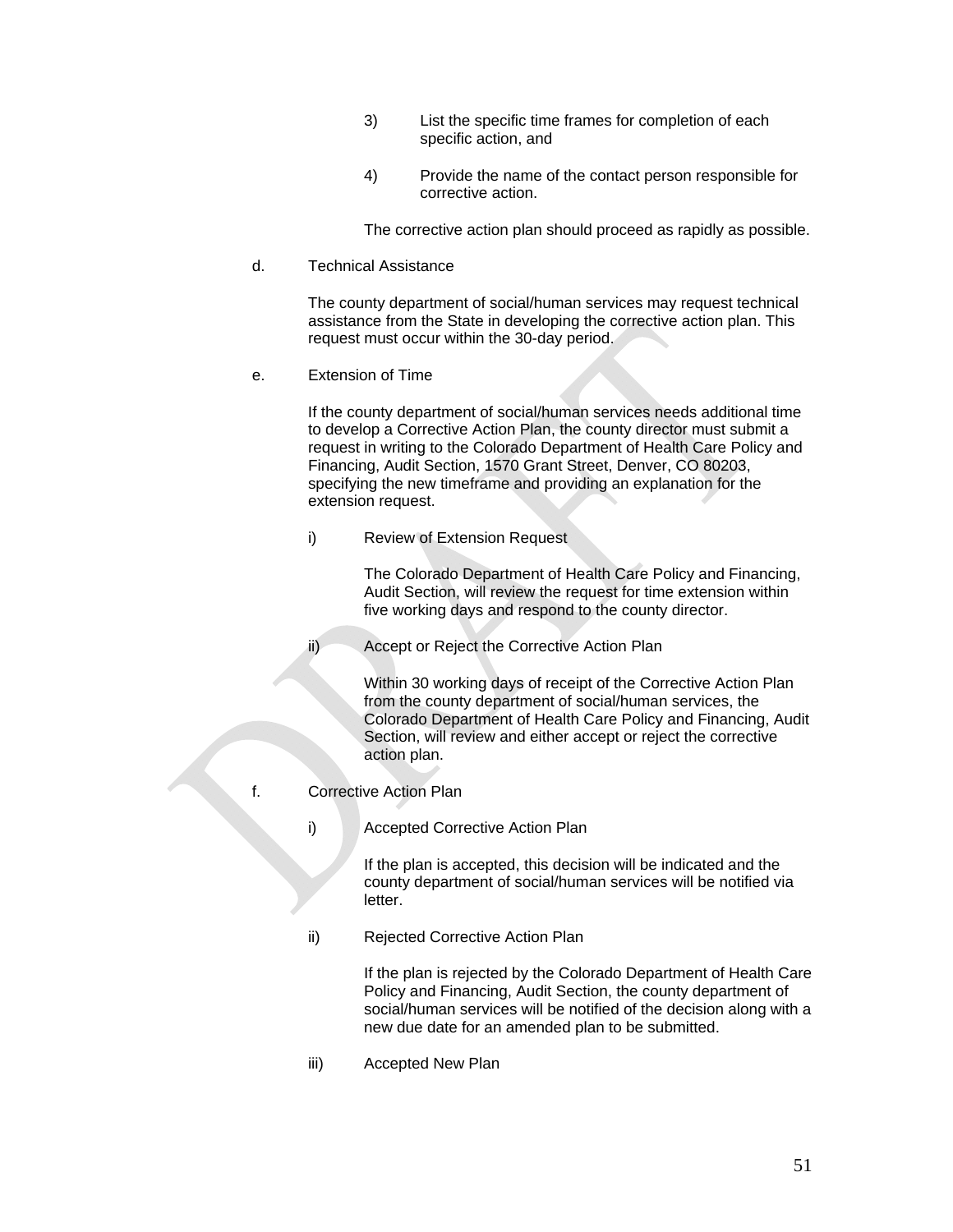3) List the specific time frames for completion of each specific action, and

4) Provide the name of the contact person responsible for corrective action.

The corrective action plan should proceed as rapidly as possible.

d. Technical Assistance

The county department of social/human services may request technical assistance from the State in developing the corrective action plan. This request must occur within the 30-day period.

e. Extension of Time

If the county department of social/human services needs additional time to develop a Corrective Action Plan, the county director must submit a request in writing to the Colorado Department of Health Care Policy and Financing, Audit Section, 1570 Grant Street, Denver, CO 80203, specifying the new timeframe and providing an explanation for the extension request.

i) Review of Extension Request

The Colorado Department of Health Care Policy and Financing, Audit Section, will review the request for time extension within five working days and respond to the county director.

ii) Accept or Reject the Corrective Action Plan

Within 30 working days of receipt of the Corrective Action Plan from the county department of social/human services, the Colorado Department of Health Care Policy and Financing, Audit Section, will review and either accept or reject the corrective action plan.

f. Corrective Action Plan

i) Accepted Corrective Action Plan

If the plan is accepted, this decision will be indicated and the county department of social/human services will be notified via letter.

ii) Rejected Corrective Action Plan

If the plan is rejected by the Colorado Department of Health Care Policy and Financing, Audit Section, the county department of social/human services will be notified of the decision along with a new due date for an amended plan to be submitted.

iii) Accepted New Plan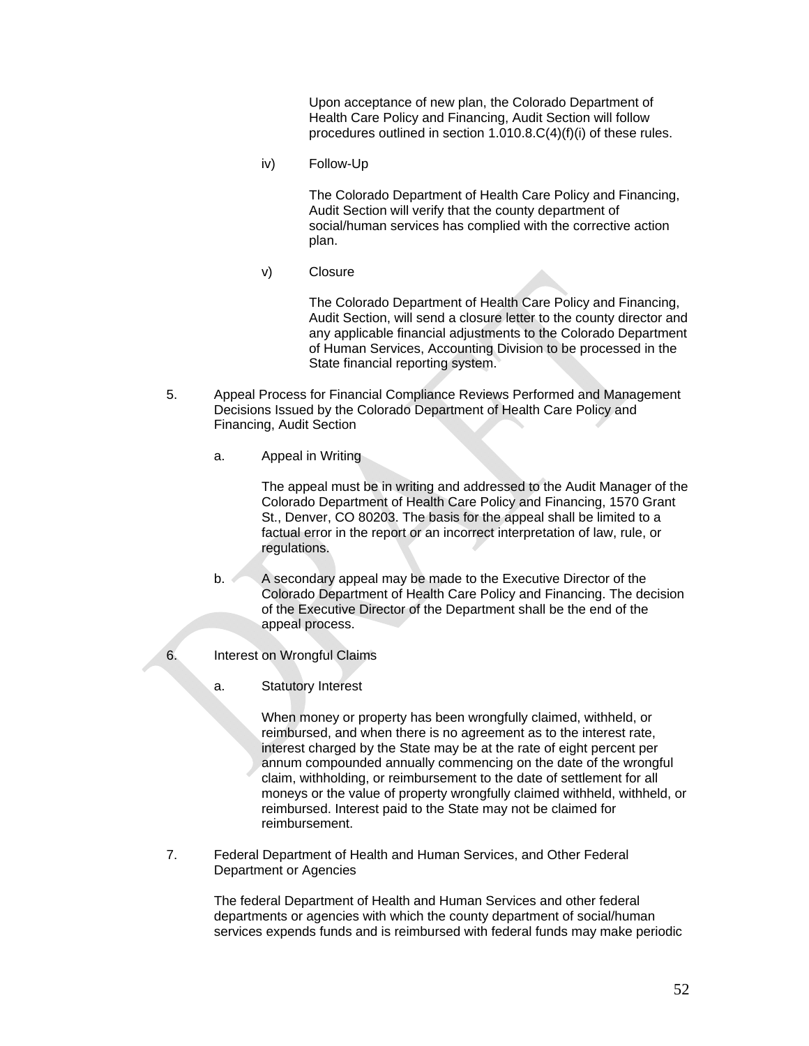Upon acceptance of new plan, the Colorado Department of Health Care Policy and Financing, Audit Section will follow procedures outlined in section 1.010.8.C(4)(f)(i) of these rules.

iv) Follow-Up

The Colorado Department of Health Care Policy and Financing, Audit Section will verify that the county department of social/human services has complied with the corrective action plan.

v) Closure

The Colorado Department of Health Care Policy and Financing, Audit Section, will send a closure letter to the county director and any applicable financial adjustments to the Colorado Department of Human Services, Accounting Division to be processed in the State financial reporting system.

5. Appeal Process for Financial Compliance Reviews Performed and Management Decisions Issued by the Colorado Department of Health Care Policy and Financing, Audit Section

a. Appeal in Writing

The appeal must be in writing and addressed to the Audit Manager of the Colorado Department of Health Care Policy and Financing, 1570 Grant St., Denver, CO 80203. The basis for the appeal shall be limited to a factual error in the report or an incorrect interpretation of law, rule, or regulations.

b. A secondary appeal may be made to the Executive Director of the Colorado Department of Health Care Policy and Financing. The decision of the Executive Director of the Department shall be the end of the appeal process.

6. Interest on Wrongful Claims

a. Statutory Interest

When money or property has been wrongfully claimed, withheld, or reimbursed, and when there is no agreement as to the interest rate, interest charged by the State may be at the rate of eight percent per annum compounded annually commencing on the date of the wrongful claim, withholding, or reimbursement to the date of settlement for all moneys or the value of property wrongfully claimed withheld, withheld, or reimbursed. Interest paid to the State may not be claimed for reimbursement.

7. Federal Department of Health and Human Services, and Other Federal Department or Agencies

The federal Department of Health and Human Services and other federal departments or agencies with which the county department of social/human services expends funds and is reimbursed with federal funds may make periodic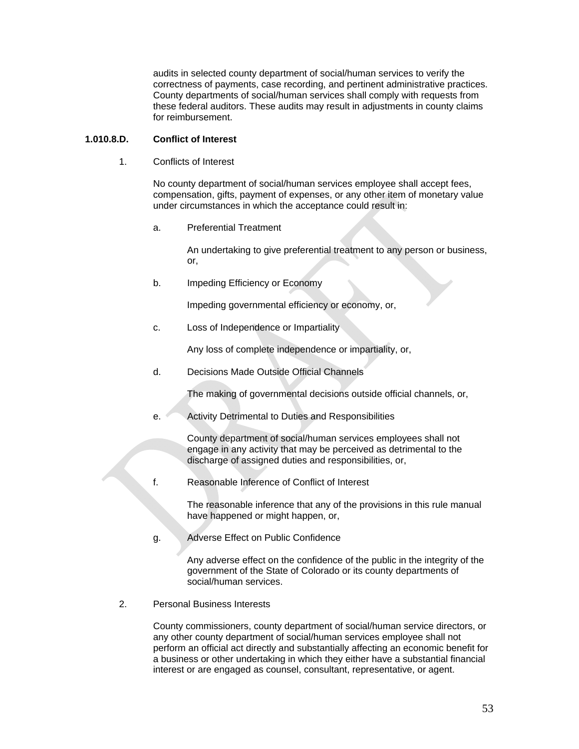audits in selected county department of social/human services to verify the correctness of payments, case recording, and pertinent administrative practices. County departments of social/human services shall comply with requests from these federal auditors. These audits may result in adjustments in county claims for reimbursement.

### 1.010.8.D. Conflict of Interest

1. Conflicts of Interest

   No county department of social/human services employee shall accept fees, compensation, gifts, payment of expenses, or any other item of monetary value under circumstances in which the acceptance could result in:

   a. Preferential Treatment

      An undertaking to give preferential treatment to any person or business, or,

   b. Impeding Efficiency or Economy

      Impeding governmental efficiency or economy, or,

   c. Loss of Independence or Impartiality

      Any loss of complete independence or impartiality, or,

   d. Decisions Made Outside Official Channels

      The making of governmental decisions outside official channels, or,

   e. Activity Detrimental to Duties and Responsibilities

      County department of social/human services employees shall not engage in any activity that may be perceived as detrimental to the discharge of assigned duties and responsibilities, or,

   f. Reasonable Inference of Conflict of Interest

      The reasonable inference that any of the provisions in this rule manual have happened or might happen, or,

   g. Adverse Effect on Public Confidence

      Any adverse effect on the confidence of the public in the integrity of the government of the State of Colorado or its county departments of social/human services.

2. Personal Business Interests

   County commissioners, county department of social/human service directors, or any other county department of social/human services employee shall not perform an official act directly and substantially affecting an economic benefit for a business or other undertaking in which they either have a substantial financial interest or are engaged as counsel, consultant, representative, or agent.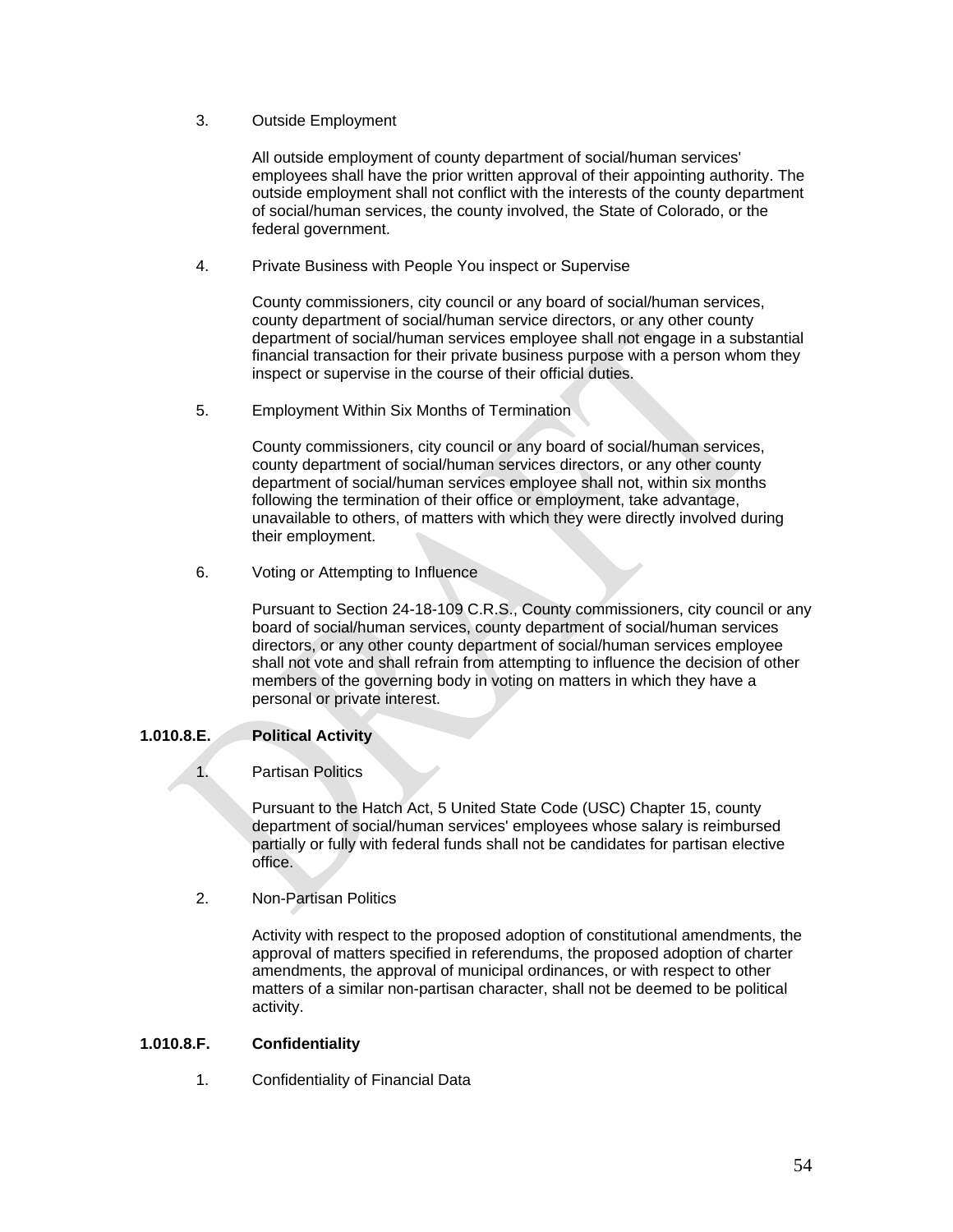3. Outside Employment

   All outside employment of county department of social/human services' employees shall have the prior written approval of their appointing authority. The outside employment shall not conflict with the interests of the county department of social/human services, the county involved, the State of Colorado, or the federal government.

4. Private Business with People You inspect or Supervise

   County commissioners, city council or any board of social/human services, county department of social/human service directors, or any other county department of social/human services employee shall not engage in a substantial financial transaction for their private business purpose with a person whom they inspect or supervise in the course of their official duties.

5. Employment Within Six Months of Termination

   County commissioners, city council or any board of social/human services, county department of social/human services directors, or any other county department of social/human services employee shall not, within six months following the termination of their office or employment, take advantage, unavailable to others, of matters with which they were directly involved during their employment.

6. Voting or Attempting to Influence

   Pursuant to Section 24-18-109 C.R.S., County commissioners, city council or any board of social/human services, county department of social/human services directors, or any other county department of social/human services employee shall not vote and shall refrain from attempting to influence the decision of other members of the governing body in voting on matters in which they have a personal or private interest.

**1.010.8.E. Political Activity**

1. Partisan Politics

   Pursuant to the Hatch Act, 5 United State Code (USC) Chapter 15, county department of social/human services' employees whose salary is reimbursed partially or fully with federal funds shall not be candidates for partisan elective office.

2. Non-Partisan Politics

   Activity with respect to the proposed adoption of constitutional amendments, the approval of matters specified in referendums, the proposed adoption of charter amendments, the approval of municipal ordinances, or with respect to other matters of a similar non-partisan character, shall not be deemed to be political activity.

**1.010.8.F. Confidentiality**

1. Confidentiality of Financial Data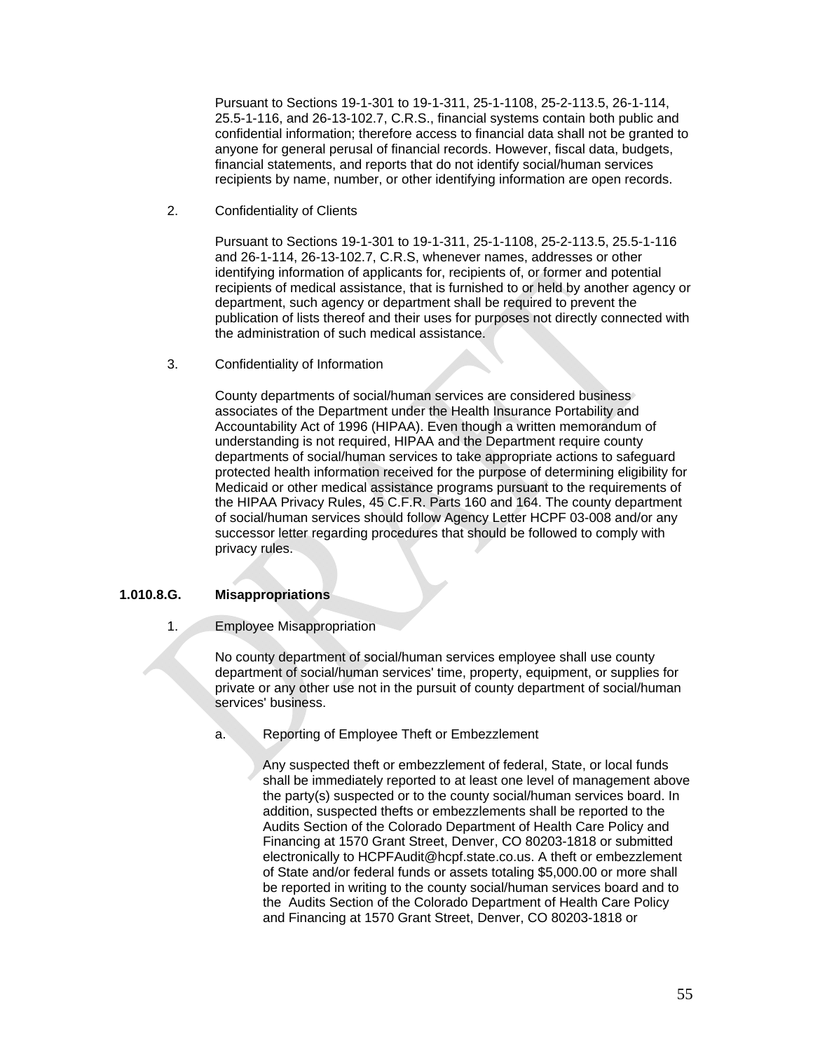Pursuant to Sections 19-1-301 to 19-1-311, 25-1-1108, 25-2-113.5, 26-1-114, 25.5-1-116, and 26-13-102.7, C.R.S., financial systems contain both public and confidential information; therefore access to financial data shall not be granted to anyone for general perusal of financial records. However, fiscal data, budgets, financial statements, and reports that do not identify social/human services recipients by name, number, or other identifying information are open records.

2. Confidentiality of Clients

Pursuant to Sections 19-1-301 to 19-1-311, 25-1-1108, 25-2-113.5, 25.5-1-116 and 26-1-114, 26-13-102.7, C.R.S, whenever names, addresses or other identifying information of applicants for, recipients of, or former and potential recipients of medical assistance, that is furnished to or held by another agency or department, such agency or department shall be required to prevent the publication of lists thereof and their uses for purposes not directly connected with the administration of such medical assistance.

3. Confidentiality of Information

County departments of social/human services are considered business associates of the Department under the Health Insurance Portability and Accountability Act of 1996 (HIPAA). Even though a written memorandum of understanding is not required, HIPAA and the Department require county departments of social/human services to take appropriate actions to safeguard protected health information received for the purpose of determining eligibility for Medicaid or other medical assistance programs pursuant to the requirements of the HIPAA Privacy Rules, 45 C.F.R. Parts 160 and 164. The county department of social/human services should follow Agency Letter HCPF 03-008 and/or any successor letter regarding procedures that should be followed to comply with privacy rules.

**1.010.8.G. Misappropriations**

1. Employee Misappropriation

No county department of social/human services employee shall use county department of social/human services' time, property, equipment, or supplies for private or any other use not in the pursuit of county department of social/human services' business.

a. Reporting of Employee Theft or Embezzlement

Any suspected theft or embezzlement of federal, State, or local funds shall be immediately reported to at least one level of management above the party(s) suspected or to the county social/human services board. In addition, suspected thefts or embezzlements shall be reported to the Audits Section of the Colorado Department of Health Care Policy and Financing at 1570 Grant Street, Denver, CO 80203-1818 or submitted electronically to HCPFAudit@hcpf.state.co.us. A theft or embezzlement of State and/or federal funds or assets totaling $5,000.00 or more shall be reported in writing to the county social/human services board and to the Audits Section of the Colorado Department of Health Care Policy and Financing at 1570 Grant Street, Denver, CO 80203-1818 or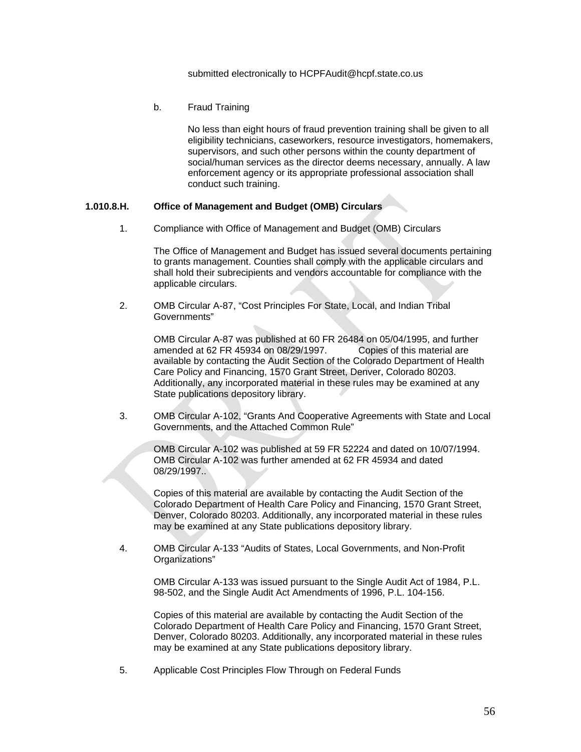submitted electronically to HCPFAudit@hcpf.state.co.us

b. Fraud Training

No less than eight hours of fraud prevention training shall be given to all eligibility technicians, caseworkers, resource investigators, homemakers, supervisors, and such other persons within the county department of social/human services as the director deems necessary, annually. A law enforcement agency or its appropriate professional association shall conduct such training.

**1.010.8.H. Office of Management and Budget (OMB) Circulars**

1. Compliance with Office of Management and Budget (OMB) Circulars

   The Office of Management and Budget has issued several documents pertaining to grants management. Counties shall comply with the applicable circulars and shall hold their subrecipients and vendors accountable for compliance with the applicable circulars.

2. OMB Circular A-87, "Cost Principles For State, Local, and Indian Tribal Governments"

   OMB Circular A-87 was published at 60 FR 26484 on 05/04/1995, and further amended at 62 FR 45934 on 08/29/1997. Copies of this material are available by contacting the Audit Section of the Colorado Department of Health Care Policy and Financing, 1570 Grant Street, Denver, Colorado 80203. Additionally, any incorporated material in these rules may be examined at any State publications depository library.

3. OMB Circular A-102, "Grants And Cooperative Agreements with State and Local Governments, and the Attached Common Rule"

   OMB Circular A-102 was published at 59 FR 52224 and dated on 10/07/1994. OMB Circular A-102 was further amended at 62 FR 45934 and dated 08/29/1997..

   Copies of this material are available by contacting the Audit Section of the Colorado Department of Health Care Policy and Financing, 1570 Grant Street, Denver, Colorado 80203. Additionally, any incorporated material in these rules may be examined at any State publications depository library.

4. OMB Circular A-133 "Audits of States, Local Governments, and Non-Profit Organizations"

   OMB Circular A-133 was issued pursuant to the Single Audit Act of 1984, P.L. 98-502, and the Single Audit Act Amendments of 1996, P.L. 104-156.

   Copies of this material are available by contacting the Audit Section of the Colorado Department of Health Care Policy and Financing, 1570 Grant Street, Denver, Colorado 80203. Additionally, any incorporated material in these rules may be examined at any State publications depository library.

5. Applicable Cost Principles Flow Through on Federal Funds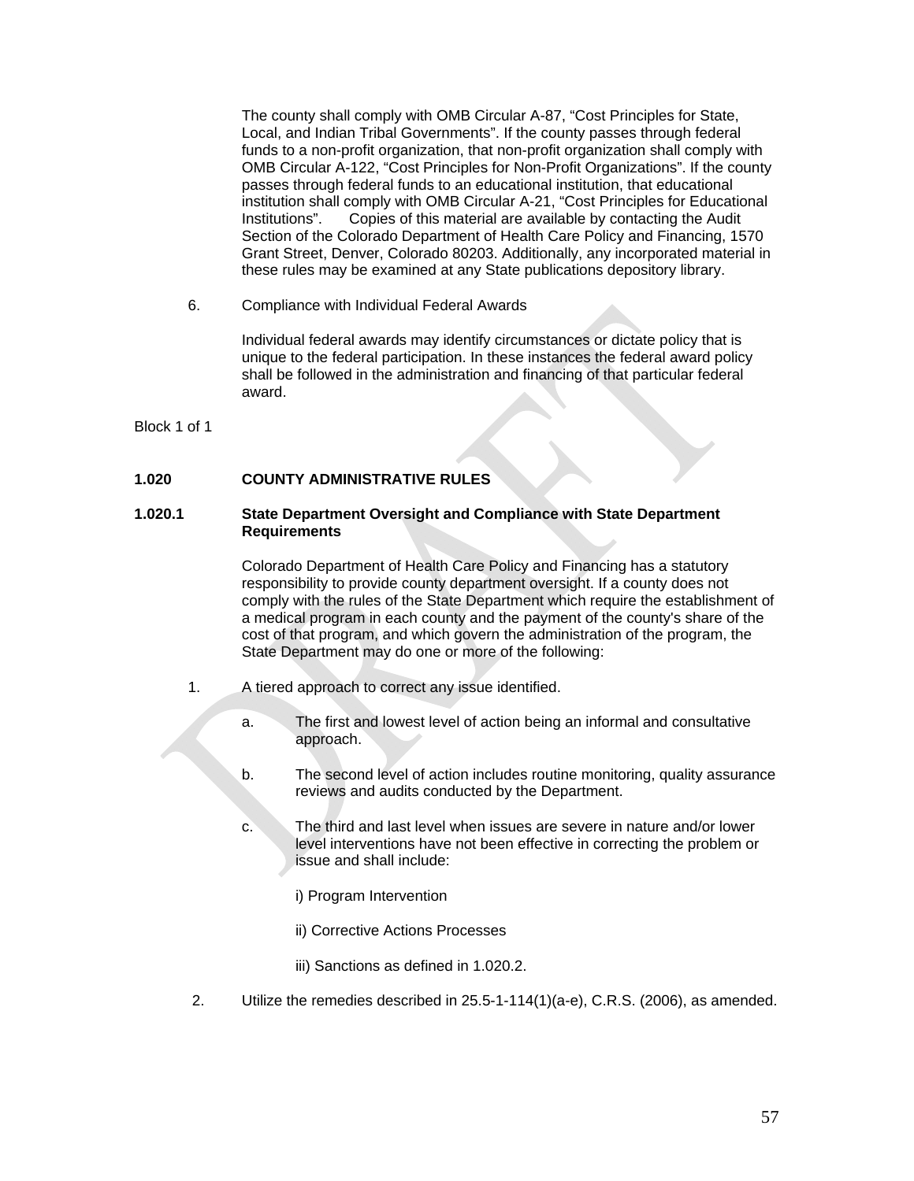The county shall comply with OMB Circular A-87, "Cost Principles for State, Local, and Indian Tribal Governments". If the county passes through federal funds to a non-profit organization, that non-profit organization shall comply with OMB Circular A-122, "Cost Principles for Non-Profit Organizations". If the county passes through federal funds to an educational institution, that educational institution shall comply with OMB Circular A-21, "Cost Principles for Educational Institutions". Copies of this material are available by contacting the Audit Section of the Colorado Department of Health Care Policy and Financing, 1570 Grant Street, Denver, Colorado 80203. Additionally, any incorporated material in these rules may be examined at any State publications depository library.

6. Compliance with Individual Federal Awards

   Individual federal awards may identify circumstances or dictate policy that is unique to the federal participation. In these instances the federal award policy shall be followed in the administration and financing of that particular federal award.

Block 1 of 1

**1.020 COUNTY ADMINISTRATIVE RULES**

**1.020.1 State Department Oversight and Compliance with State Department Requirements**

Colorado Department of Health Care Policy and Financing has a statutory responsibility to provide county department oversight. If a county does not comply with the rules of the State Department which require the establishment of a medical program in each county and the payment of the county's share of the cost of that program, and which govern the administration of the program, the State Department may do one or more of the following:

1. A tiered approach to correct any issue identified.

   a. The first and lowest level of action being an informal and consultative approach.

   b. The second level of action includes routine monitoring, quality assurance reviews and audits conducted by the Department.

   c. The third and last level when issues are severe in nature and/or lower level interventions have not been effective in correcting the problem or issue and shall include:

      i) Program Intervention

      ii) Corrective Actions Processes

      iii) Sanctions as defined in 1.020.2.

2. Utilize the remedies described in 25.5-1-114(1)(a-e), C.R.S. (2006), as amended.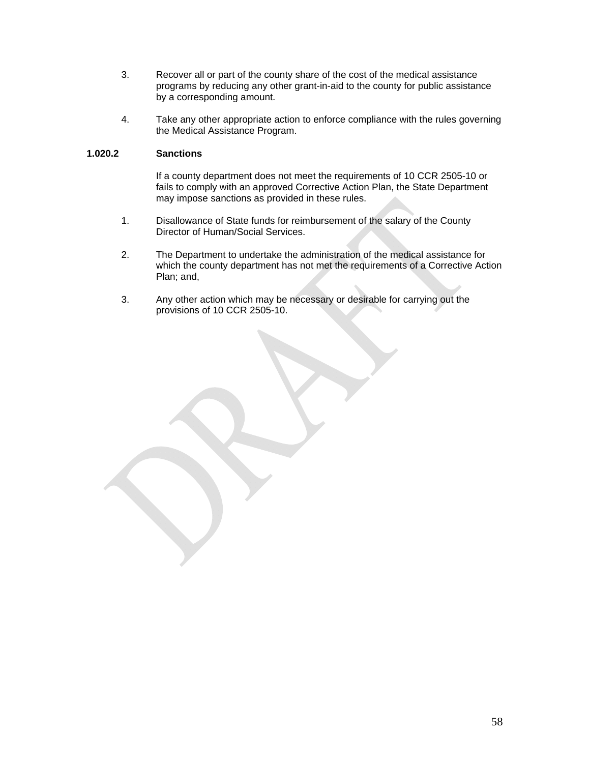3. Recover all or part of the county share of the cost of the medical assistance programs by reducing any other grant-in-aid to the county for public assistance by a corresponding amount.

4. Take any other appropriate action to enforce compliance with the rules governing the Medical Assistance Program.

### 1.020.2 Sanctions

If a county department does not meet the requirements of 10 CCR 2505-10 or fails to comply with an approved Corrective Action Plan, the State Department may impose sanctions as provided in these rules.

1. Disallowance of State funds for reimbursement of the salary of the County Director of Human/Social Services.

2. The Department to undertake the administration of the medical assistance for which the county department has not met the requirements of a Corrective Action Plan; and,

3. Any other action which may be necessary or desirable for carrying out the provisions of 10 CCR 2505-10.